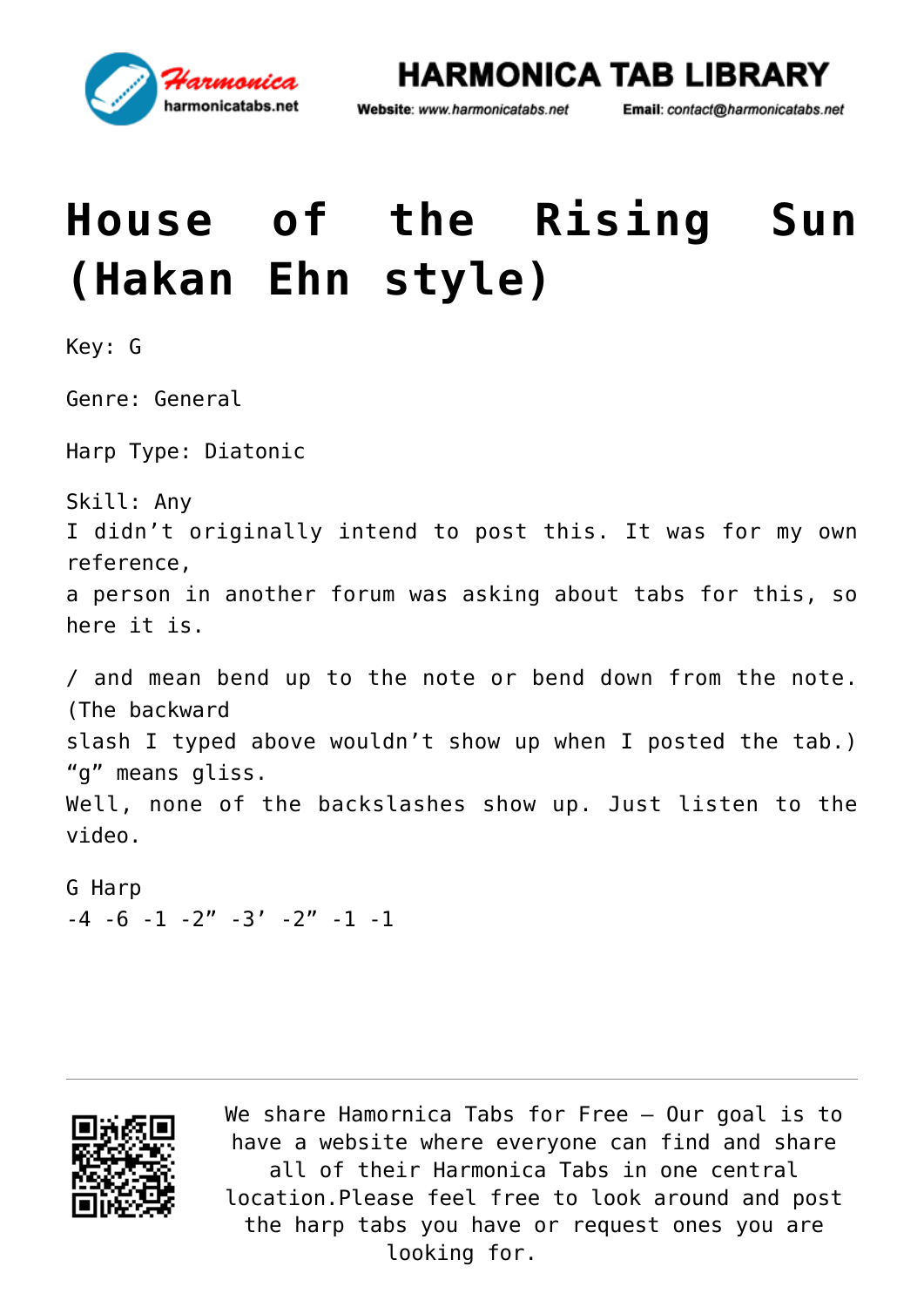# House of the Rising Sun (Hakan Ehn style)

Key: G

Genre: General

Harp Type: Diatonic

Skill: Any

I didn't originally intend to post this. It was for my own reference,
a person in another forum was asking about tabs for this, so here it is.

/ and mean bend up to the note or bend down from the note. (The backward slash I typed above wouldn't show up when I posted the tab.)
"g" means gliss.
Well, none of the backslashes show up. Just listen to the video.

G Harp
-4 -6 -1 -2" -3' -2" -1 -1

We share Hamornica Tabs for Free – Our goal is to have a website where everyone can find and share all of their Harmonica Tabs in one central location.Please feel free to look around and post the harp tabs you have or request ones you are looking for.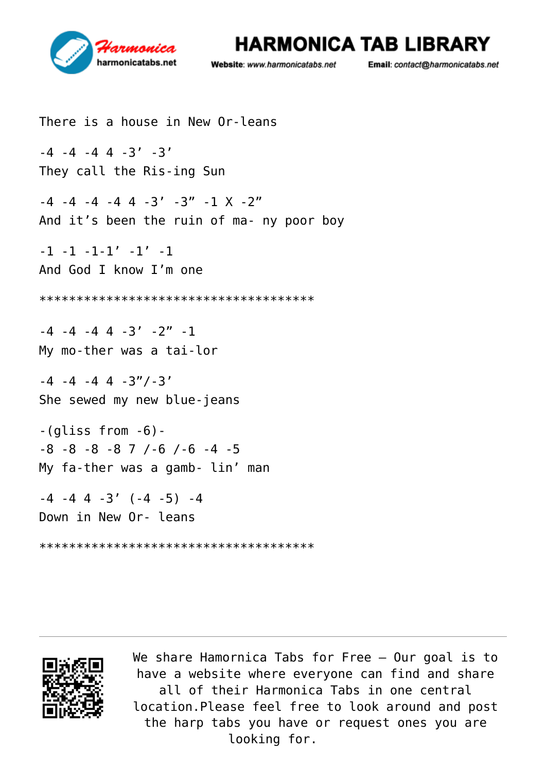There is a house in New Or-leans

-4 -4 -4 4 -3’ -3’
They call the Ris-ing Sun

-4 -4 -4 -4 4 -3’ -3” -1 X -2”
And it’s been the ruin of ma- ny poor boy

-1 -1 -1-1’ -1’ -1
And God I know I’m one

*************************************

-4 -4 -4 4 -3’ -2” -1
My mo-ther was a tai-lor

-4 -4 -4 4 -3”/-3’
She sewed my new blue-jeans

-(gliss from -6)-
-8 -8 -8 -8 7 /-6 /-6 -4 -5
My fa-ther was a gamb- lin’ man

-4 -4 4 -3’ (-4 -5) -4
Down in New Or- leans

*************************************

We share Hamornica Tabs for Free – Our goal is to have a website where everyone can find and share all of their Harmonica Tabs in one central location.Please feel free to look around and post the harp tabs you have or request ones you are looking for.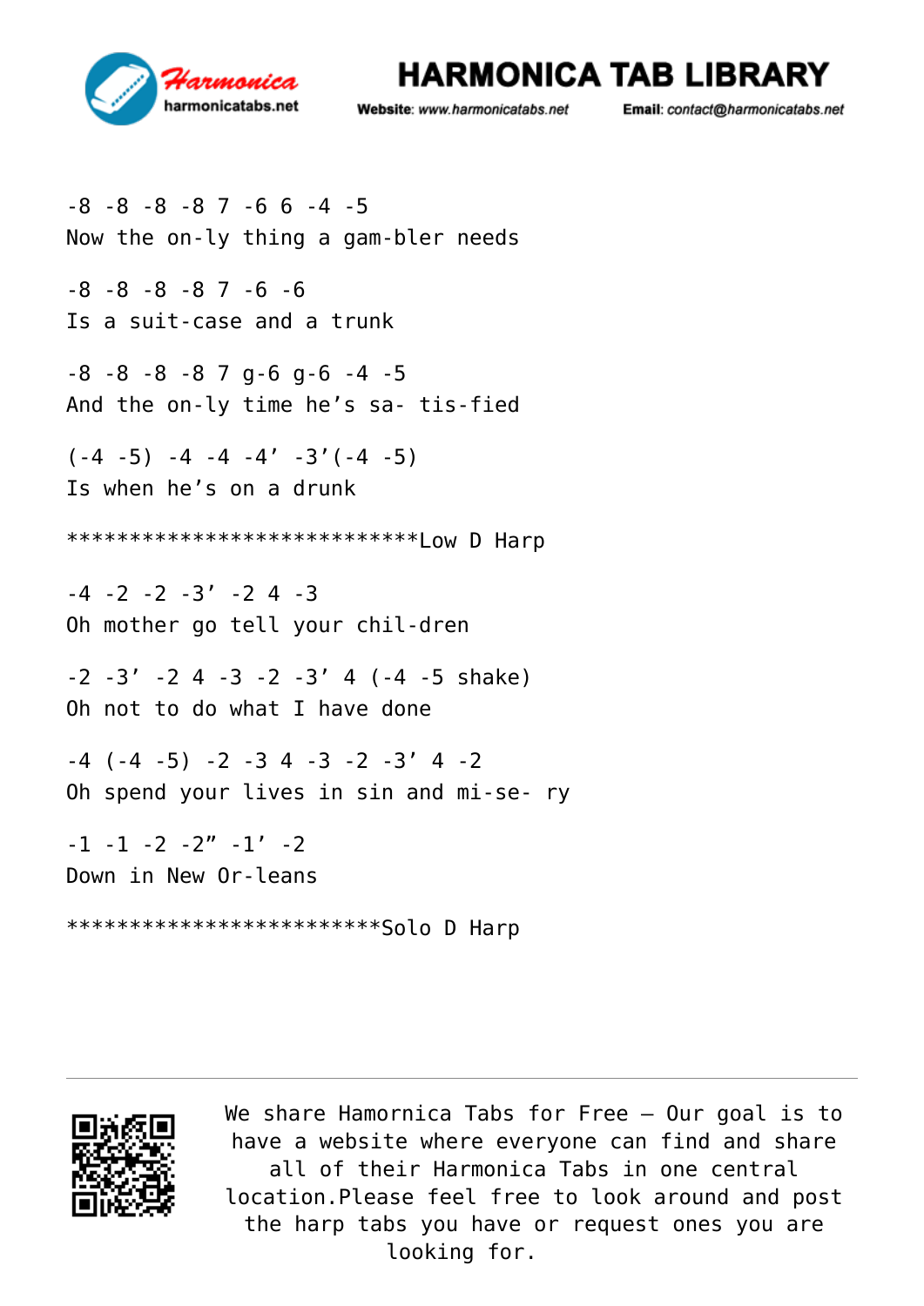-8 -8 -8 -8 7 -6 6 -4 -5
Now the on-ly thing a gam-bler needs

-8 -8 -8 -8 7 -6 -6
Is a suit-case and a trunk

-8 -8 -8 -8 7 g-6 g-6 -4 -5
And the on-ly time he's sa- tis-fied

(-4 -5) -4 -4 -4' -3'(-4 -5)
Is when he's on a drunk

****************************Low D Harp

-4 -2 -2 -3' -2 4 -3
Oh mother go tell your chil-dren

-2 -3' -2 4 -3 -2 -3' 4 (-4 -5 shake)
Oh not to do what I have done

-4 (-4 -5) -2 -3 4 -3 -2 -3' 4 -2
Oh spend your lives in sin and mi-se- ry

-1 -1 -2 -2" -1' -2
Down in New Or-leans

*************************Solo D Harp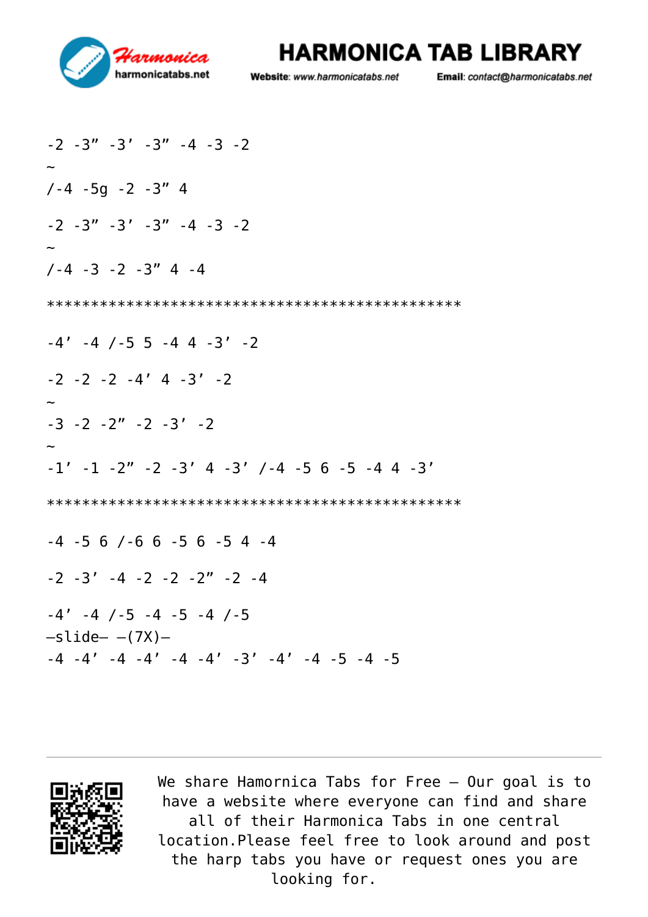-2 -3” -3’ -3” -4 -3 -2

~

/-4 -5g -2 -3” 4

-2 -3” -3’ -3” -4 -3 -2

~

/-4 -3 -2 -3” 4 -4

***********************************************

-4’ -4 /-5 5 -4 4 -3’ -2

-2 -2 -2 -4’ 4 -3’ -2

~

-3 -2 -2” -2 -3’ -2

~

-1’ -1 -2” -2 -3’ 4 -3’ /-4 -5 6 -5 -4 4 -3’

***********************************************

-4 -5 6 /-6 6 -5 6 -5 4 -4

-2 -3’ -4 -2 -2 -2” -2 -4

-4’ -4 /-5 -4 -5 -4 /-5
–slide– –(7X)–
-4 -4’ -4 -4’ -4 -4’ -3’ -4’ -4 -5 -4 -5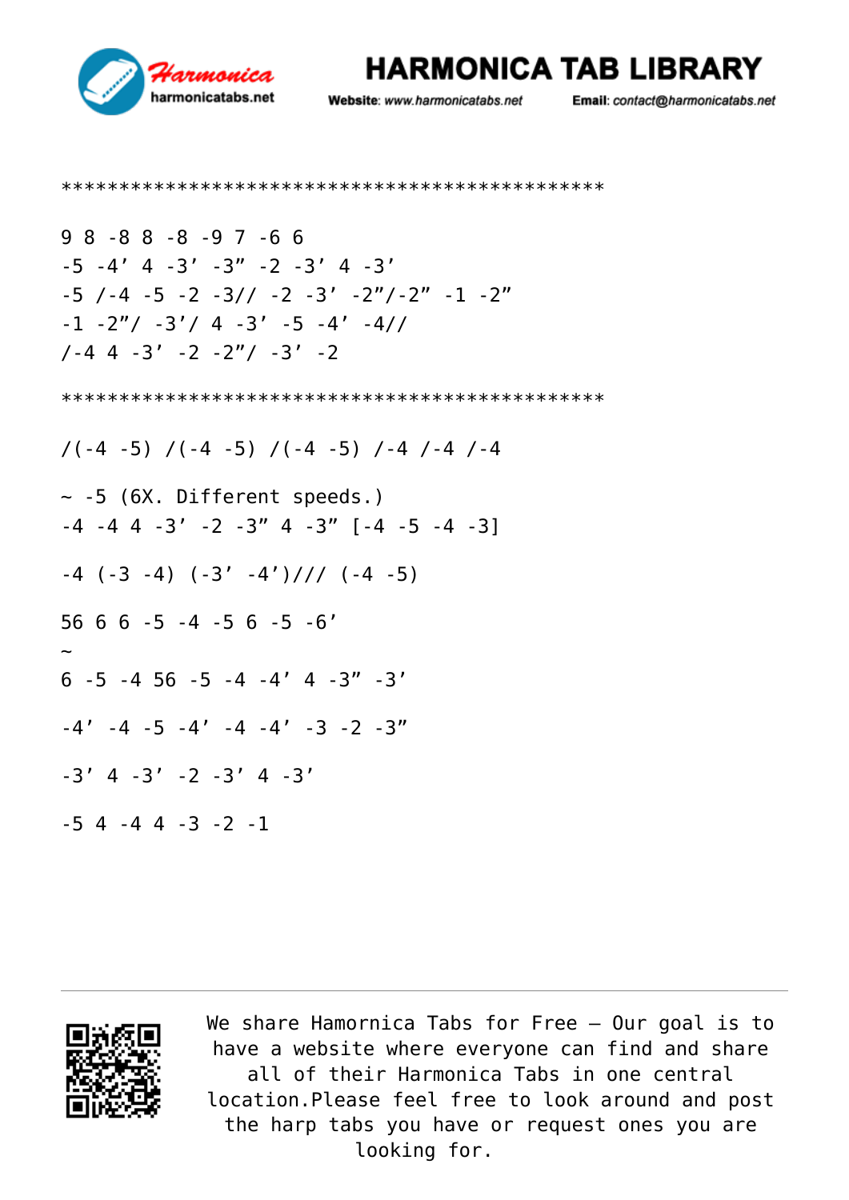```
***********************************************

9 8 -8 8 -8 -9 7 -6 6
-5 -4’ 4 -3’ -3” -2 -3’ 4 -3’
-5 /-4 -5 -2 -3// -2 -3’ -2”/-2” -1 -2”
-1 -2”/ -3’/ 4 -3’ -5 -4’ -4//
/-4 4 -3’ -2 -2”/ -3’ -2

***********************************************

/(-4 -5) /(-4 -5) /(-4 -5) /-4 /-4 /-4

~ -5 (6X. Different speeds.)
-4 -4 4 -3’ -2 -3” 4 -3” [-4 -5 -4 -3]

-4 (-3 -4) (-3’ -4’)/// (-4 -5)

56 6 6 -5 -4 -5 6 -5 -6’
~
6 -5 -4 56 -5 -4 -4’ 4 -3” -3’

-4’ -4 -5 -4’ -4 -4’ -3 -2 -3”

-3’ 4 -3’ -2 -3’ 4 -3’

-5 4 -4 4 -3 -2 -1
```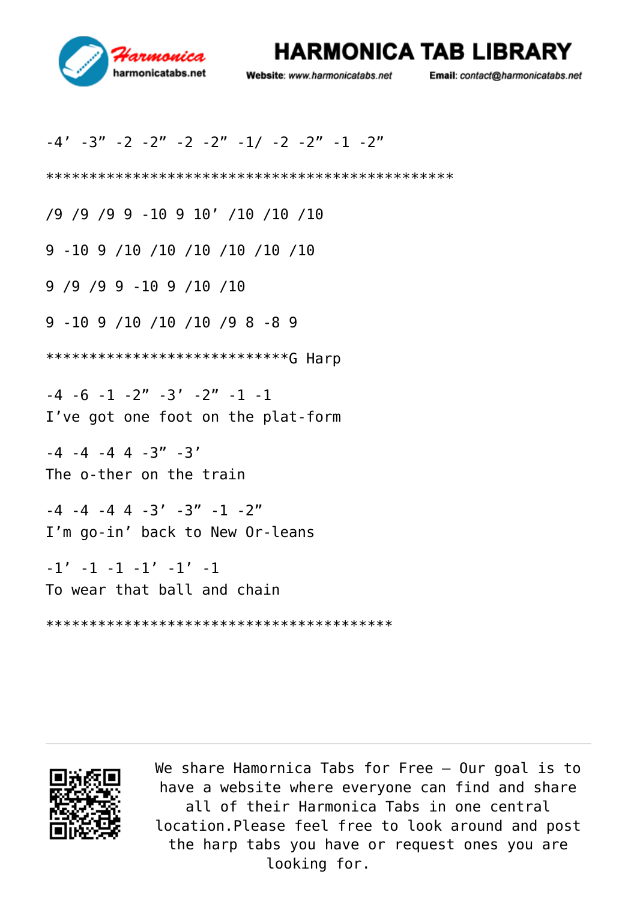-4’ -3” -2 -2” -2 -2” -1/ -2 -2” -1 -2”

***********************************************

/9 /9 /9 9 -10 9 10’ /10 /10 /10

9 -10 9 /10 /10 /10 /10 /10 /10

9 /9 /9 9 -10 9 /10 /10

9 -10 9 /10 /10 /10 /9 8 -8 9

****************************G Harp

-4 -6 -1 -2” -3’ -2” -1 -1
I’ve got one foot on the plat-form

-4 -4 -4 4 -3” -3’
The o-ther on the train

-4 -4 -4 4 -3’ -3” -1 -2”
I’m go-in’ back to New Or-leans

-1’ -1 -1 -1’ -1’ -1
To wear that ball and chain

****************************************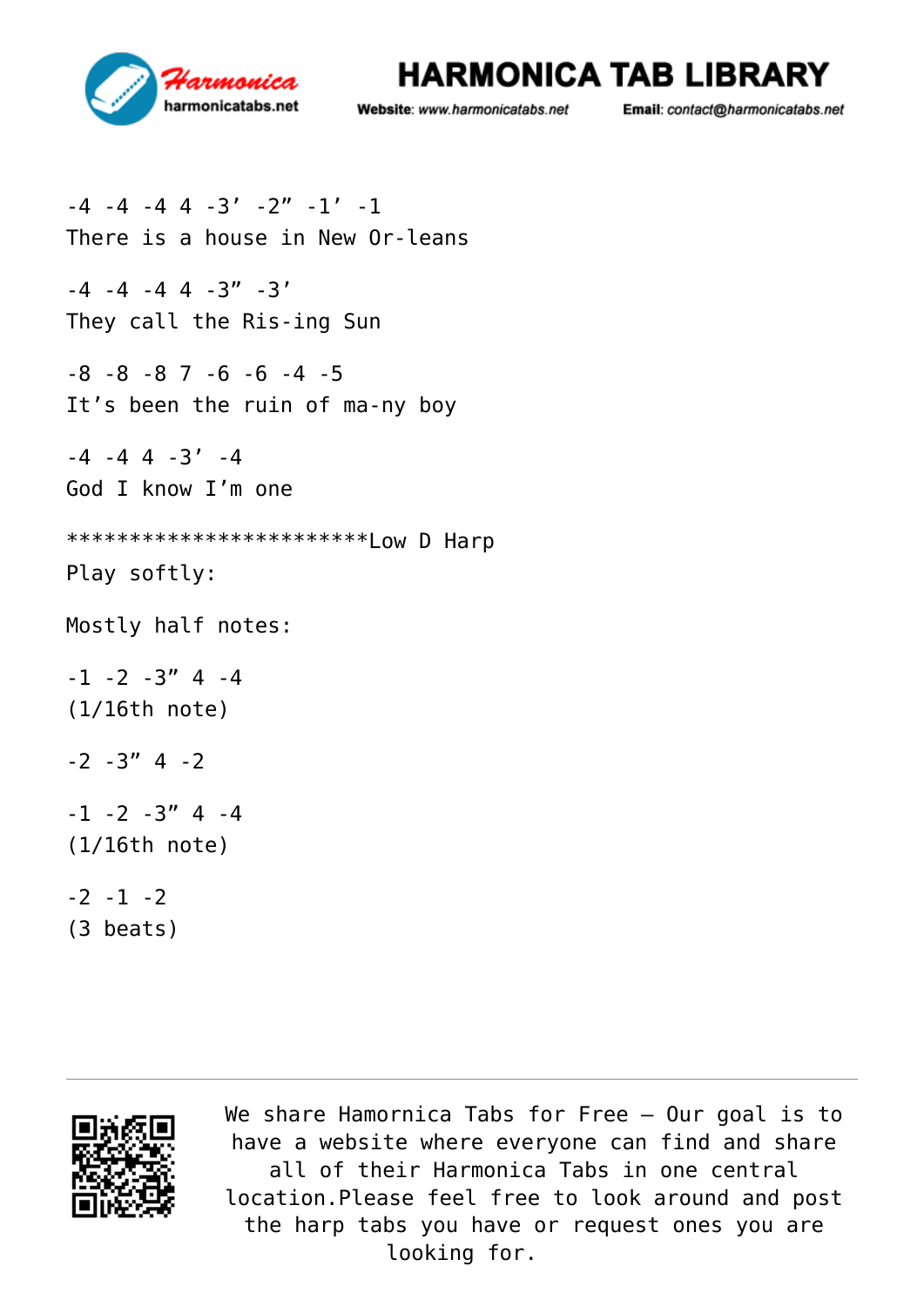-4 -4 -4 4 -3’ -2” -1’ -1
There is a house in New Or-leans

-4 -4 -4 4 -3” -3’
They call the Ris-ing Sun

-8 -8 -8 7 -6 -6 -4 -5
It’s been the ruin of ma-ny boy

-4 -4 4 -3’ -4
God I know I’m one

************************Low D Harp
Play softly:

Mostly half notes:

-1 -2 -3” 4 -4
(1/16th note)

-2 -3” 4 -2

-1 -2 -3” 4 -4
(1/16th note)

-2 -1 -2
(3 beats)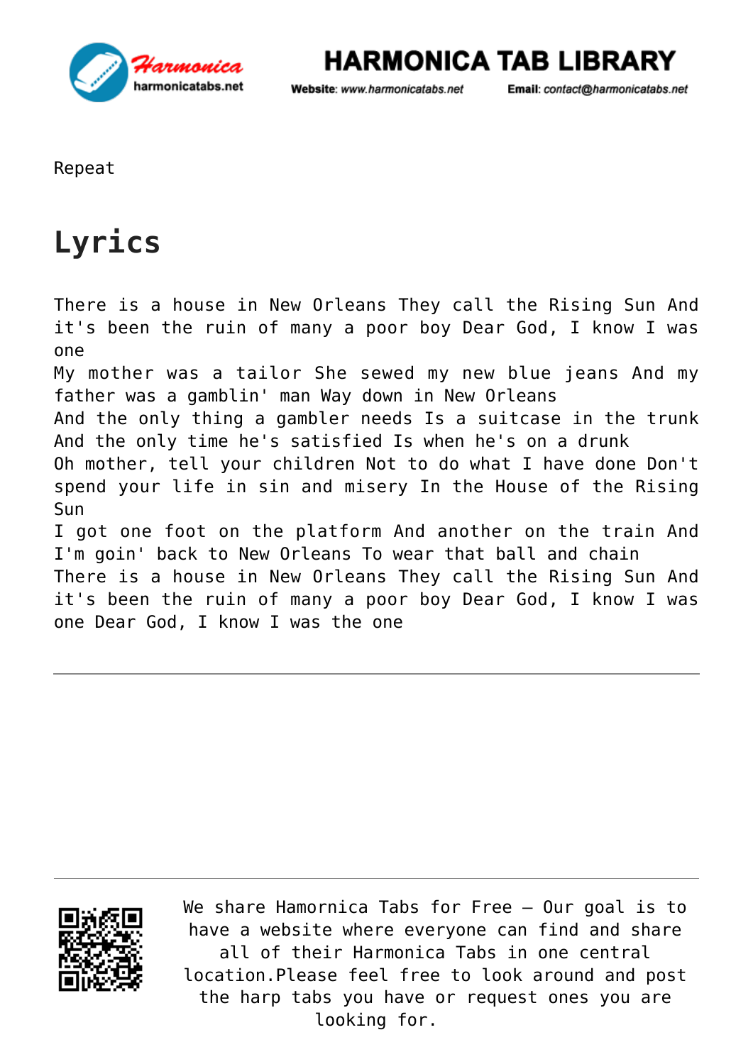Repeat

# Lyrics

There is a house in New Orleans They call the Rising Sun And it's been the ruin of many a poor boy Dear God, I know I was one
My mother was a tailor She sewed my new blue jeans And my father was a gamblin' man Way down in New Orleans
And the only thing a gambler needs Is a suitcase in the trunk
And the only time he's satisfied Is when he's on a drunk
Oh mother, tell your children Not to do what I have done Don't spend your life in sin and misery In the House of the Rising Sun
I got one foot on the platform And another on the train And I'm goin' back to New Orleans To wear that ball and chain
There is a house in New Orleans They call the Rising Sun And it's been the ruin of many a poor boy Dear God, I know I was one Dear God, I know I was the one

---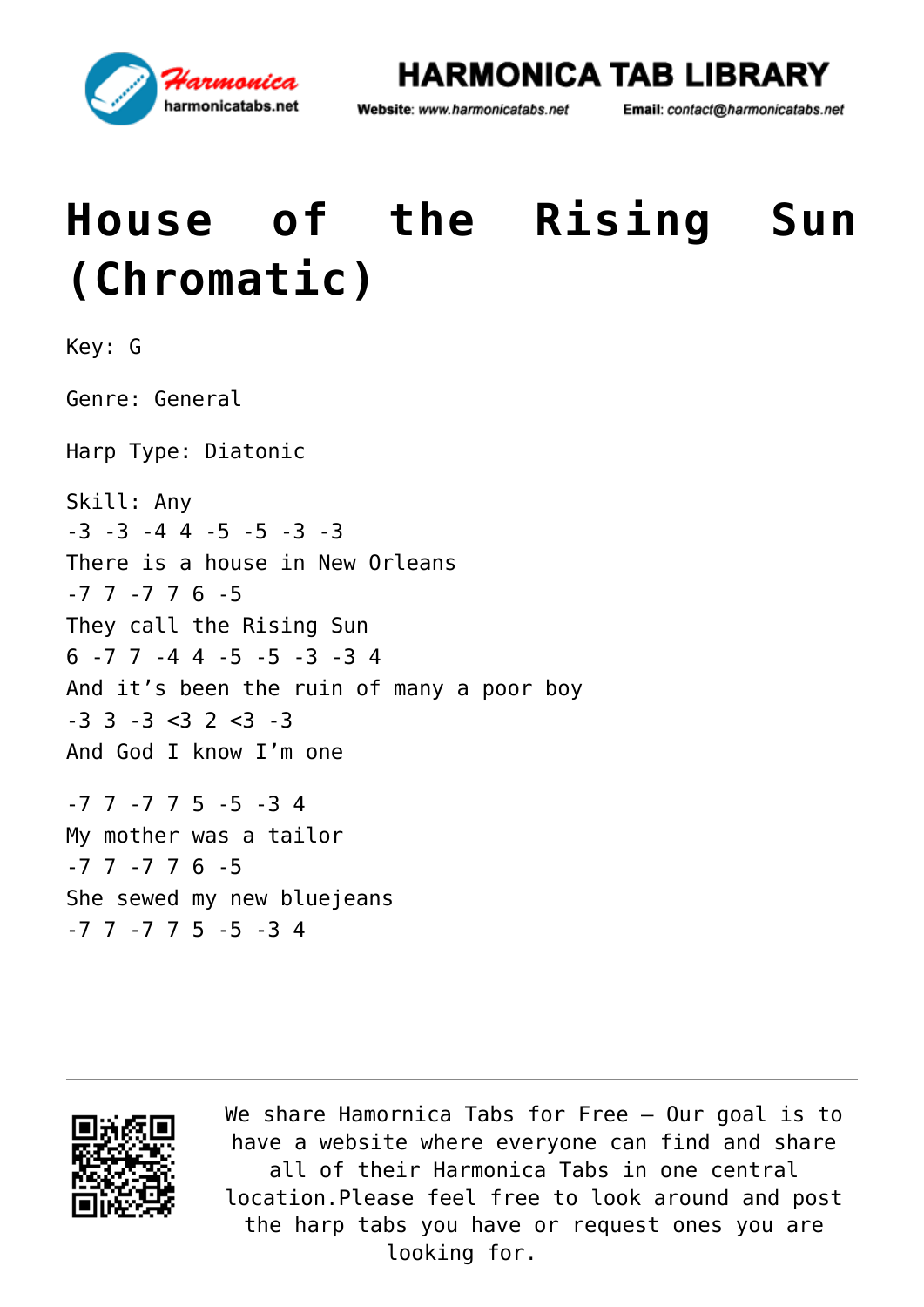# House of the Rising Sun (Chromatic)

Key: G

Genre: General

Harp Type: Diatonic

Skill: Any

-3 -3 -4 4 -5 -5 -3 -3
There is a house in New Orleans
-7 7 -7 7 6 -5
They call the Rising Sun
6 -7 7 -4 4 -5 -5 -3 -3 4
And it's been the ruin of many a poor boy
-3 3 -3 <3 2 <3 -3
And God I know I'm one

-7 7 -7 7 5 -5 -3 4
My mother was a tailor
-7 7 -7 7 6 -5
She sewed my new bluejeans
-7 7 -7 7 5 -5 -3 4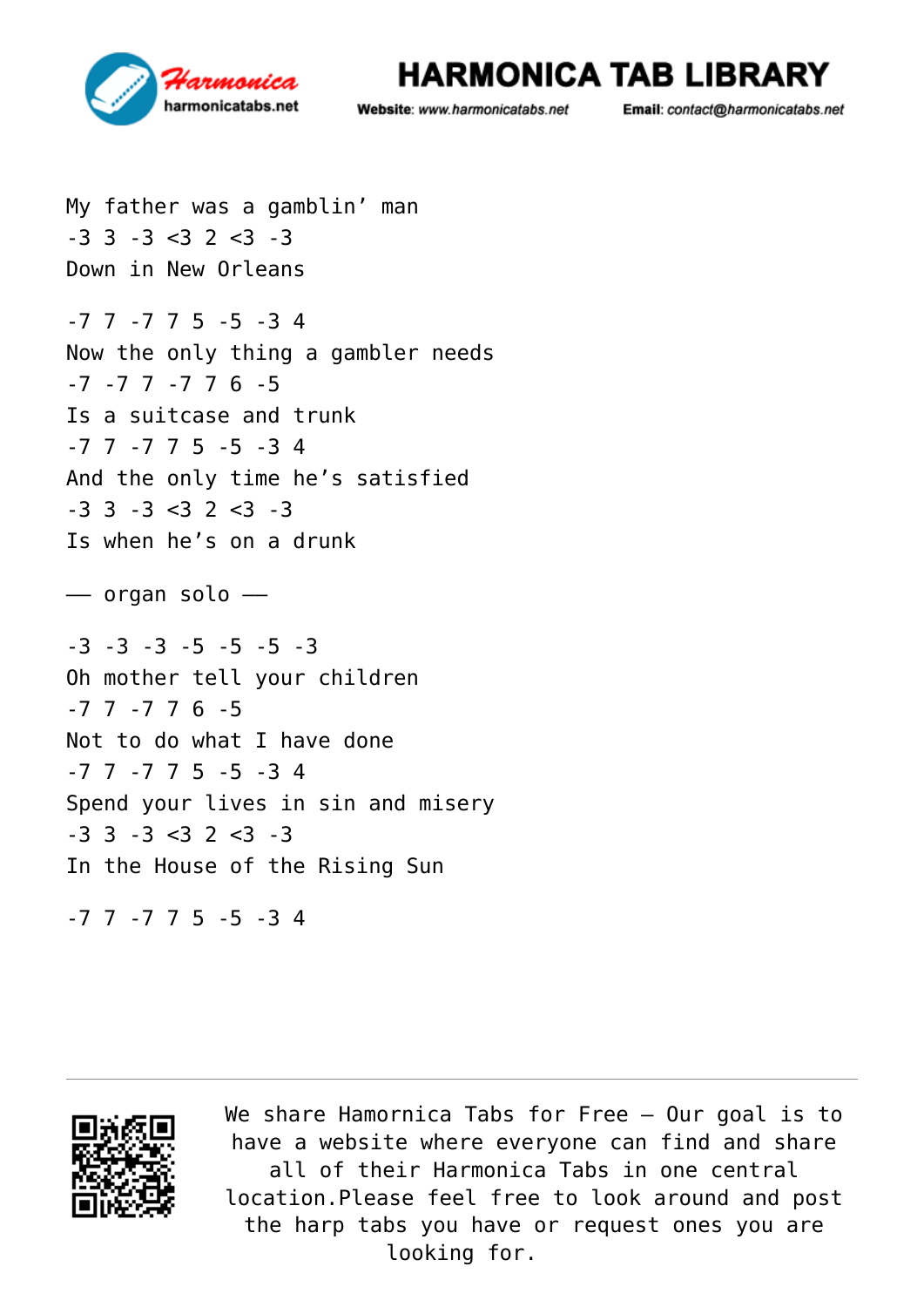My father was a gamblin’ man
-3 3 -3 <3 2 <3 -3
Down in New Orleans

-7 7 -7 7 5 -5 -3 4
Now the only thing a gambler needs
-7 -7 7 -7 7 6 -5
Is a suitcase and trunk
-7 7 -7 7 5 -5 -3 4
And the only time he’s satisfied
-3 3 -3 <3 2 <3 -3
Is when he’s on a drunk

—— organ solo ——

-3 -3 -3 -5 -5 -5 -3
Oh mother tell your children
-7 7 -7 7 6 -5
Not to do what I have done
-7 7 -7 7 5 -5 -3 4
Spend your lives in sin and misery
-3 3 -3 <3 2 <3 -3
In the House of the Rising Sun

-7 7 -7 7 5 -5 -3 4

We share Hamornica Tabs for Free – Our goal is to have a website where everyone can find and share all of their Harmonica Tabs in one central location.Please feel free to look around and post the harp tabs you have or request ones you are looking for.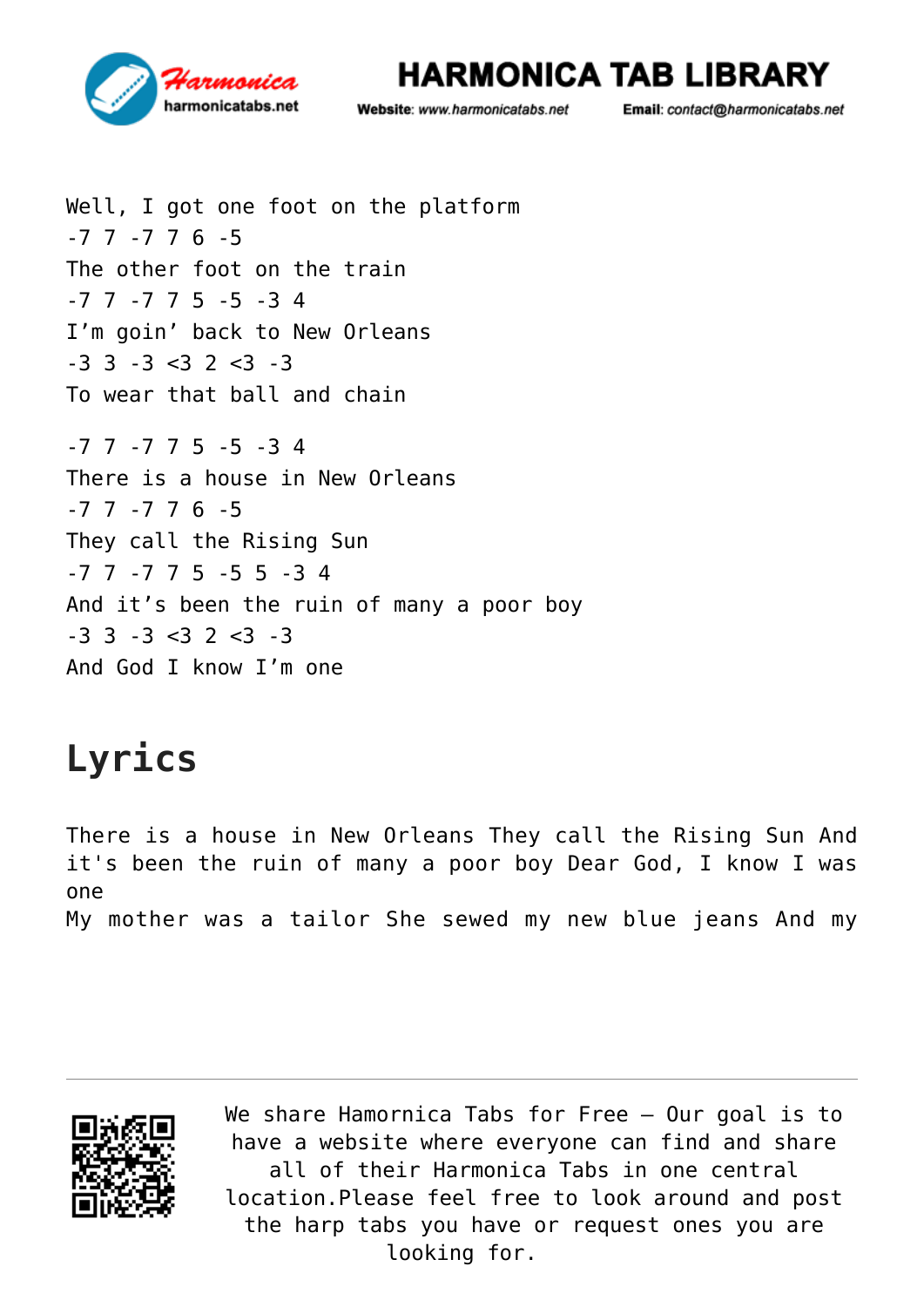Well, I got one foot on the platform
-7 7 -7 7 6 -5
The other foot on the train
-7 7 -7 7 5 -5 -3 4
I'm goin' back to New Orleans
-3 3 -3 <3 2 <3 -3
To wear that ball and chain

-7 7 -7 7 5 -5 -3 4
There is a house in New Orleans
-7 7 -7 7 6 -5
They call the Rising Sun
-7 7 -7 7 5 -5 5 -3 4
And it's been the ruin of many a poor boy
-3 3 -3 <3 2 <3 -3
And God I know I'm one

# Lyrics

There is a house in New Orleans They call the Rising Sun And it's been the ruin of many a poor boy Dear God, I know I was one
My mother was a tailor She sewed my new blue jeans And my

We share Hamornica Tabs for Free – Our goal is to have a website where everyone can find and share all of their Harmonica Tabs in one central location.Please feel free to look around and post the harp tabs you have or request ones you are looking for.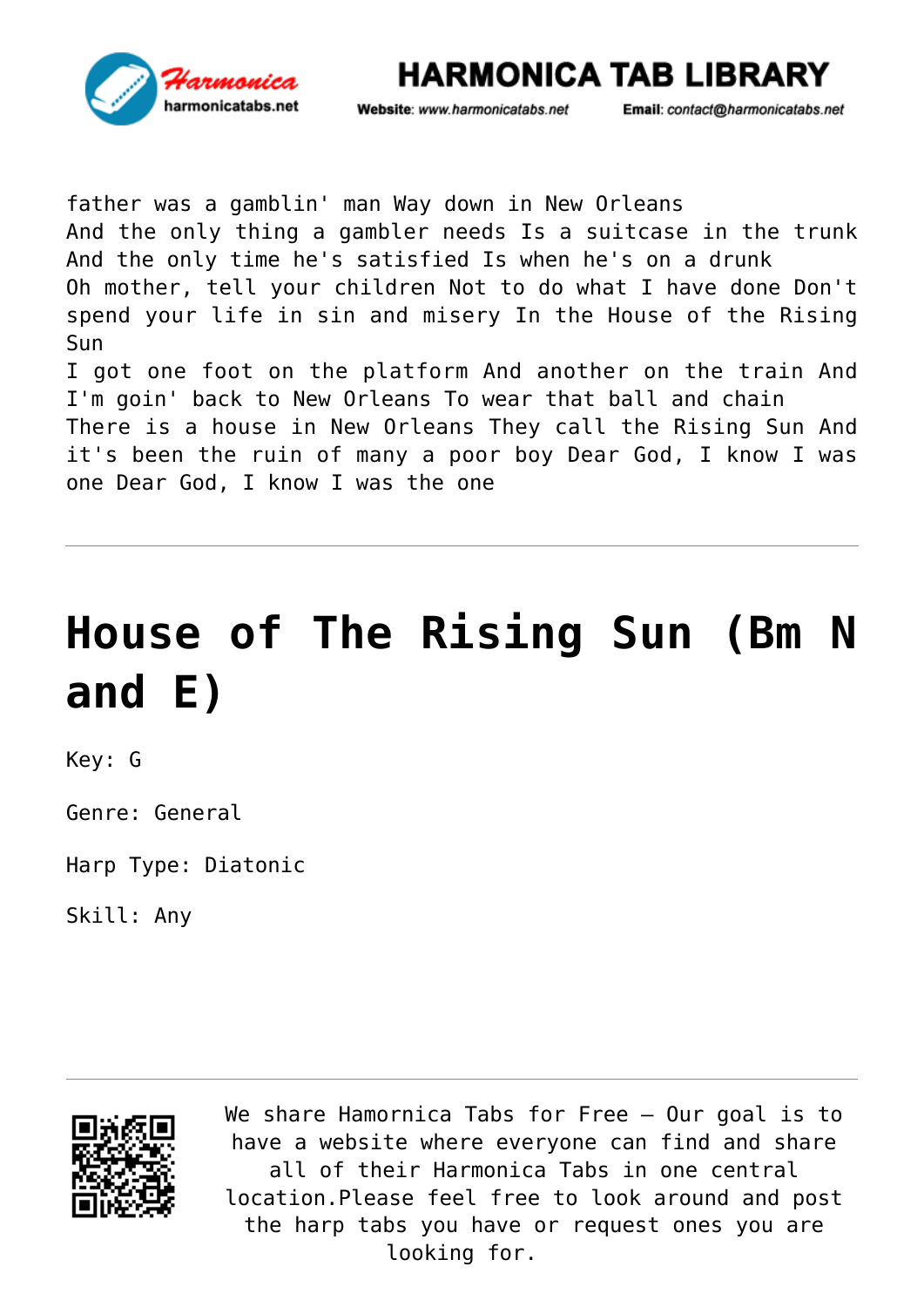father was a gamblin' man Way down in New Orleans
And the only thing a gambler needs Is a suitcase in the trunk
And the only time he's satisfied Is when he's on a drunk
Oh mother, tell your children Not to do what I have done Don't spend your life in sin and misery In the House of the Rising Sun
I got one foot on the platform And another on the train And I'm goin' back to New Orleans To wear that ball and chain
There is a house in New Orleans They call the Rising Sun And it's been the ruin of many a poor boy Dear God, I know I was one Dear God, I know I was the one

---

# House of The Rising Sun (Bm N and E)

Key: G

Genre: General

Harp Type: Diatonic

Skill: Any

---

We share Hamornica Tabs for Free – Our goal is to have a website where everyone can find and share all of their Harmonica Tabs in one central location.Please feel free to look around and post the harp tabs you have or request ones you are looking for.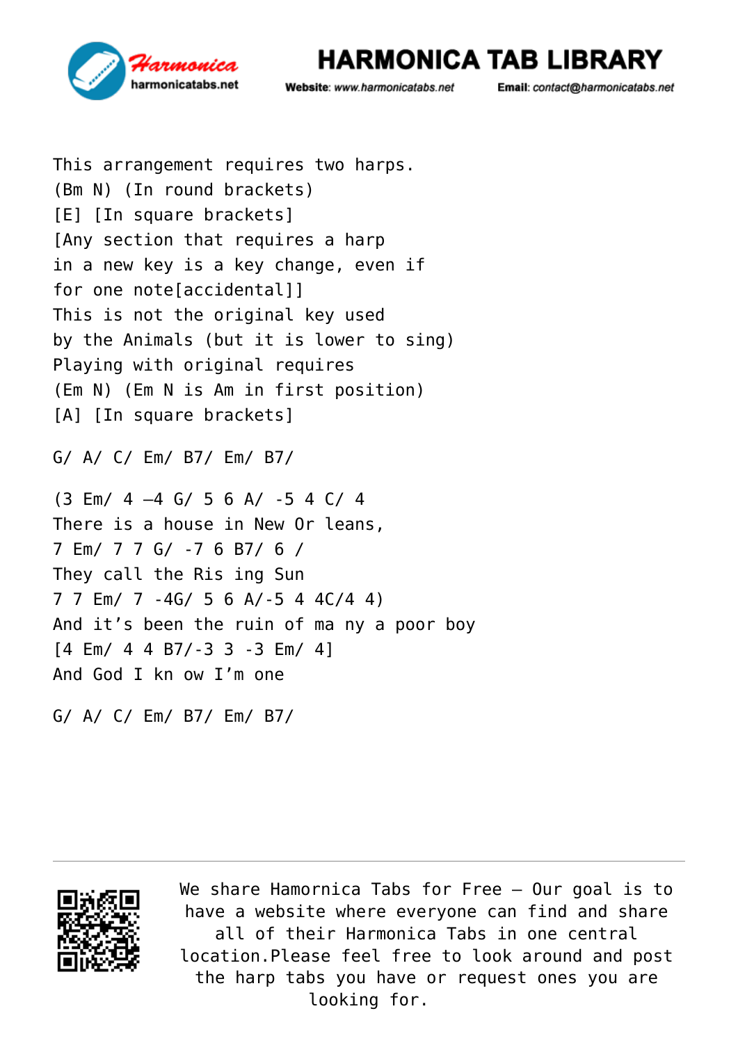This arrangement requires two harps.
(Bm N) (In round brackets)
[E] [In square brackets]
[Any section that requires a harp
in a new key is a key change, even if
for one note[accidental]]
This is not the original key used
by the Animals (but it is lower to sing)
Playing with original requires
(Em N) (Em N is Am in first position)
[A] [In square brackets]

G/ A/ C/ Em/ B7/ Em/ B7/

(3 Em/ 4 –4 G/ 5 6 A/ -5 4 C/ 4
There is a house in New Or leans,
7 Em/ 7 7 G/ -7 6 B7/ 6 /
They call the Ris ing Sun
7 7 Em/ 7 -4G/ 5 6 A/-5 4 4C/4 4)
And it’s been the ruin of ma ny a poor boy
[4 Em/ 4 4 B7/-3 3 -3 Em/ 4]
And God I kn ow I’m one

G/ A/ C/ Em/ B7/ Em/ B7/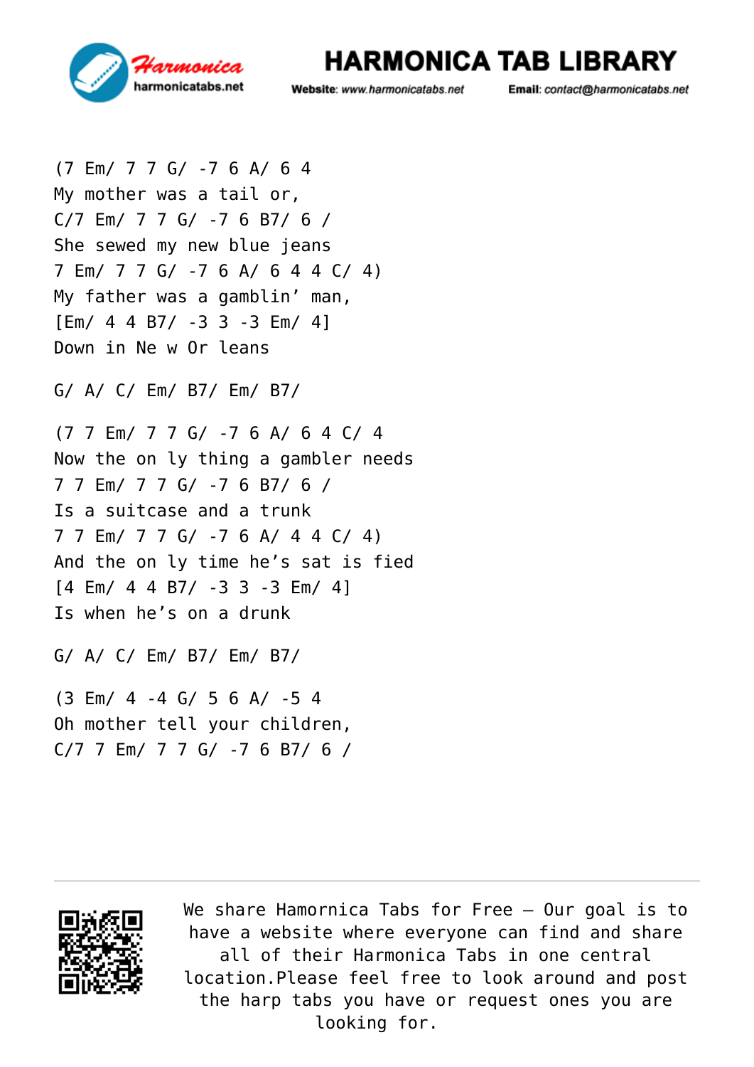(7 Em/ 7 7 G/ -7 6 A/ 6 4
My mother was a tail or,
C/7 Em/ 7 7 G/ -7 6 B7/ 6 /
She sewed my new blue jeans
7 Em/ 7 7 G/ -7 6 A/ 6 4 4 C/ 4)
My father was a gamblin' man,
[Em/ 4 4 B7/ -3 3 -3 Em/ 4]
Down in Ne w Or leans

G/ A/ C/ Em/ B7/ Em/ B7/

(7 7 Em/ 7 7 G/ -7 6 A/ 6 4 C/ 4
Now the on ly thing a gambler needs
7 7 Em/ 7 7 G/ -7 6 B7/ 6 /
Is a suitcase and a trunk
7 7 Em/ 7 7 G/ -7 6 A/ 4 4 C/ 4)
And the on ly time he's sat is fied
[4 Em/ 4 4 B7/ -3 3 -3 Em/ 4]
Is when he's on a drunk

G/ A/ C/ Em/ B7/ Em/ B7/

(3 Em/ 4 -4 G/ 5 6 A/ -5 4
Oh mother tell your children,
C/7 7 Em/ 7 7 G/ -7 6 B7/ 6 /

We share Hamornica Tabs for Free – Our goal is to have a website where everyone can find and share all of their Harmonica Tabs in one central location.Please feel free to look around and post the harp tabs you have or request ones you are looking for.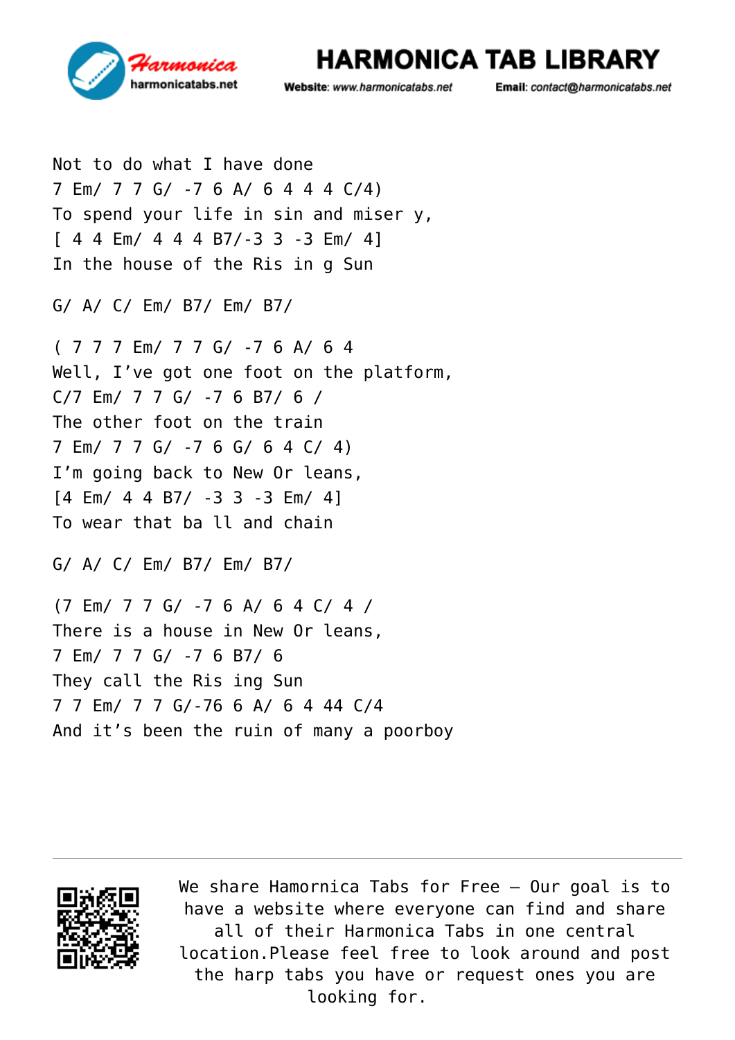Not to do what I have done
7 Em/ 7 7 G/ -7 6 A/ 6 4 4 4 C/4)
To spend your life in sin and miser y,
[ 4 4 Em/ 4 4 4 B7/-3 3 -3 Em/ 4]
In the house of the Ris in g Sun

G/ A/ C/ Em/ B7/ Em/ B7/

( 7 7 7 Em/ 7 7 G/ -7 6 A/ 6 4
Well, I've got one foot on the platform,
C/7 Em/ 7 7 G/ -7 6 B7/ 6 /
The other foot on the train
7 Em/ 7 7 G/ -7 6 G/ 6 4 C/ 4)
I'm going back to New Or leans,
[4 Em/ 4 4 B7/ -3 3 -3 Em/ 4]
To wear that ba ll and chain

G/ A/ C/ Em/ B7/ Em/ B7/

(7 Em/ 7 7 G/ -7 6 A/ 6 4 C/ 4 /
There is a house in New Or leans,
7 Em/ 7 7 G/ -7 6 B7/ 6
They call the Ris ing Sun
7 7 Em/ 7 7 G/-76 6 A/ 6 4 44 C/4
And it's been the ruin of many a poorboy

We share Hamornica Tabs for Free – Our goal is to have a website where everyone can find and share all of their Harmonica Tabs in one central location.Please feel free to look around and post the harp tabs you have or request ones you are looking for.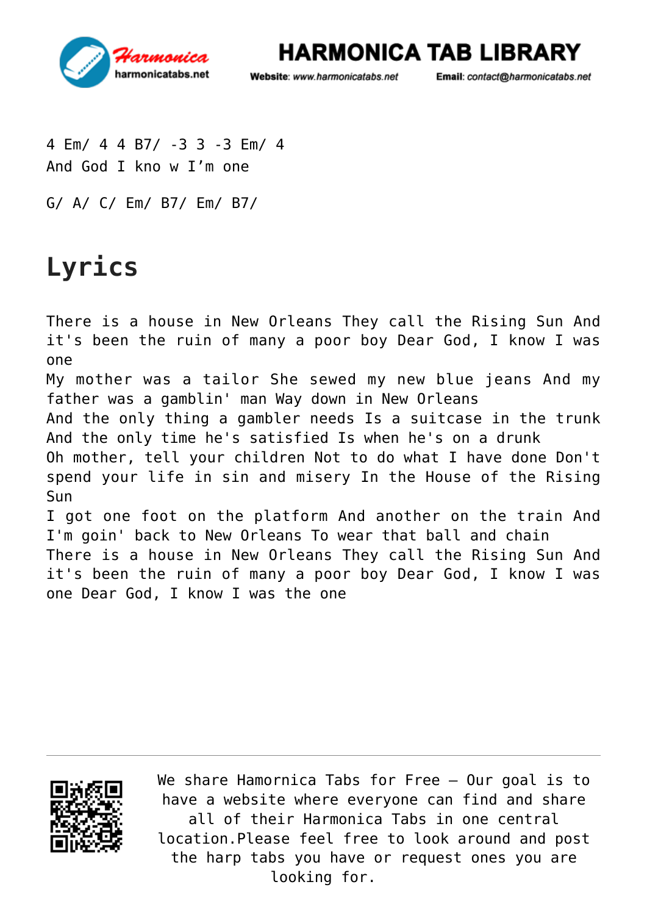4 Em/ 4 4 B7/ -3 3 -3 Em/ 4
And God I kno w I'm one

G/ A/ C/ Em/ B7/ Em/ B7/

# Lyrics

There is a house in New Orleans They call the Rising Sun And it's been the ruin of many a poor boy Dear God, I know I was one
My mother was a tailor She sewed my new blue jeans And my father was a gamblin' man Way down in New Orleans
And the only thing a gambler needs Is a suitcase in the trunk
And the only time he's satisfied Is when he's on a drunk
Oh mother, tell your children Not to do what I have done Don't spend your life in sin and misery In the House of the Rising Sun
I got one foot on the platform And another on the train And I'm goin' back to New Orleans To wear that ball and chain
There is a house in New Orleans They call the Rising Sun And it's been the ruin of many a poor boy Dear God, I know I was one Dear God, I know I was the one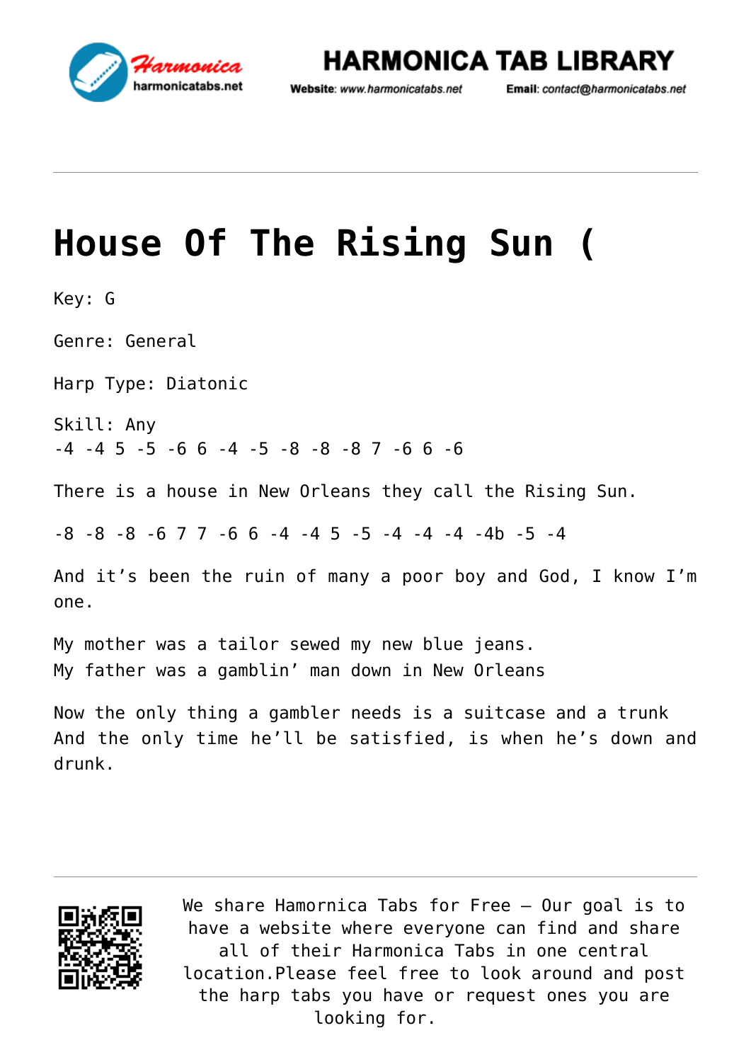# House Of The Rising Sun (

Key: G

Genre: General

Harp Type: Diatonic

Skill: Any
-4 -4 5 -5 -6 6 -4 -5 -8 -8 -8 7 -6 6 -6

There is a house in New Orleans they call the Rising Sun.

-8 -8 -8 -6 7 7 -6 6 -4 -4 5 -5 -4 -4 -4 -4b -5 -4

And it's been the ruin of many a poor boy and God, I know I'm one.

My mother was a tailor sewed my new blue jeans.
My father was a gamblin' man down in New Orleans

Now the only thing a gambler needs is a suitcase and a trunk
And the only time he'll be satisfied, is when he's down and drunk.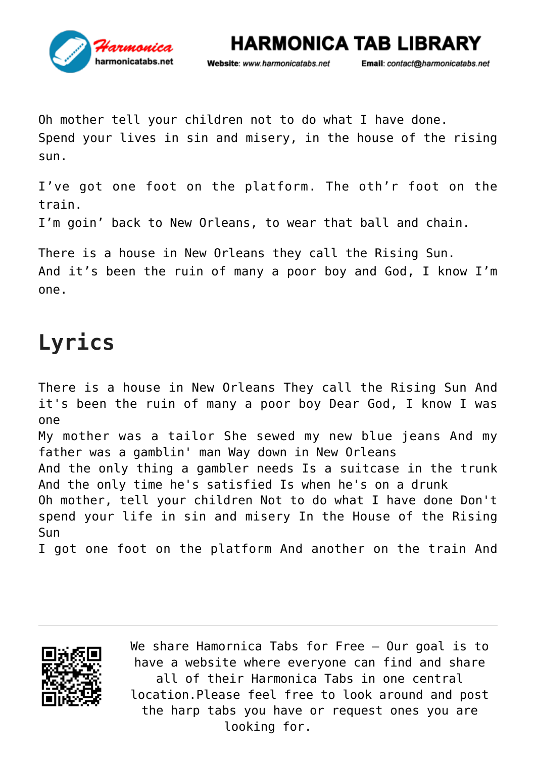Oh mother tell your children not to do what I have done.
Spend your lives in sin and misery, in the house of the rising sun.

I've got one foot on the platform. The oth'r foot on the train.
I'm goin' back to New Orleans, to wear that ball and chain.

There is a house in New Orleans they call the Rising Sun.
And it's been the ruin of many a poor boy and God, I know I'm one.

## Lyrics

There is a house in New Orleans They call the Rising Sun And it's been the ruin of many a poor boy Dear God, I know I was one
My mother was a tailor She sewed my new blue jeans And my father was a gamblin' man Way down in New Orleans
And the only thing a gambler needs Is a suitcase in the trunk
And the only time he's satisfied Is when he's on a drunk
Oh mother, tell your children Not to do what I have done Don't spend your life in sin and misery In the House of the Rising Sun
I got one foot on the platform And another on the train And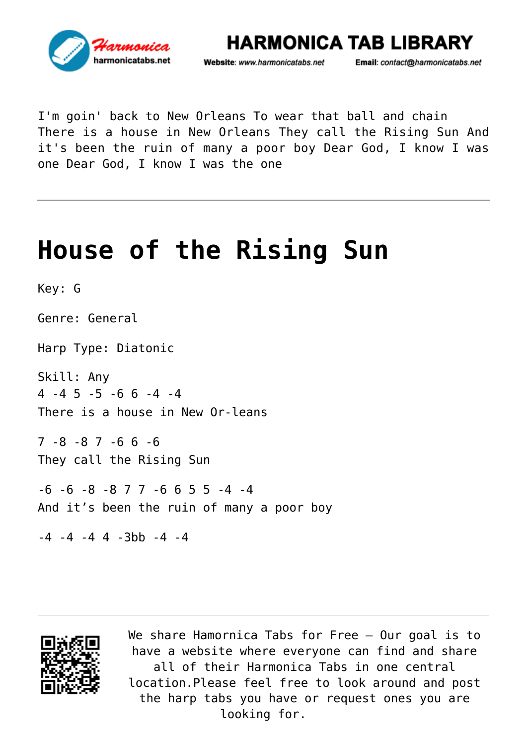I'm goin' back to New Orleans To wear that ball and chain There is a house in New Orleans They call the Rising Sun And it's been the ruin of many a poor boy Dear God, I know I was one Dear God, I know I was the one

---

# House of the Rising Sun

Key: G

Genre: General

Harp Type: Diatonic

Skill: Any

4 -4 5 -5 -6 6 -4 -4
There is a house in New Or-leans

7 -8 -8 7 -6 6 -6
They call the Rising Sun

-6 -6 -8 -8 7 7 -6 6 5 5 -4 -4
And it’s been the ruin of many a poor boy

-4 -4 -4 4 -3bb -4 -4

---

We share Hamornica Tabs for Free – Our goal is to have a website where everyone can find and share all of their Harmonica Tabs in one central location.Please feel free to look around and post the harp tabs you have or request ones you are looking for.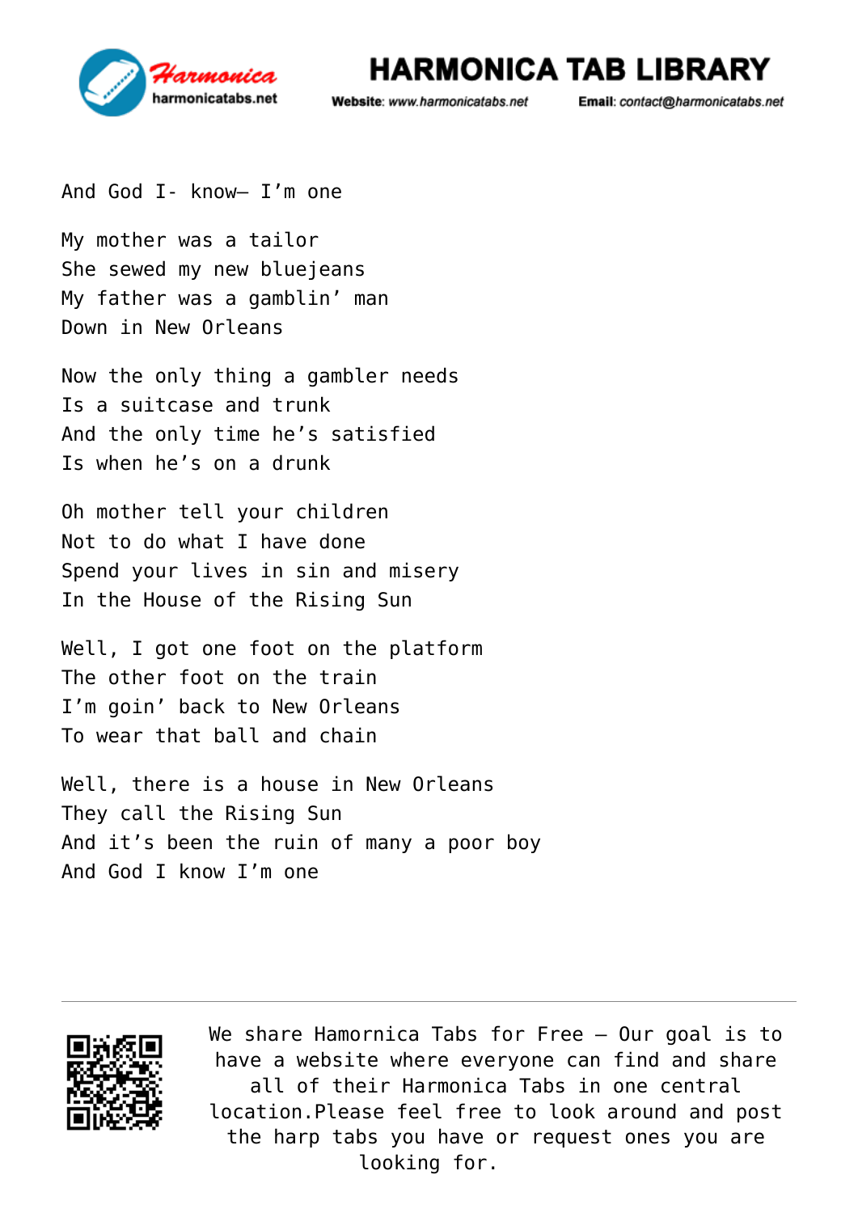And God I- know– I'm one

My mother was a tailor
She sewed my new bluejeans
My father was a gamblin' man
Down in New Orleans

Now the only thing a gambler needs
Is a suitcase and trunk
And the only time he's satisfied
Is when he's on a drunk

Oh mother tell your children
Not to do what I have done
Spend your lives in sin and misery
In the House of the Rising Sun

Well, I got one foot on the platform
The other foot on the train
I'm goin' back to New Orleans
To wear that ball and chain

Well, there is a house in New Orleans
They call the Rising Sun
And it's been the ruin of many a poor boy
And God I know I'm one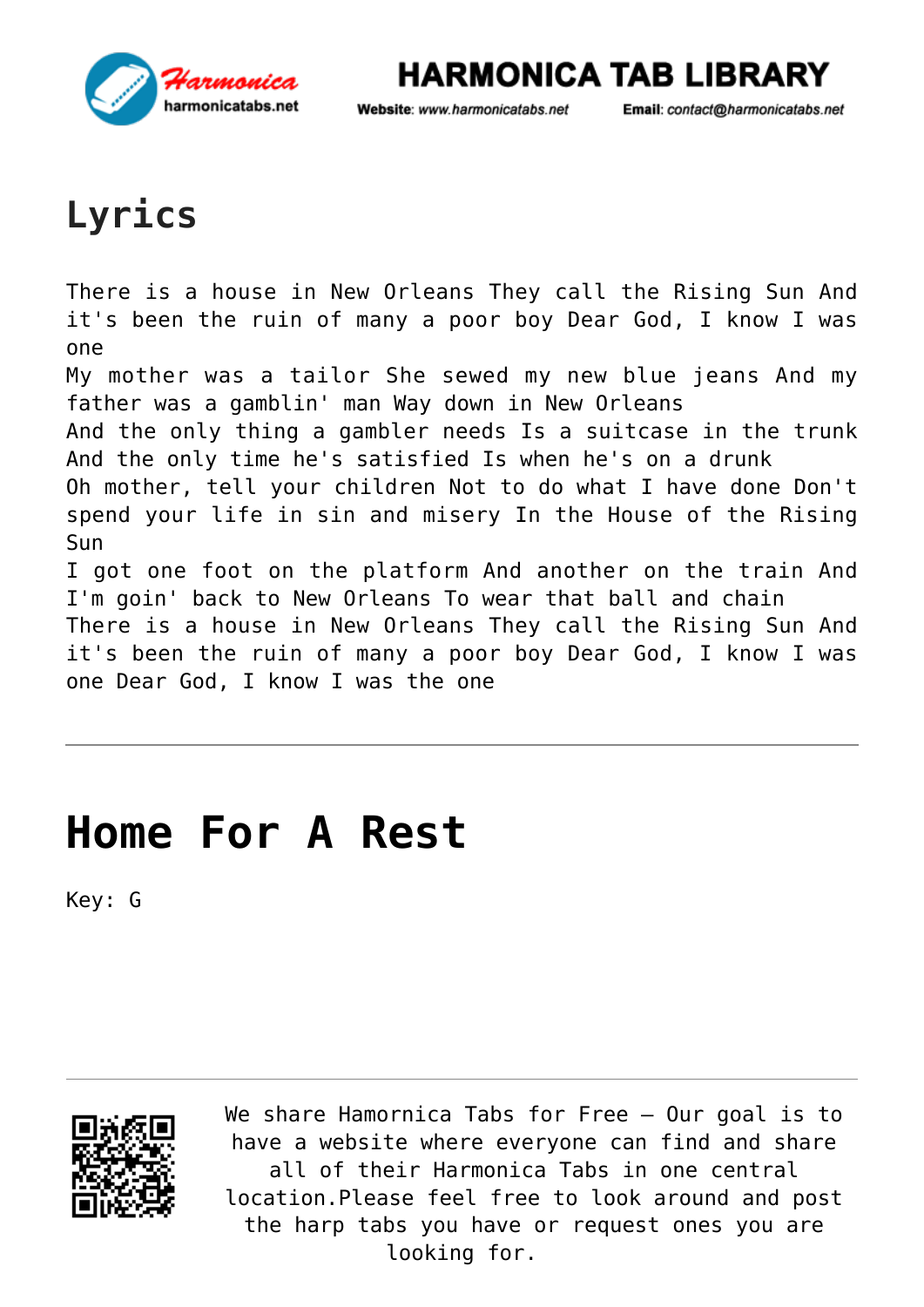# Lyrics

There is a house in New Orleans They call the Rising Sun And it's been the ruin of many a poor boy Dear God, I know I was one
My mother was a tailor She sewed my new blue jeans And my father was a gamblin' man Way down in New Orleans
And the only thing a gambler needs Is a suitcase in the trunk And the only time he's satisfied Is when he's on a drunk
Oh mother, tell your children Not to do what I have done Don't spend your life in sin and misery In the House of the Rising Sun
I got one foot on the platform And another on the train And I'm goin' back to New Orleans To wear that ball and chain
There is a house in New Orleans They call the Rising Sun And it's been the ruin of many a poor boy Dear God, I know I was one Dear God, I know I was the one

---

# Home For A Rest

Key: G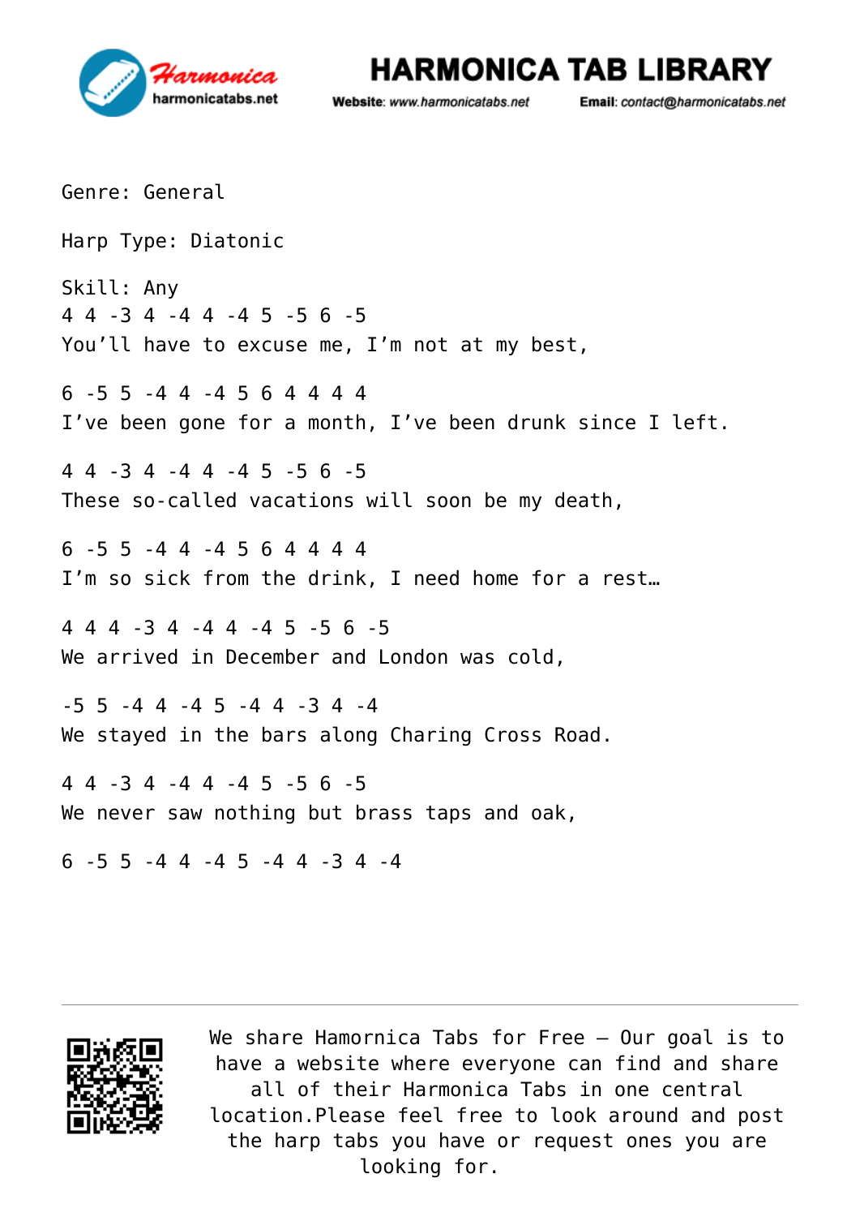Genre: General

Harp Type: Diatonic

Skill: Any
4 4 -3 4 -4 4 -4 5 -5 6 -5
You’ll have to excuse me, I’m not at my best,

6 -5 5 -4 4 -4 5 6 4 4 4 4
I’ve been gone for a month, I’ve been drunk since I left.

4 4 -3 4 -4 4 -4 5 -5 6 -5
These so-called vacations will soon be my death,

6 -5 5 -4 4 -4 5 6 4 4 4 4
I’m so sick from the drink, I need home for a rest…

4 4 4 -3 4 -4 4 -4 5 -5 6 -5
We arrived in December and London was cold,

-5 5 -4 4 -4 5 -4 4 -3 4 -4
We stayed in the bars along Charing Cross Road.

4 4 -3 4 -4 4 -4 5 -5 6 -5
We never saw nothing but brass taps and oak,

6 -5 5 -4 4 -4 5 -4 4 -3 4 -4

We share Hamornica Tabs for Free – Our goal is to have a website where everyone can find and share all of their Harmonica Tabs in one central location.Please feel free to look around and post the harp tabs you have or request ones you are looking for.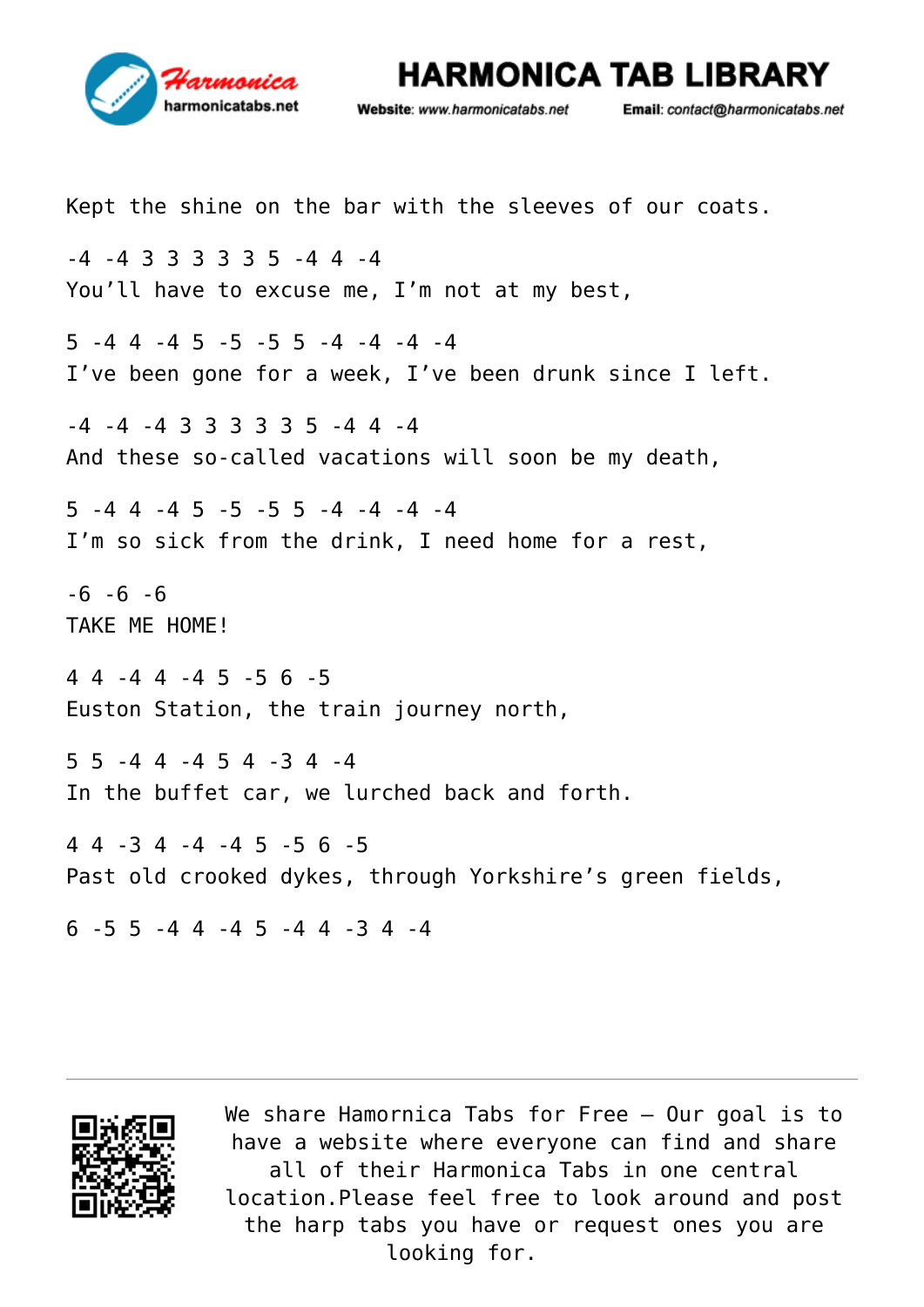Kept the shine on the bar with the sleeves of our coats.

-4 -4 3 3 3 3 3 5 -4 4 -4
You'll have to excuse me, I'm not at my best,

5 -4 4 -4 5 -5 -5 5 -4 -4 -4 -4
I've been gone for a week, I've been drunk since I left.

-4 -4 -4 3 3 3 3 3 5 -4 4 -4
And these so-called vacations will soon be my death,

5 -4 4 -4 5 -5 -5 5 -4 -4 -4 -4
I'm so sick from the drink, I need home for a rest,

-6 -6 -6
TAKE ME HOME!

4 4 -4 4 -4 5 -5 6 -5
Euston Station, the train journey north,

5 5 -4 4 -4 5 4 -3 4 -4
In the buffet car, we lurched back and forth.

4 4 -3 4 -4 -4 5 -5 6 -5
Past old crooked dykes, through Yorkshire's green fields,

6 -5 5 -4 4 -4 5 -4 4 -3 4 -4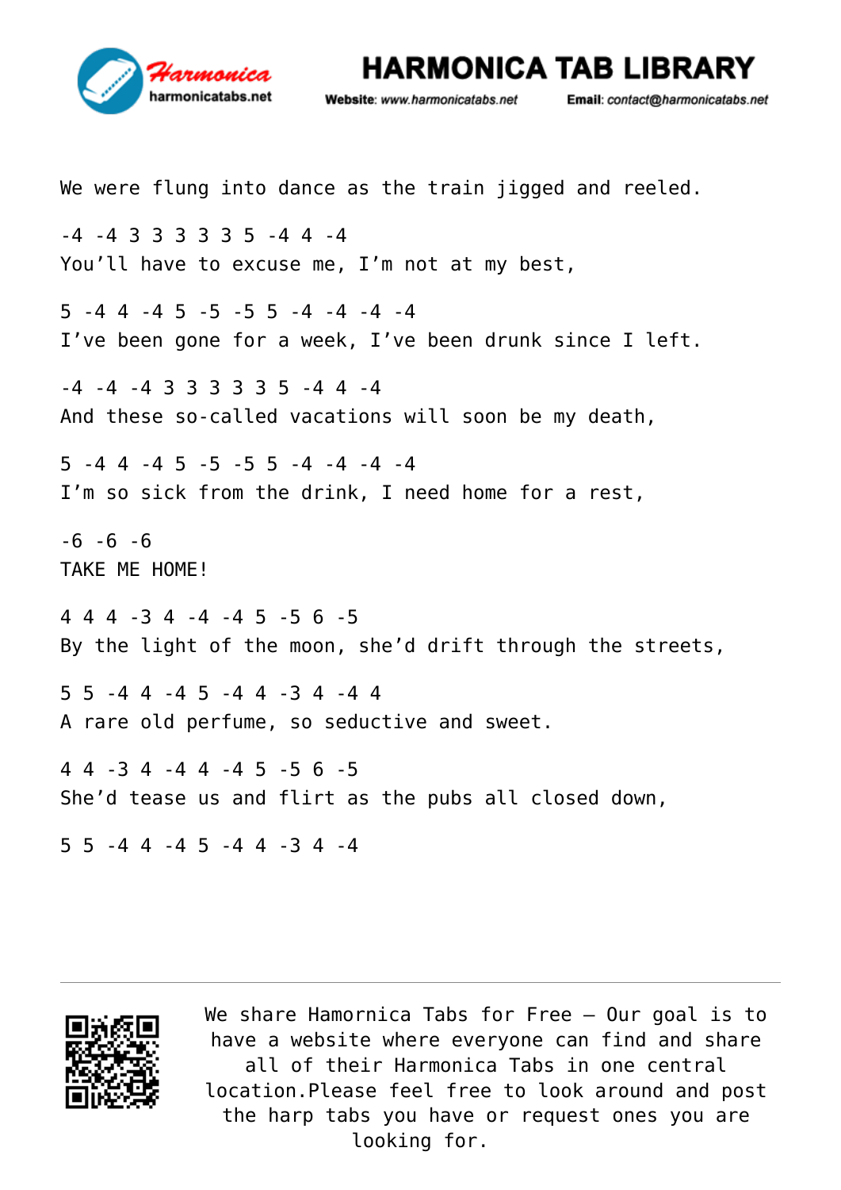We were flung into dance as the train jigged and reeled.

-4 -4 3 3 3 3 3 5 -4 4 -4
You’ll have to excuse me, I’m not at my best,

5 -4 4 -4 5 -5 -5 5 -4 -4 -4 -4
I’ve been gone for a week, I’ve been drunk since I left.

-4 -4 -4 3 3 3 3 3 5 -4 4 -4
And these so-called vacations will soon be my death,

5 -4 4 -4 5 -5 -5 5 -4 -4 -4 -4
I’m so sick from the drink, I need home for a rest,

-6 -6 -6
TAKE ME HOME!

4 4 4 -3 4 -4 -4 5 -5 6 -5
By the light of the moon, she’d drift through the streets,

5 5 -4 4 -4 5 -4 4 -3 4 -4 4
A rare old perfume, so seductive and sweet.

4 4 -3 4 -4 4 -4 5 -5 6 -5
She’d tease us and flirt as the pubs all closed down,

5 5 -4 4 -4 5 -4 4 -3 4 -4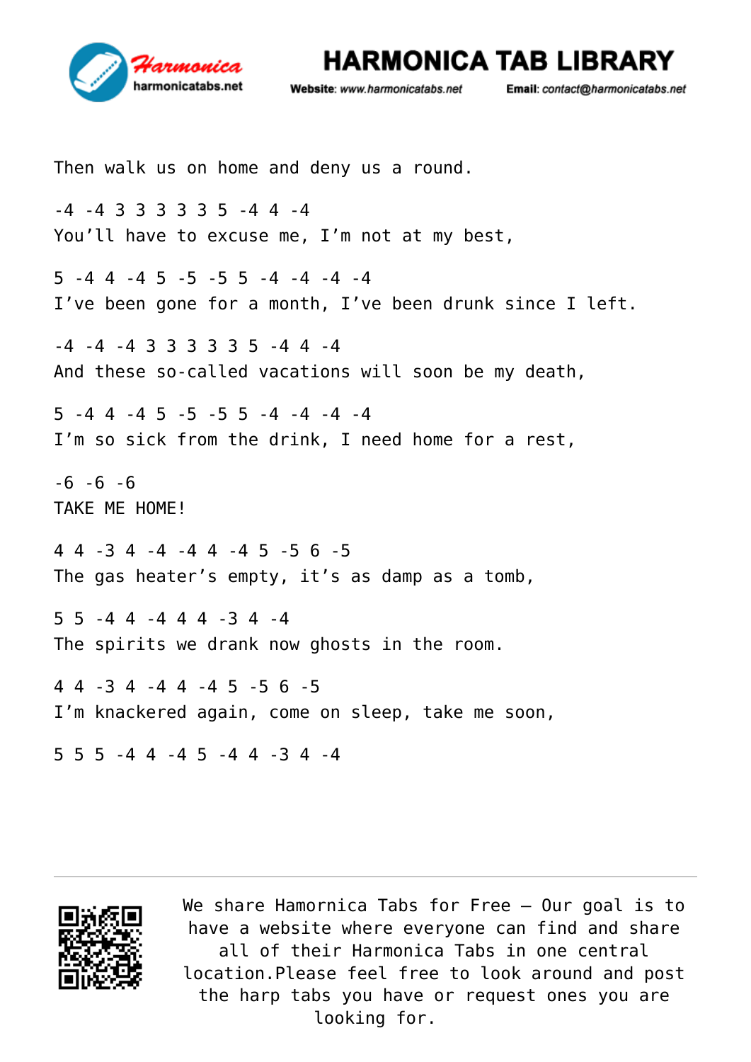Then walk us on home and deny us a round.

-4 -4 3 3 3 3 3 5 -4 4 -4
You'll have to excuse me, I'm not at my best,

5 -4 4 -4 5 -5 -5 5 -4 -4 -4 -4
I've been gone for a month, I've been drunk since I left.

-4 -4 -4 3 3 3 3 3 5 -4 4 -4
And these so-called vacations will soon be my death,

5 -4 4 -4 5 -5 -5 5 -4 -4 -4 -4
I'm so sick from the drink, I need home for a rest,

-6 -6 -6
TAKE ME HOME!

4 4 -3 4 -4 -4 4 -4 5 -5 6 -5
The gas heater's empty, it's as damp as a tomb,

5 5 -4 4 -4 4 4 -3 4 -4
The spirits we drank now ghosts in the room.

4 4 -3 4 -4 4 -4 5 -5 6 -5
I'm knackered again, come on sleep, take me soon,

5 5 5 -4 4 -4 5 -4 4 -3 4 -4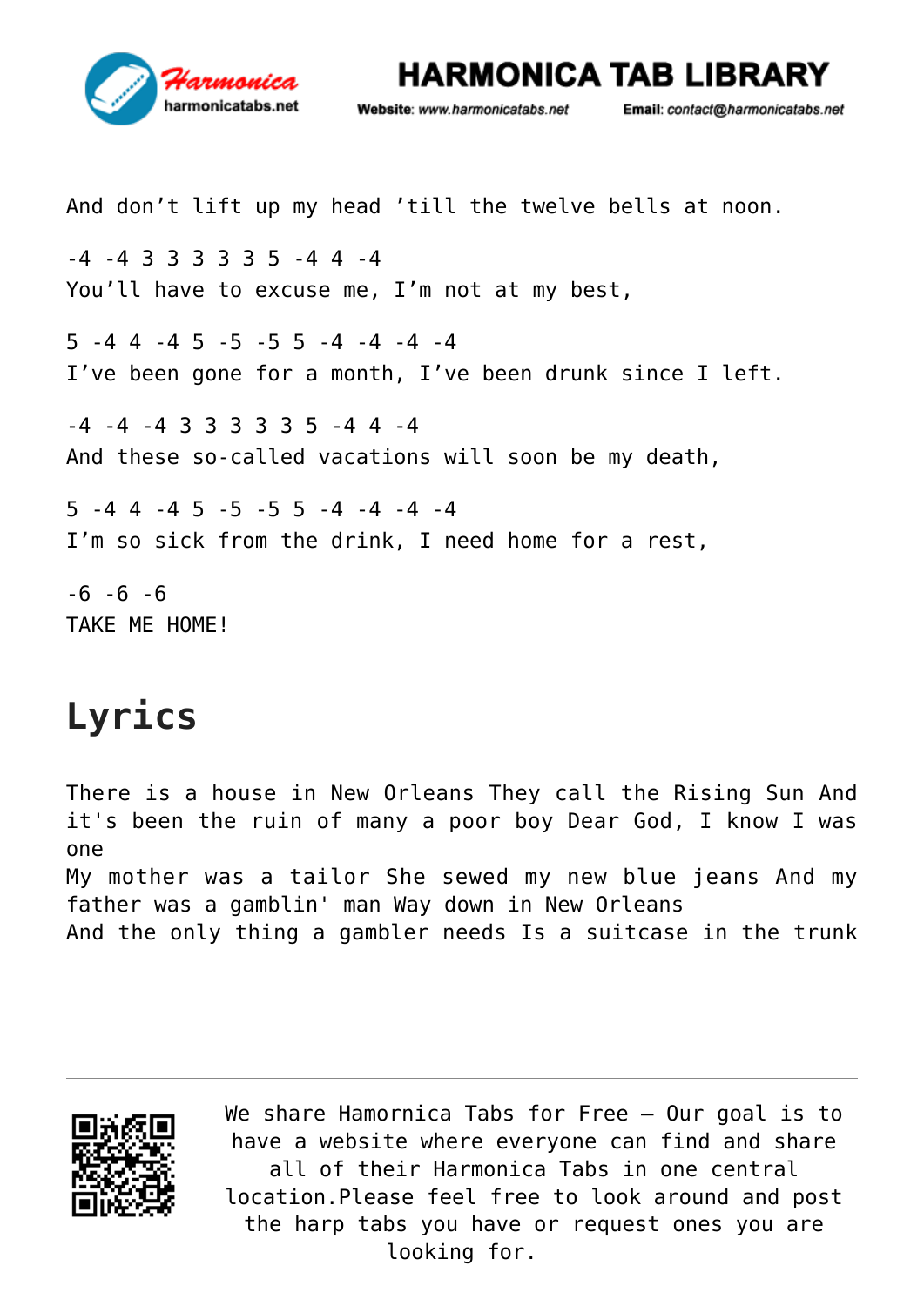And don’t lift up my head ’till the twelve bells at noon.

-4 -4 3 3 3 3 3 5 -4 4 -4
You’ll have to excuse me, I’m not at my best,

5 -4 4 -4 5 -5 -5 5 -4 -4 -4 -4
I’ve been gone for a month, I’ve been drunk since I left.

-4 -4 -4 3 3 3 3 3 5 -4 4 -4
And these so-called vacations will soon be my death,

5 -4 4 -4 5 -5 -5 5 -4 -4 -4 -4
I’m so sick from the drink, I need home for a rest,

-6 -6 -6
TAKE ME HOME!

# Lyrics

There is a house in New Orleans They call the Rising Sun And it's been the ruin of many a poor boy Dear God, I know I was one
My mother was a tailor She sewed my new blue jeans And my father was a gamblin' man Way down in New Orleans
And the only thing a gambler needs Is a suitcase in the trunk

We share Hamornica Tabs for Free – Our goal is to have a website where everyone can find and share all of their Harmonica Tabs in one central location.Please feel free to look around and post the harp tabs you have or request ones you are looking for.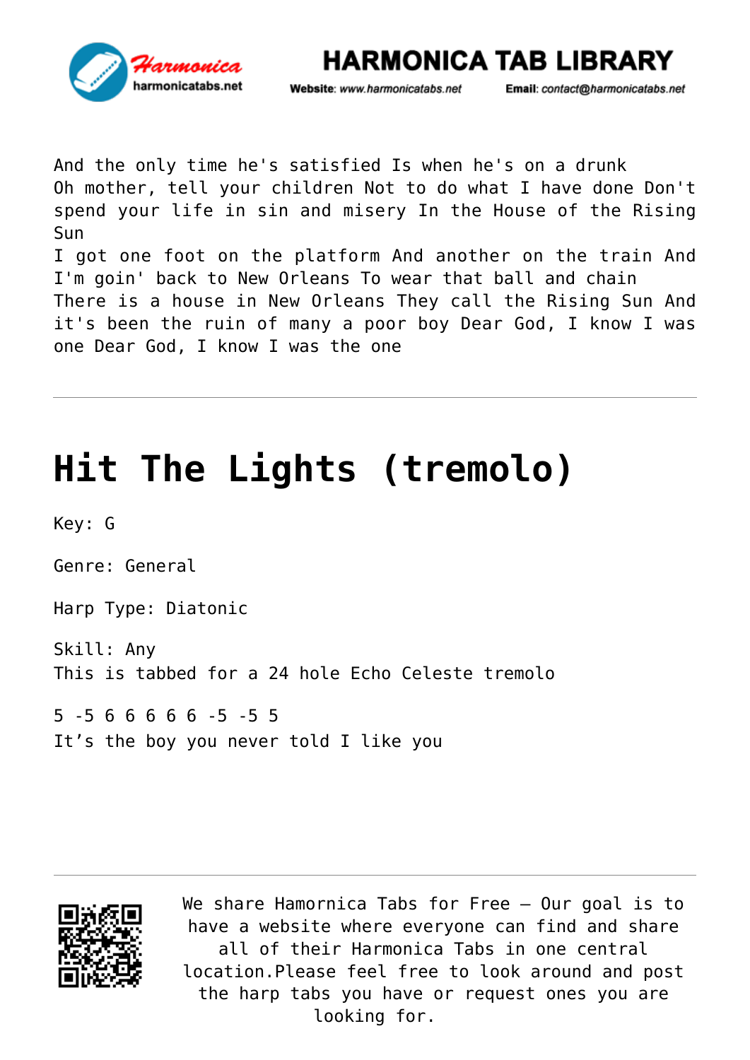And the only time he's satisfied Is when he's on a drunk
Oh mother, tell your children Not to do what I have done Don't spend your life in sin and misery In the House of the Rising Sun
I got one foot on the platform And another on the train And I'm goin' back to New Orleans To wear that ball and chain
There is a house in New Orleans They call the Rising Sun And it's been the ruin of many a poor boy Dear God, I know I was one Dear God, I know I was the one

---

# Hit The Lights (tremolo)

Key: G

Genre: General

Harp Type: Diatonic

Skill: Any
This is tabbed for a 24 hole Echo Celeste tremolo

5 -5 6 6 6 6 6 -5 -5 5
It’s the boy you never told I like you

---

We share Hamornica Tabs for Free – Our goal is to have a website where everyone can find and share all of their Harmonica Tabs in one central location.Please feel free to look around and post the harp tabs you have or request ones you are looking for.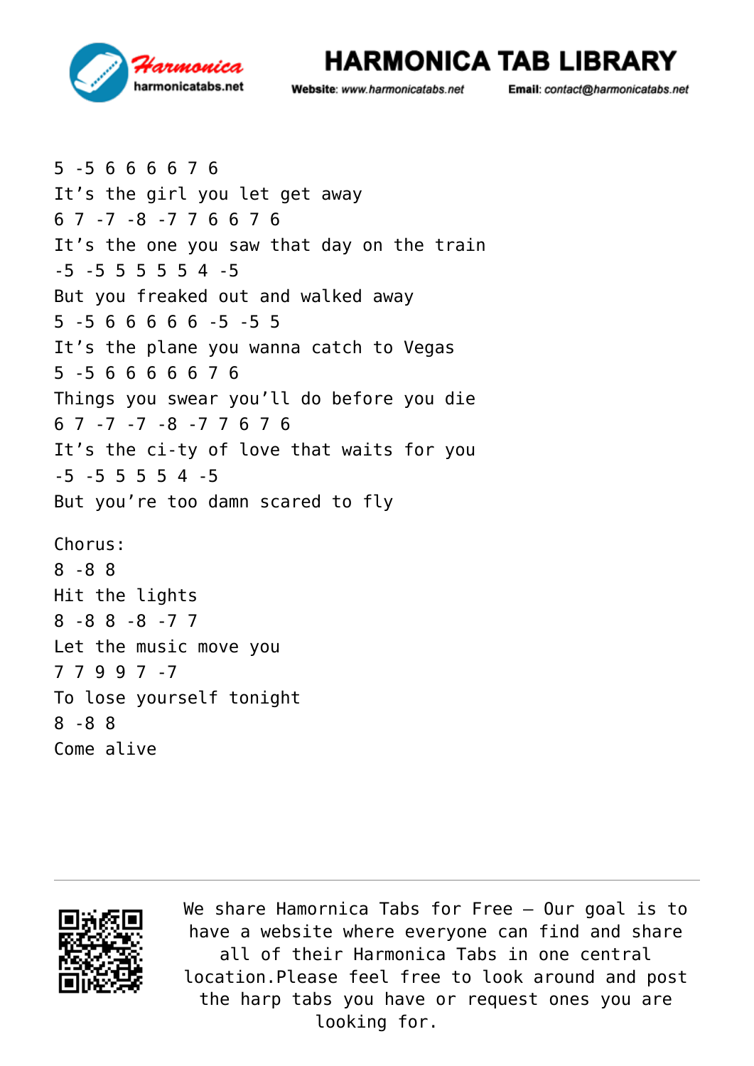5 -5 6 6 6 6 7 6
It’s the girl you let get away
6 7 -7 -8 -7 7 6 6 7 6
It’s the one you saw that day on the train
-5 -5 5 5 5 5 4 -5
But you freaked out and walked away
5 -5 6 6 6 6 6 -5 -5 5
It’s the plane you wanna catch to Vegas
5 -5 6 6 6 6 6 7 6
Things you swear you’ll do before you die
6 7 -7 -7 -8 -7 7 6 7 6
It’s the ci-ty of love that waits for you
-5 -5 5 5 5 4 -5
But you’re too damn scared to fly

Chorus:
8 -8 8
Hit the lights
8 -8 8 -8 -7 7
Let the music move you
7 7 9 9 7 -7
To lose yourself tonight
8 -8 8
Come alive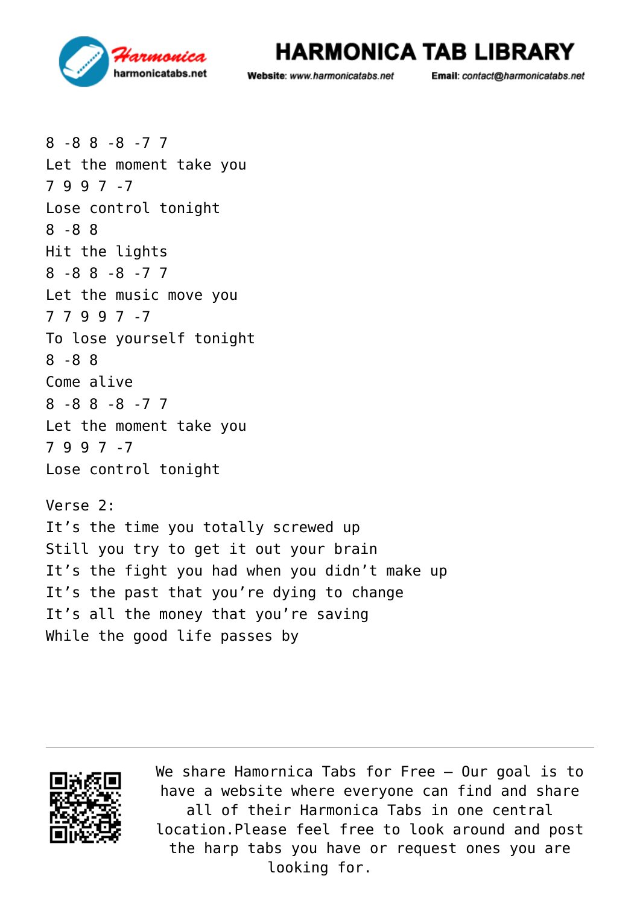8 -8 8 -8 -7 7
Let the moment take you
7 9 9 7 -7
Lose control tonight
8 -8 8
Hit the lights
8 -8 8 -8 -7 7
Let the music move you
7 7 9 9 7 -7
To lose yourself tonight
8 -8 8
Come alive
8 -8 8 -8 -7 7
Let the moment take you
7 9 9 7 -7
Lose control tonight

Verse 2:
It's the time you totally screwed up
Still you try to get it out your brain
It's the fight you had when you didn't make up
It's the past that you're dying to change
It's all the money that you're saving
While the good life passes by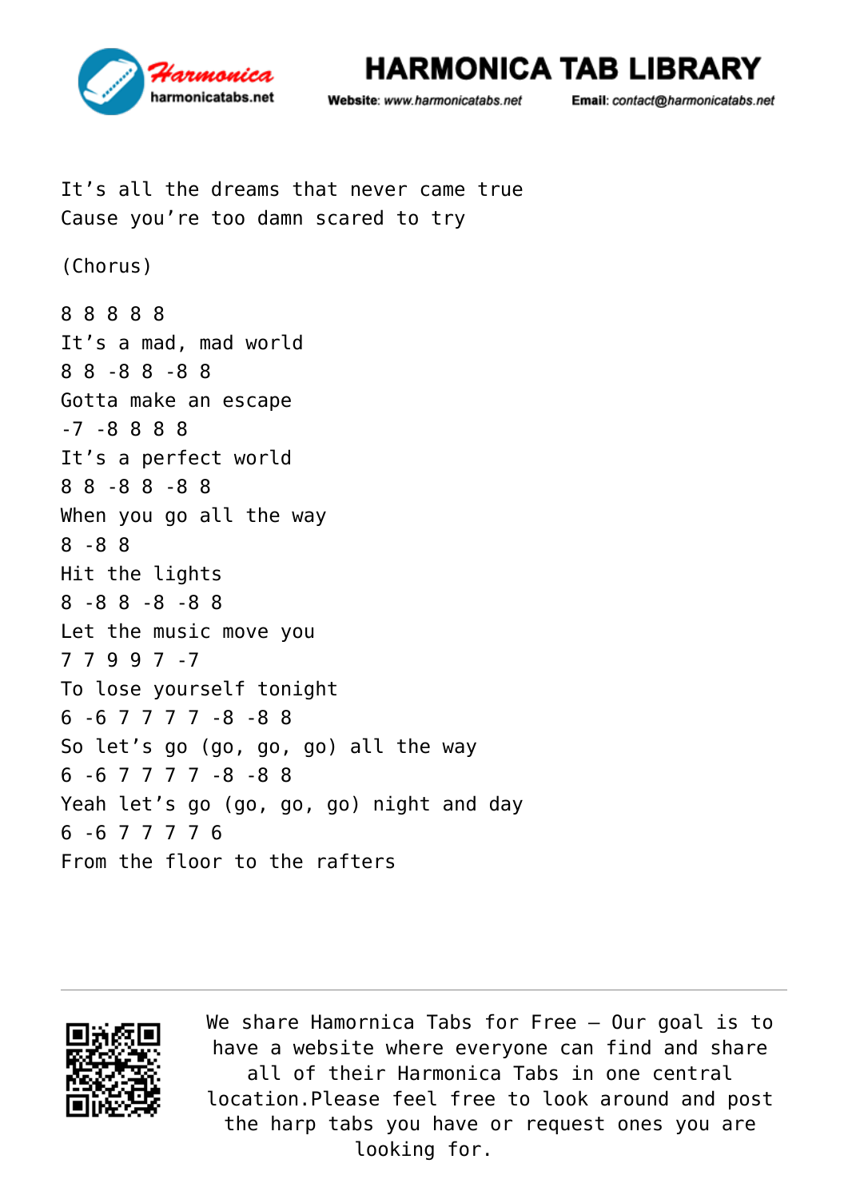It's all the dreams that never came true
Cause you're too damn scared to try

(Chorus)

8 8 8 8 8
It's a mad, mad world
8 8 -8 8 -8 8
Gotta make an escape
-7 -8 8 8 8
It's a perfect world
8 8 -8 8 -8 8
When you go all the way
8 -8 8
Hit the lights
8 -8 8 -8 -8 8
Let the music move you
7 7 9 9 7 -7
To lose yourself tonight
6 -6 7 7 7 7 -8 -8 8
So let's go (go, go, go) all the way
6 -6 7 7 7 7 -8 -8 8
Yeah let's go (go, go, go) night and day
6 -6 7 7 7 7 6
From the floor to the rafters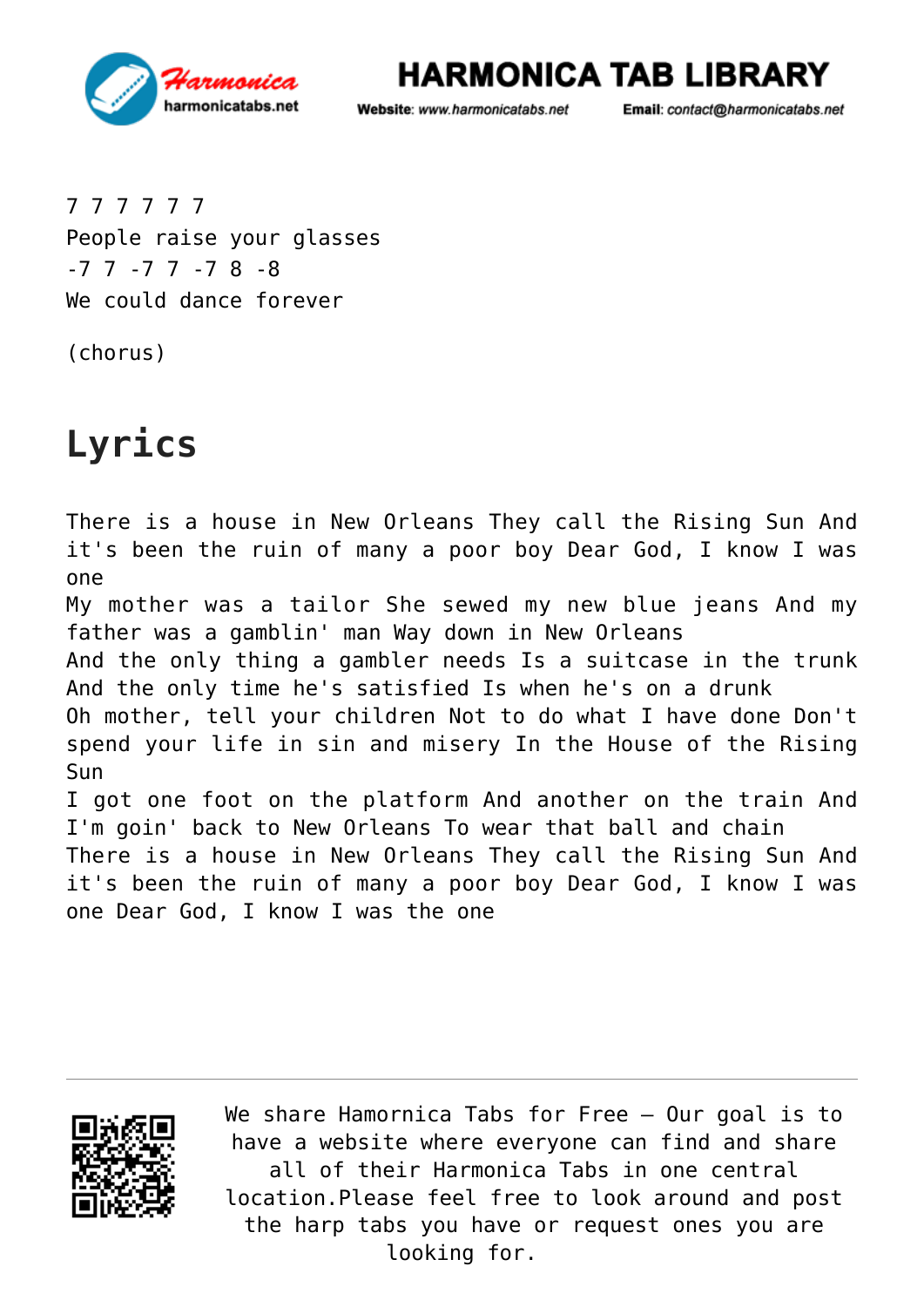7 7 7 7 7 7  
People raise your glasses  
-7 7 -7 7 -7 8 -8  
We could dance forever

(chorus)

# Lyrics

There is a house in New Orleans They call the Rising Sun And it's been the ruin of many a poor boy Dear God, I know I was one  
My mother was a tailor She sewed my new blue jeans And my father was a gamblin' man Way down in New Orleans  
And the only thing a gambler needs Is a suitcase in the trunk And the only time he's satisfied Is when he's on a drunk  
Oh mother, tell your children Not to do what I have done Don't spend your life in sin and misery In the House of the Rising Sun  
I got one foot on the platform And another on the train And I'm goin' back to New Orleans To wear that ball and chain  
There is a house in New Orleans They call the Rising Sun And it's been the ruin of many a poor boy Dear God, I know I was one Dear God, I know I was the one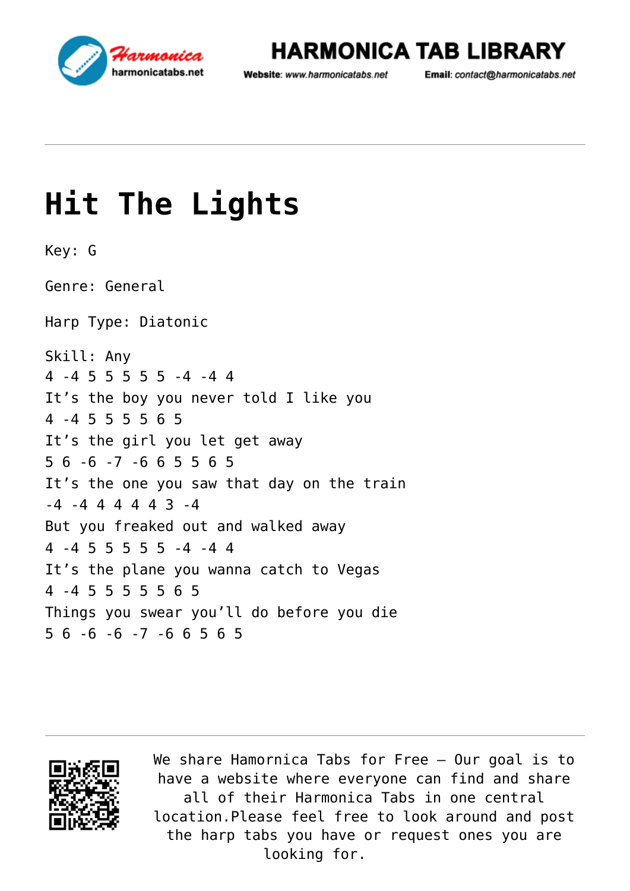# Hit The Lights

Key: G

Genre: General

Harp Type: Diatonic

Skill: Any

4 -4 5 5 5 5 5 -4 -4 4
It’s the boy you never told I like you
4 -4 5 5 5 5 6 5
It’s the girl you let get away
5 6 -6 -7 -6 6 5 5 6 5
It’s the one you saw that day on the train
-4 -4 4 4 4 4 3 -4
But you freaked out and walked away
4 -4 5 5 5 5 5 -4 -4 4
It’s the plane you wanna catch to Vegas
4 -4 5 5 5 5 5 6 5
Things you swear you’ll do before you die
5 6 -6 -6 -7 -6 6 5 6 5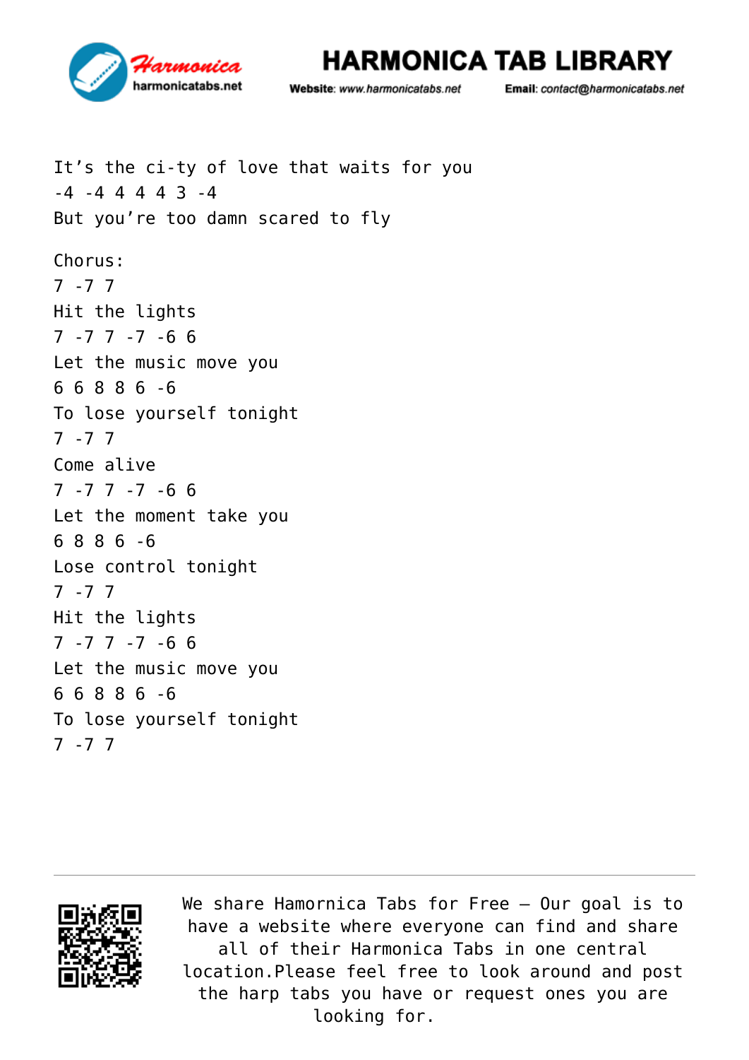It's the ci-ty of love that waits for you
-4 -4 4 4 4 3 -4
But you're too damn scared to fly

Chorus:
7 -7 7
Hit the lights
7 -7 7 -7 -6 6
Let the music move you
6 6 8 8 6 -6
To lose yourself tonight
7 -7 7
Come alive
7 -7 7 -7 -6 6
Let the moment take you
6 8 8 6 -6
Lose control tonight
7 -7 7
Hit the lights
7 -7 7 -7 -6 6
Let the music move you
6 6 8 8 6 -6
To lose yourself tonight
7 -7 7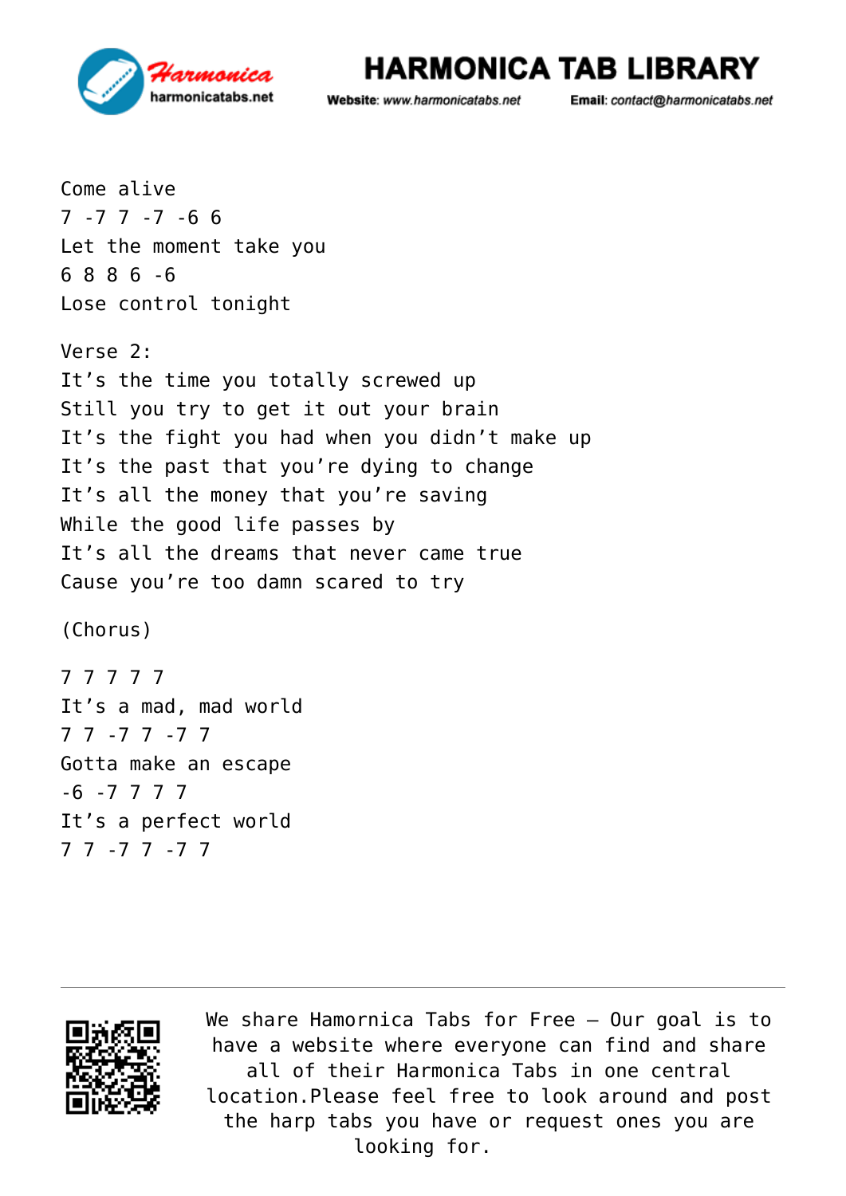Come alive
7 -7 7 -7 -6 6
Let the moment take you
6 8 8 6 -6
Lose control tonight

Verse 2:
It's the time you totally screwed up
Still you try to get it out your brain
It's the fight you had when you didn't make up
It's the past that you're dying to change
It's all the money that you're saving
While the good life passes by
It's all the dreams that never came true
Cause you're too damn scared to try

(Chorus)

7 7 7 7 7
It's a mad, mad world
7 7 -7 7 -7 7
Gotta make an escape
-6 -7 7 7 7
It's a perfect world
7 7 -7 7 -7 7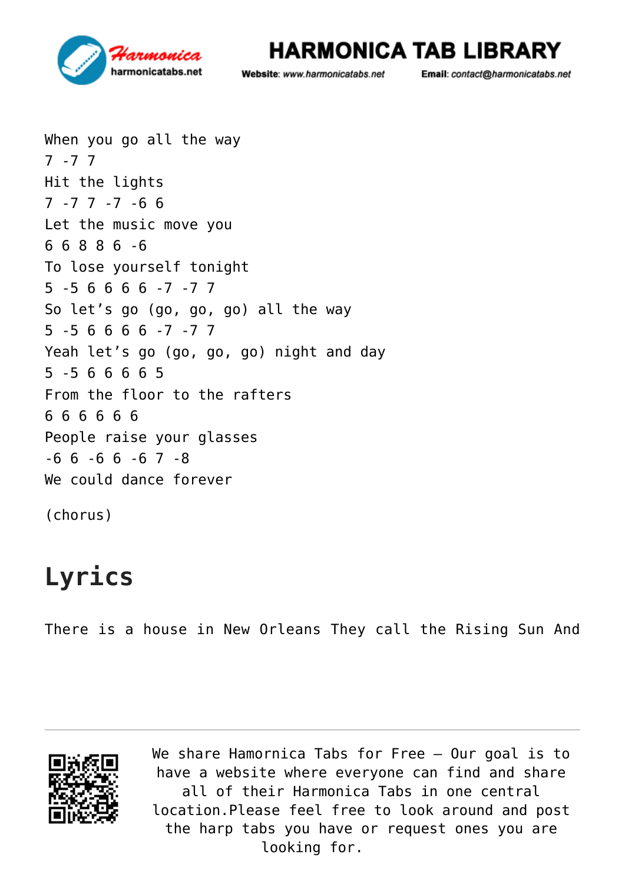When you go all the way
7 -7 7
Hit the lights
7 -7 7 -7 -6 6
Let the music move you
6 6 8 8 6 -6
To lose yourself tonight
5 -5 6 6 6 6 -7 -7 7
So let's go (go, go, go) all the way
5 -5 6 6 6 6 -7 -7 7
Yeah let's go (go, go, go) night and day
5 -5 6 6 6 6 5
From the floor to the rafters
6 6 6 6 6 6
People raise your glasses
-6 6 -6 6 -6 7 -8
We could dance forever

(chorus)

# Lyrics

There is a house in New Orleans They call the Rising Sun And

We share Hamornica Tabs for Free – Our goal is to have a website where everyone can find and share all of their Harmonica Tabs in one central location.Please feel free to look around and post the harp tabs you have or request ones you are looking for.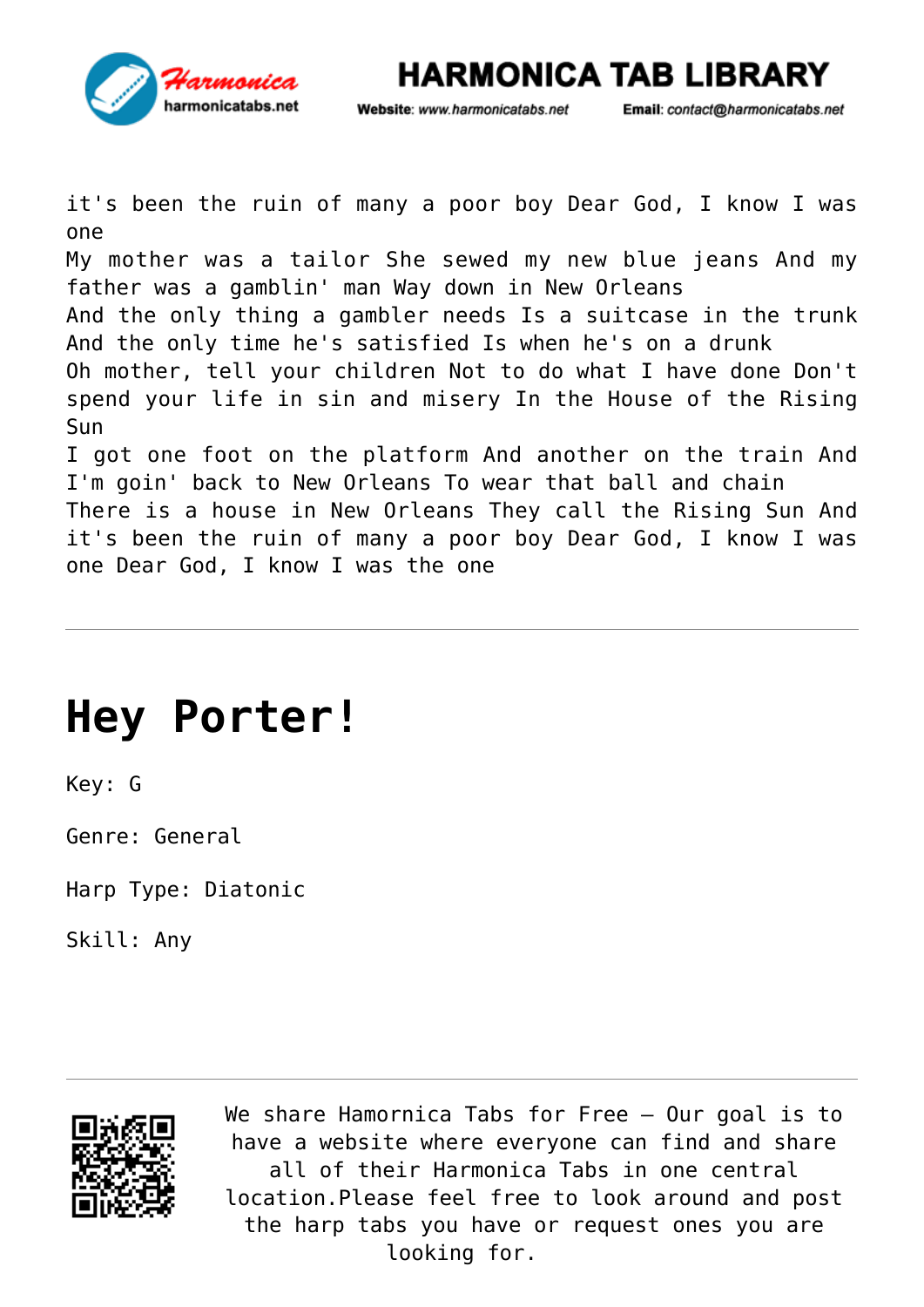it's been the ruin of many a poor boy Dear God, I know I was one
My mother was a tailor She sewed my new blue jeans And my father was a gamblin' man Way down in New Orleans
And the only thing a gambler needs Is a suitcase in the trunk
And the only time he's satisfied Is when he's on a drunk
Oh mother, tell your children Not to do what I have done Don't spend your life in sin and misery In the House of the Rising Sun
I got one foot on the platform And another on the train And I'm goin' back to New Orleans To wear that ball and chain
There is a house in New Orleans They call the Rising Sun And it's been the ruin of many a poor boy Dear God, I know I was one Dear God, I know I was the one

---

# Hey Porter!

Key: G

Genre: General

Harp Type: Diatonic

Skill: Any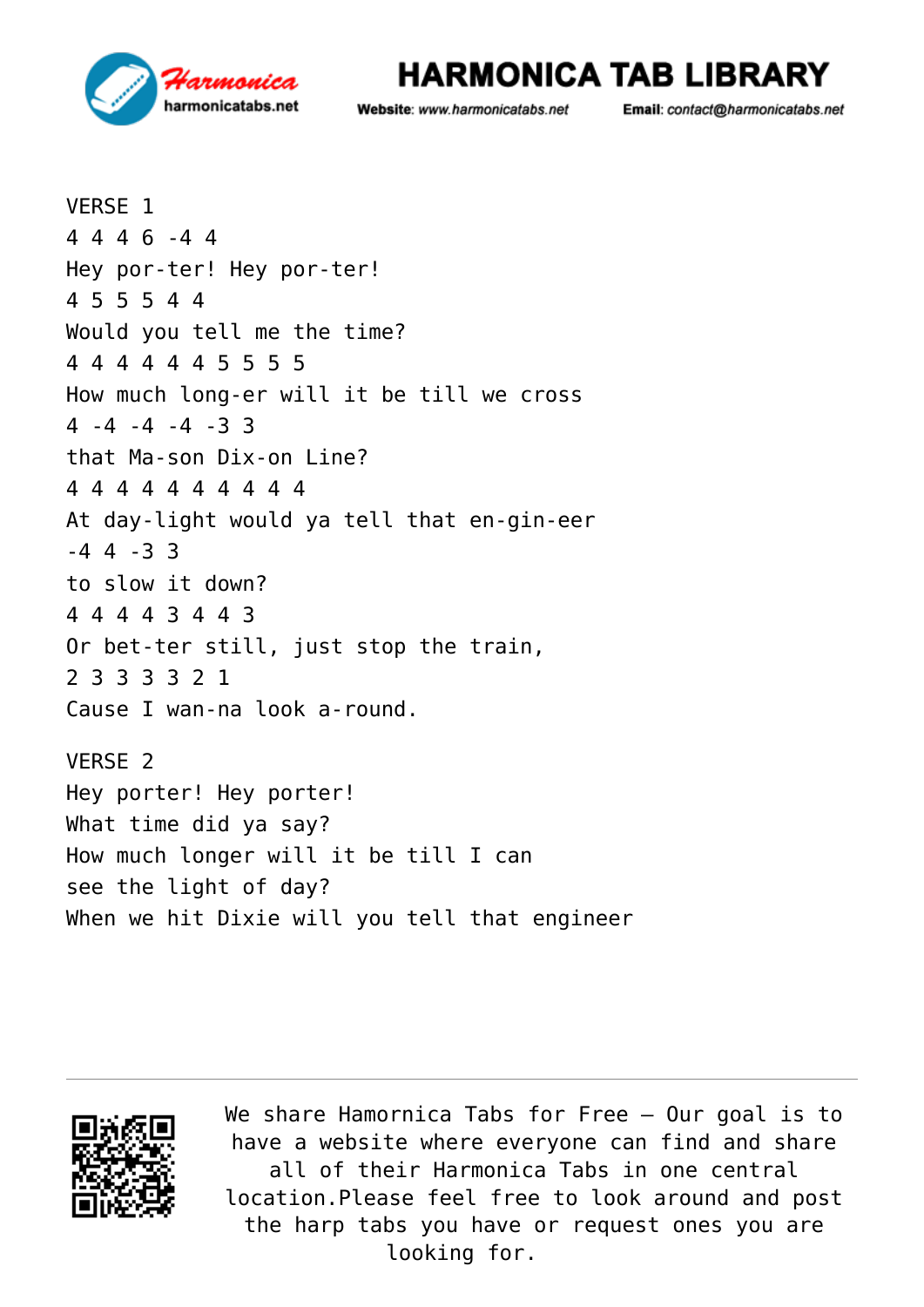VERSE 1

4 4 4 6 -4 4
Hey por-ter! Hey por-ter!
4 5 5 5 4 4
Would you tell me the time?
4 4 4 4 4 4 5 5 5 5
How much long-er will it be till we cross
4 -4 -4 -4 -3 3
that Ma-son Dix-on Line?
4 4 4 4 4 4 4 4 4 4
At day-light would ya tell that en-gin-eer
-4 4 -3 3
to slow it down?
4 4 4 4 3 4 4 3
Or bet-ter still, just stop the train,
2 3 3 3 3 2 1
Cause I wan-na look a-round.

VERSE 2

Hey porter! Hey porter!
What time did ya say?
How much longer will it be till I can
see the light of day?
When we hit Dixie will you tell that engineer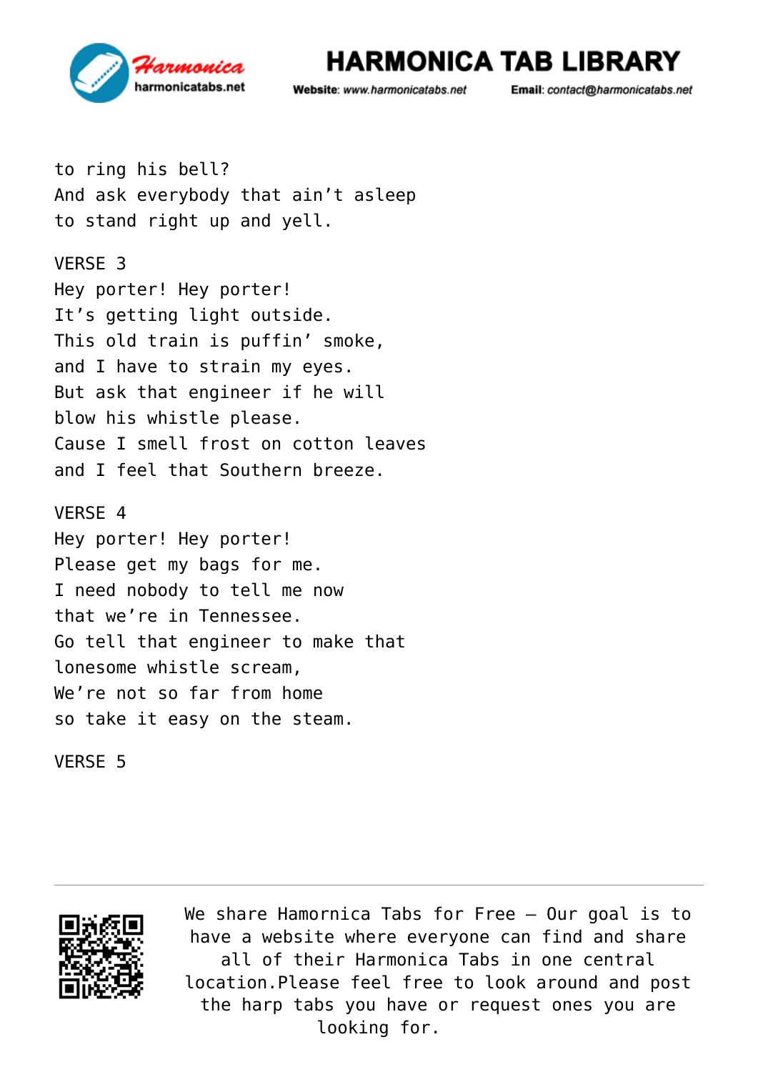to ring his bell?
And ask everybody that ain't asleep
to stand right up and yell.

VERSE 3
Hey porter! Hey porter!
It's getting light outside.
This old train is puffin' smoke,
and I have to strain my eyes.
But ask that engineer if he will
blow his whistle please.
Cause I smell frost on cotton leaves
and I feel that Southern breeze.

VERSE 4
Hey porter! Hey porter!
Please get my bags for me.
I need nobody to tell me now
that we're in Tennessee.
Go tell that engineer to make that
lonesome whistle scream,
We're not so far from home
so take it easy on the steam.

VERSE 5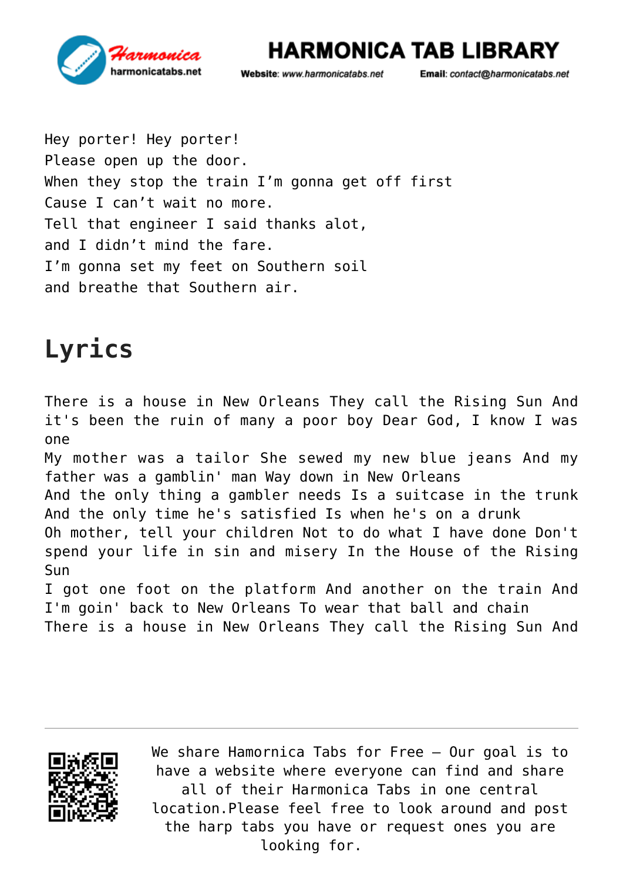Hey porter! Hey porter!
Please open up the door.
When they stop the train I'm gonna get off first
Cause I can't wait no more.
Tell that engineer I said thanks alot,
and I didn't mind the fare.
I'm gonna set my feet on Southern soil
and breathe that Southern air.

# Lyrics

There is a house in New Orleans They call the Rising Sun And it's been the ruin of many a poor boy Dear God, I know I was one
My mother was a tailor She sewed my new blue jeans And my father was a gamblin' man Way down in New Orleans
And the only thing a gambler needs Is a suitcase in the trunk
And the only time he's satisfied Is when he's on a drunk
Oh mother, tell your children Not to do what I have done Don't spend your life in sin and misery In the House of the Rising Sun
I got one foot on the platform And another on the train And I'm goin' back to New Orleans To wear that ball and chain
There is a house in New Orleans They call the Rising Sun And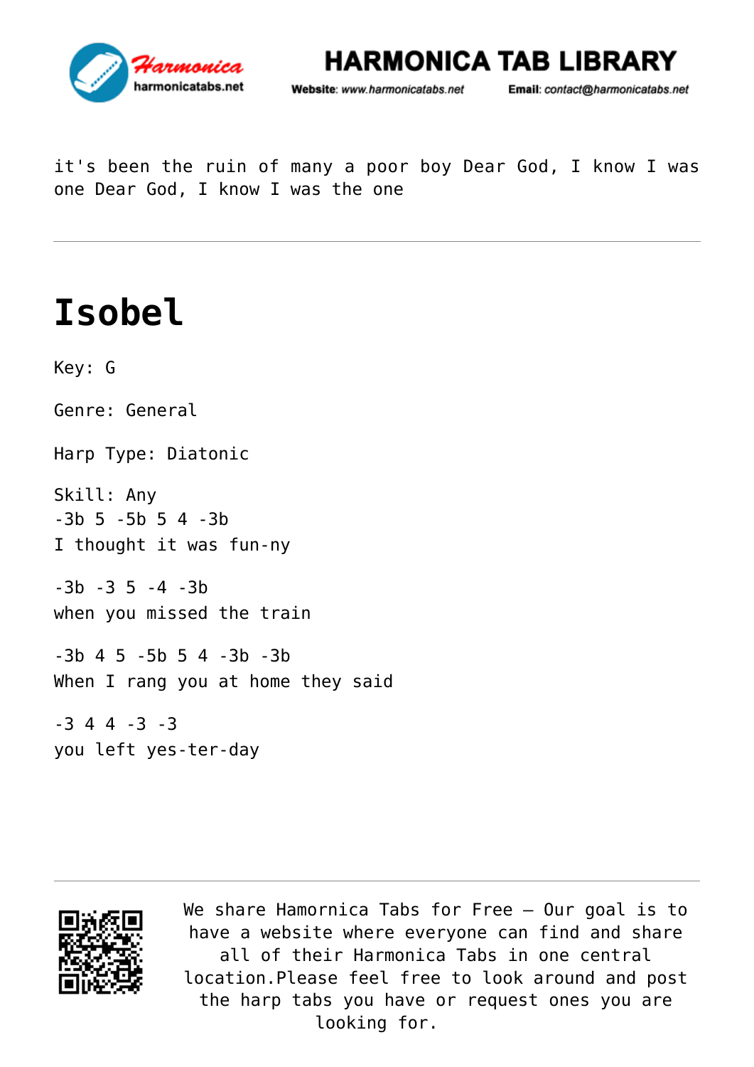it's been the ruin of many a poor boy Dear God, I know I was one Dear God, I know I was the one

---

# Isobel

Key: G

Genre: General

Harp Type: Diatonic

Skill: Any
-3b 5 -5b 5 4 -3b
I thought it was fun-ny

-3b -3 5 -4 -3b
when you missed the train

-3b 4 5 -5b 5 4 -3b -3b
When I rang you at home they said

-3 4 4 -3 -3
you left yes-ter-day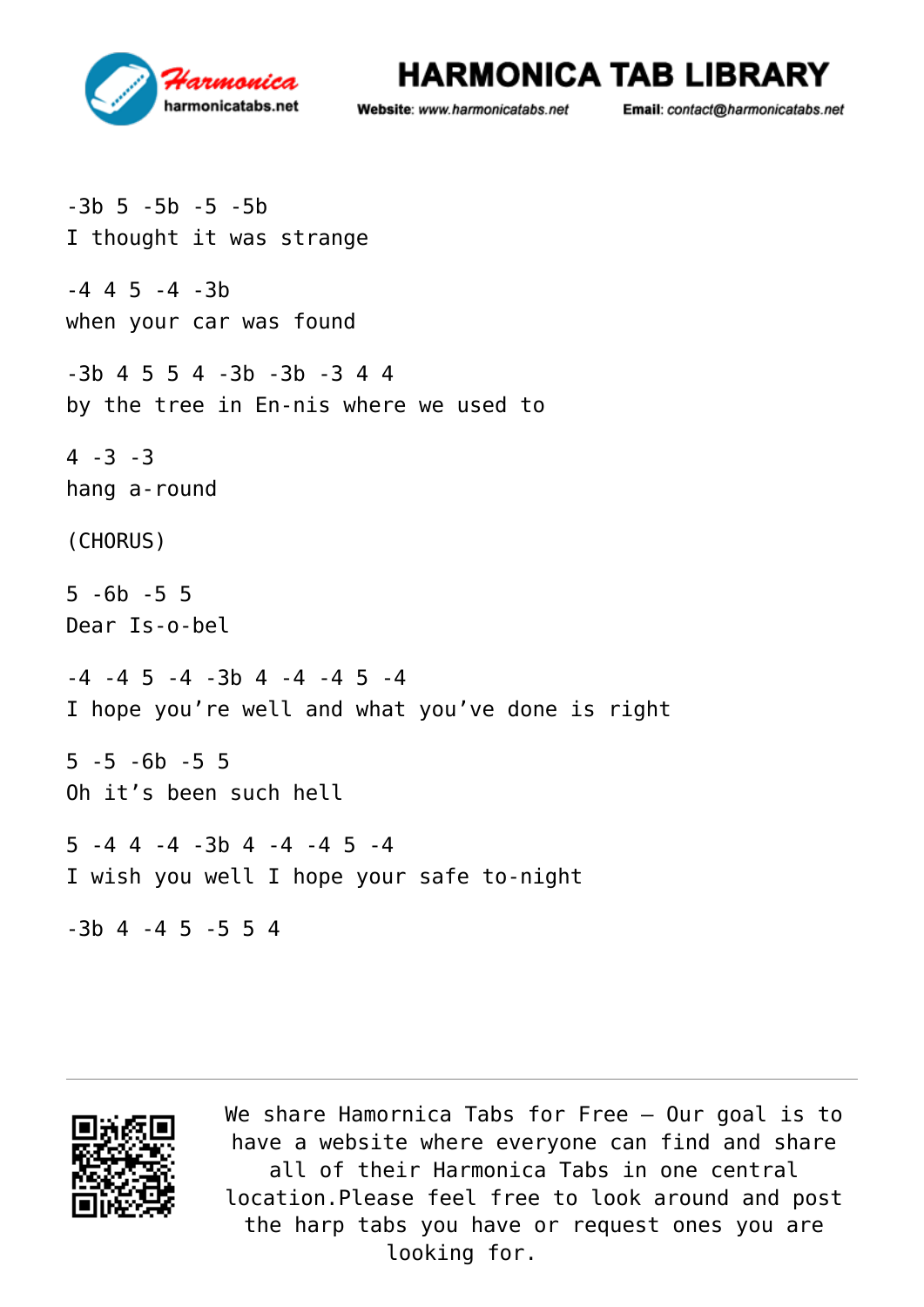-3b 5 -5b -5 -5b
I thought it was strange

-4 4 5 -4 -3b
when your car was found

-3b 4 5 5 4 -3b -3b -3 4 4
by the tree in En-nis where we used to

4 -3 -3
hang a-round

(CHORUS)

5 -6b -5 5
Dear Is-o-bel

-4 -4 5 -4 -3b 4 -4 -4 5 -4
I hope you're well and what you've done is right

5 -5 -6b -5 5
Oh it's been such hell

5 -4 4 -4 -3b 4 -4 -4 5 -4
I wish you well I hope your safe to-night

-3b 4 -4 5 -5 5 4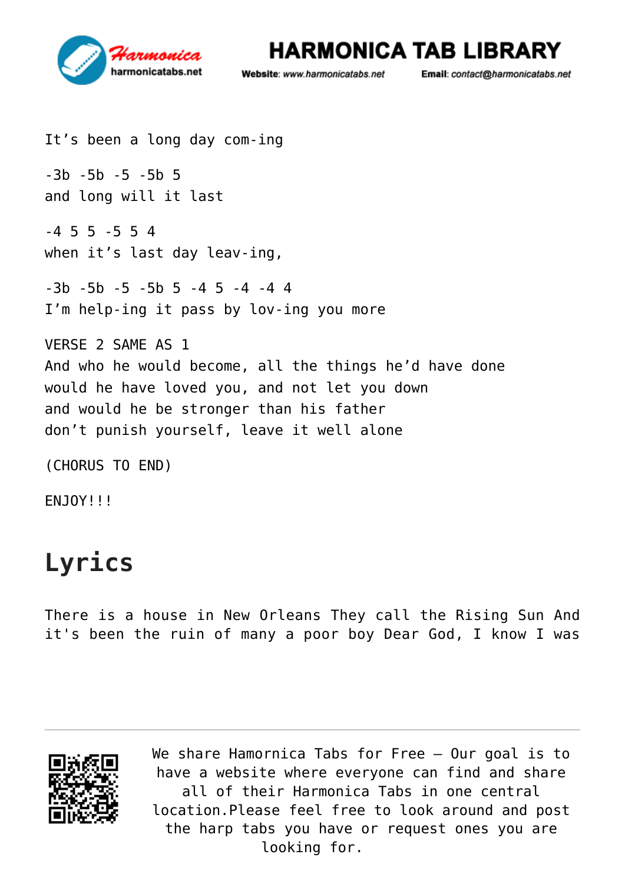It's been a long day com-ing

-3b -5b -5 -5b 5
and long will it last

-4 5 5 -5 5 4
when it's last day leav-ing,

-3b -5b -5 -5b 5 -4 5 -4 -4 4
I'm help-ing it pass by lov-ing you more

VERSE 2 SAME AS 1
And who he would become, all the things he'd have done
would he have loved you, and not let you down
and would he be stronger than his father
don't punish yourself, leave it well alone

(CHORUS TO END)

ENJOY!!!

## Lyrics

There is a house in New Orleans They call the Rising Sun And it's been the ruin of many a poor boy Dear God, I know I was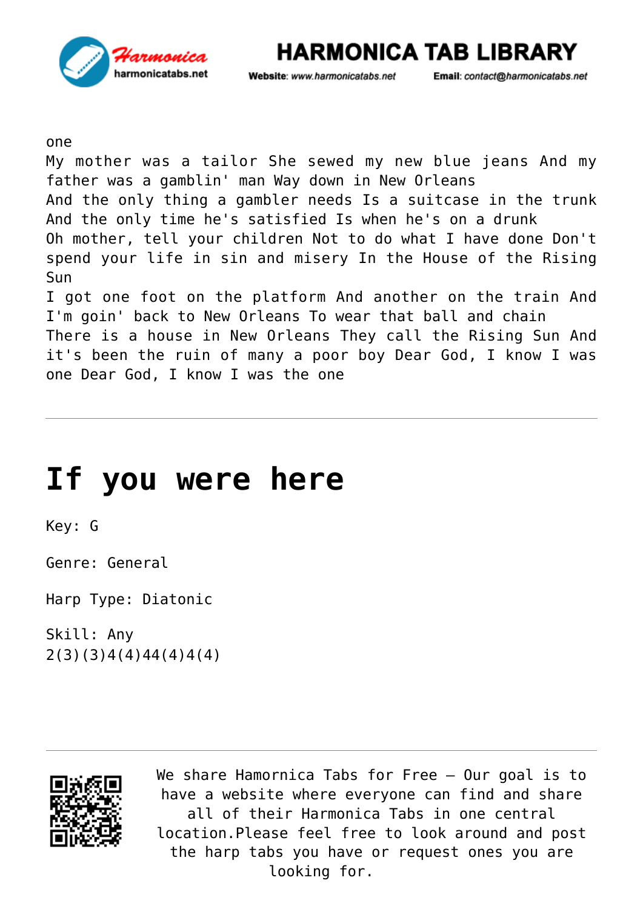one
My mother was a tailor She sewed my new blue jeans And my father was a gamblin' man Way down in New Orleans
And the only thing a gambler needs Is a suitcase in the trunk
And the only time he's satisfied Is when he's on a drunk
Oh mother, tell your children Not to do what I have done Don't spend your life in sin and misery In the House of the Rising Sun
I got one foot on the platform And another on the train And I'm goin' back to New Orleans To wear that ball and chain
There is a house in New Orleans They call the Rising Sun And it's been the ruin of many a poor boy Dear God, I know I was one Dear God, I know I was the one

---

# If you were here

Key: G

Genre: General

Harp Type: Diatonic

Skill: Any
2(3)(3)4(4)44(4)4(4)

---

We share Hamornica Tabs for Free – Our goal is to have a website where everyone can find and share all of their Harmonica Tabs in one central location.Please feel free to look around and post the harp tabs you have or request ones you are looking for.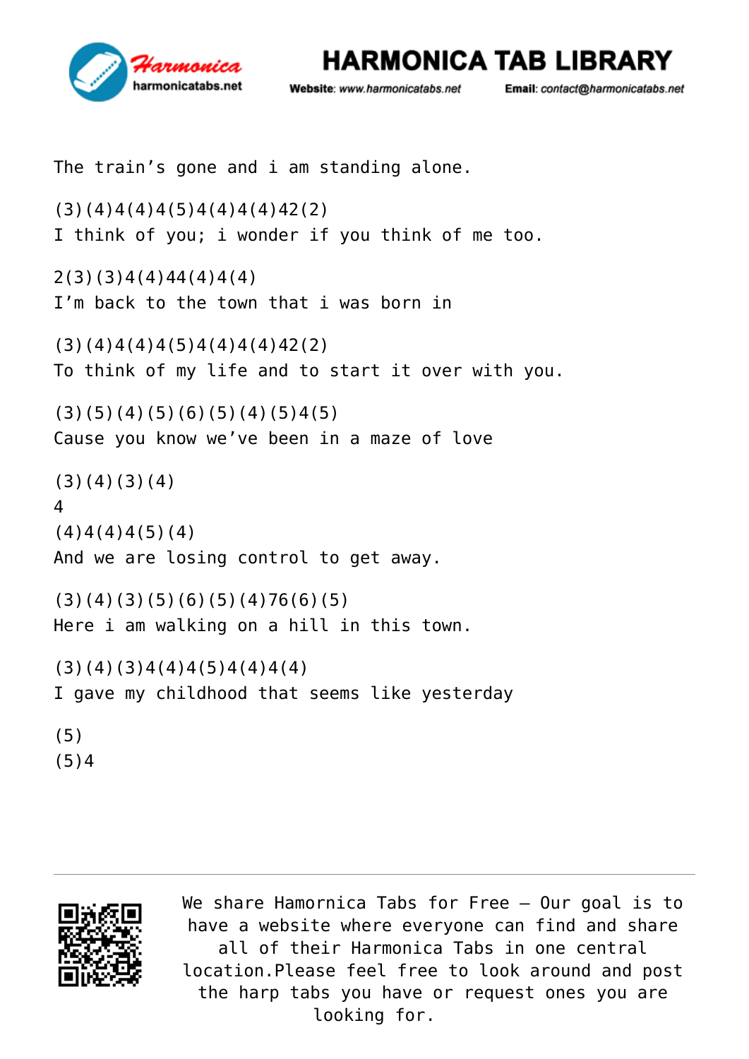The train’s gone and i am standing alone.

(3)(4)4(4)4(5)4(4)4(4)42(2)
I think of you; i wonder if you think of me too.

2(3)(3)4(4)44(4)4(4)
I’m back to the town that i was born in

(3)(4)4(4)4(5)4(4)4(4)42(2)
To think of my life and to start it over with you.

(3)(5)(4)(5)(6)(5)(4)(5)4(5)
Cause you know we’ve been in a maze of love

(3)(4)(3)(4)
4
(4)4(4)4(5)(4)
And we are losing control to get away.

(3)(4)(3)(5)(6)(5)(4)76(6)(5)
Here i am walking on a hill in this town.

(3)(4)(3)4(4)4(5)4(4)4(4)
I gave my childhood that seems like yesterday

(5)
(5)4

We share Hamornica Tabs for Free – Our goal is to have a website where everyone can find and share all of their Harmonica Tabs in one central location.Please feel free to look around and post the harp tabs you have or request ones you are looking for.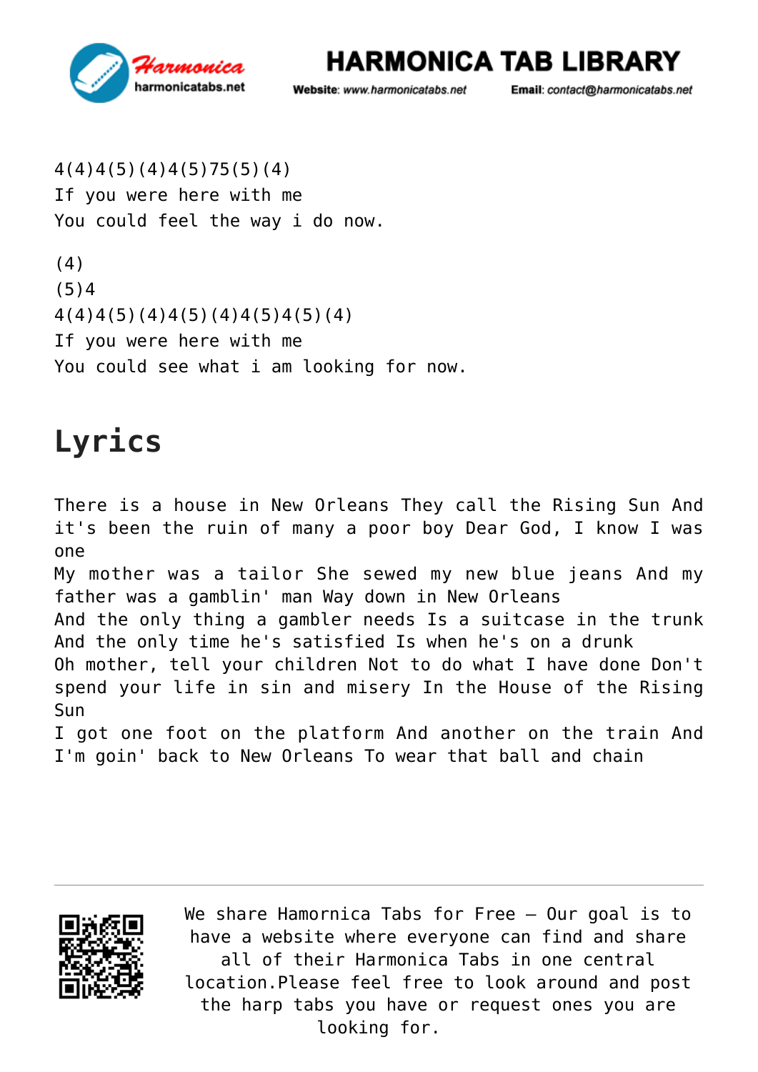4(4)4(5)(4)4(5)75(5)(4)
If you were here with me
You could feel the way i do now.

(4)
(5)4
4(4)4(5)(4)4(5)(4)4(5)4(5)(4)
If you were here with me
You could see what i am looking for now.

# Lyrics

There is a house in New Orleans They call the Rising Sun And it's been the ruin of many a poor boy Dear God, I know I was one
My mother was a tailor She sewed my new blue jeans And my father was a gamblin' man Way down in New Orleans
And the only thing a gambler needs Is a suitcase in the trunk
And the only time he's satisfied Is when he's on a drunk
Oh mother, tell your children Not to do what I have done Don't spend your life in sin and misery In the House of the Rising Sun
I got one foot on the platform And another on the train And I'm goin' back to New Orleans To wear that ball and chain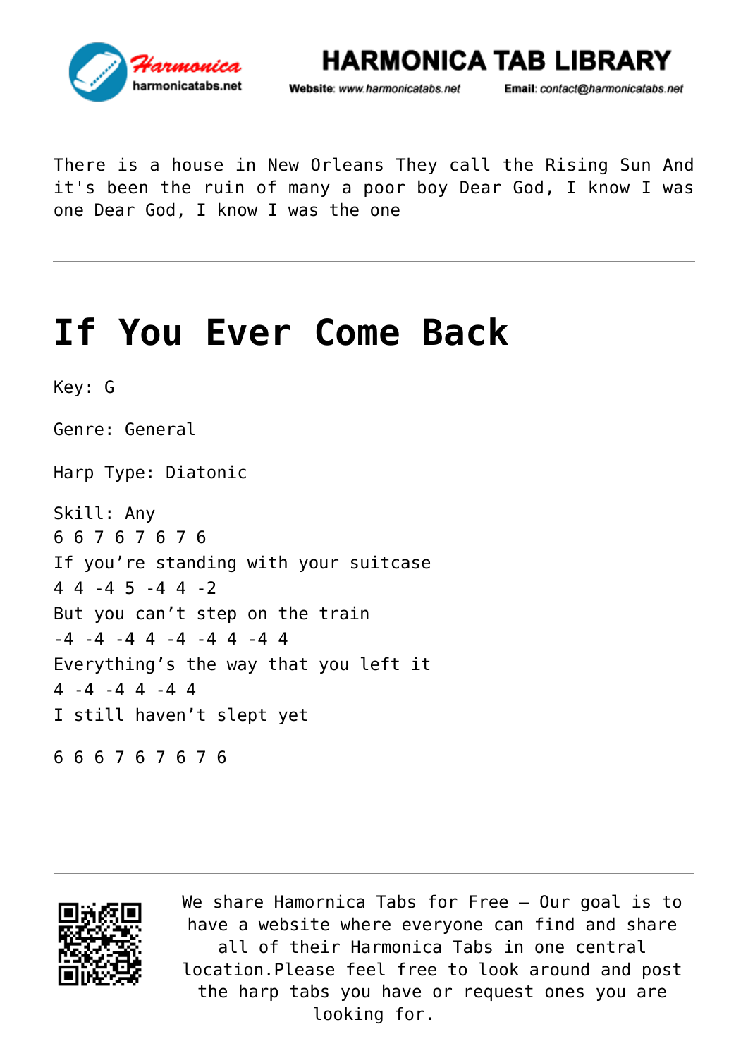There is a house in New Orleans They call the Rising Sun And it's been the ruin of many a poor boy Dear God, I know I was one Dear God, I know I was the one

---

# If You Ever Come Back

Key: G

Genre: General

Harp Type: Diatonic

Skill: Any
6 6 7 6 7 6 7 6
If you're standing with your suitcase
4 4 -4 5 -4 4 -2
But you can't step on the train
-4 -4 -4 4 -4 -4 4 -4 4
Everything's the way that you left it
4 -4 -4 4 -4 4
I still haven't slept yet

6 6 6 7 6 7 6 7 6

---

We share Hamornica Tabs for Free – Our goal is to have a website where everyone can find and share all of their Harmonica Tabs in one central location.Please feel free to look around and post the harp tabs you have or request ones you are looking for.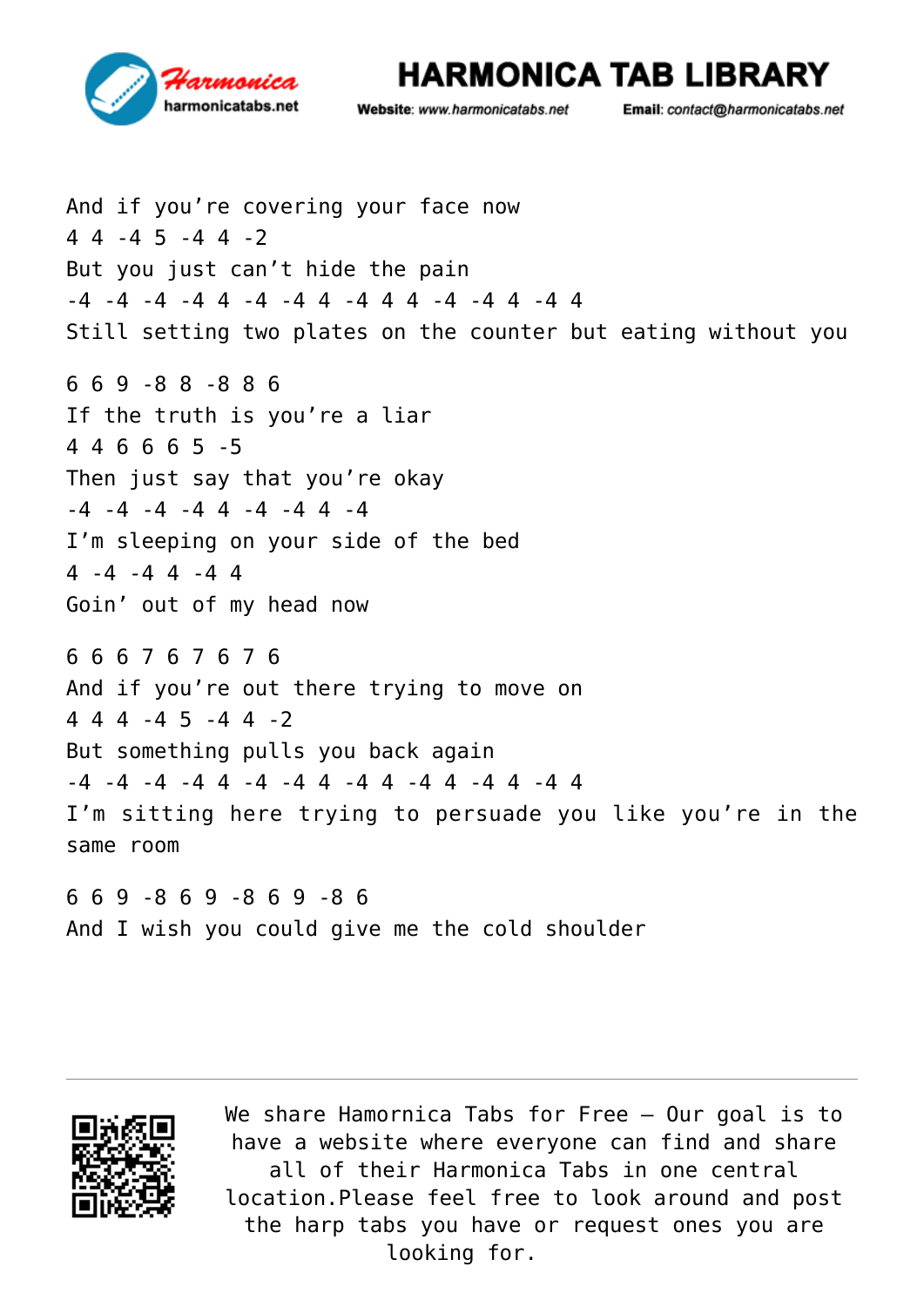And if you're covering your face now
4 4 -4 5 -4 4 -2
But you just can't hide the pain
-4 -4 -4 -4 4 -4 -4 4 -4 4 4 -4 -4 4 -4 4
Still setting two plates on the counter but eating without you

6 6 9 -8 8 -8 8 6
If the truth is you're a liar
4 4 6 6 6 5 -5
Then just say that you're okay
-4 -4 -4 -4 4 -4 -4 4 -4
I'm sleeping on your side of the bed
4 -4 -4 4 -4 4
Goin' out of my head now

6 6 6 7 6 7 6 7 6
And if you're out there trying to move on
4 4 4 -4 5 -4 4 -2
But something pulls you back again
-4 -4 -4 -4 4 -4 -4 4 -4 4 -4 4 -4 4 -4 4
I'm sitting here trying to persuade you like you're in the same room

6 6 9 -8 6 9 -8 6 9 -8 6
And I wish you could give me the cold shoulder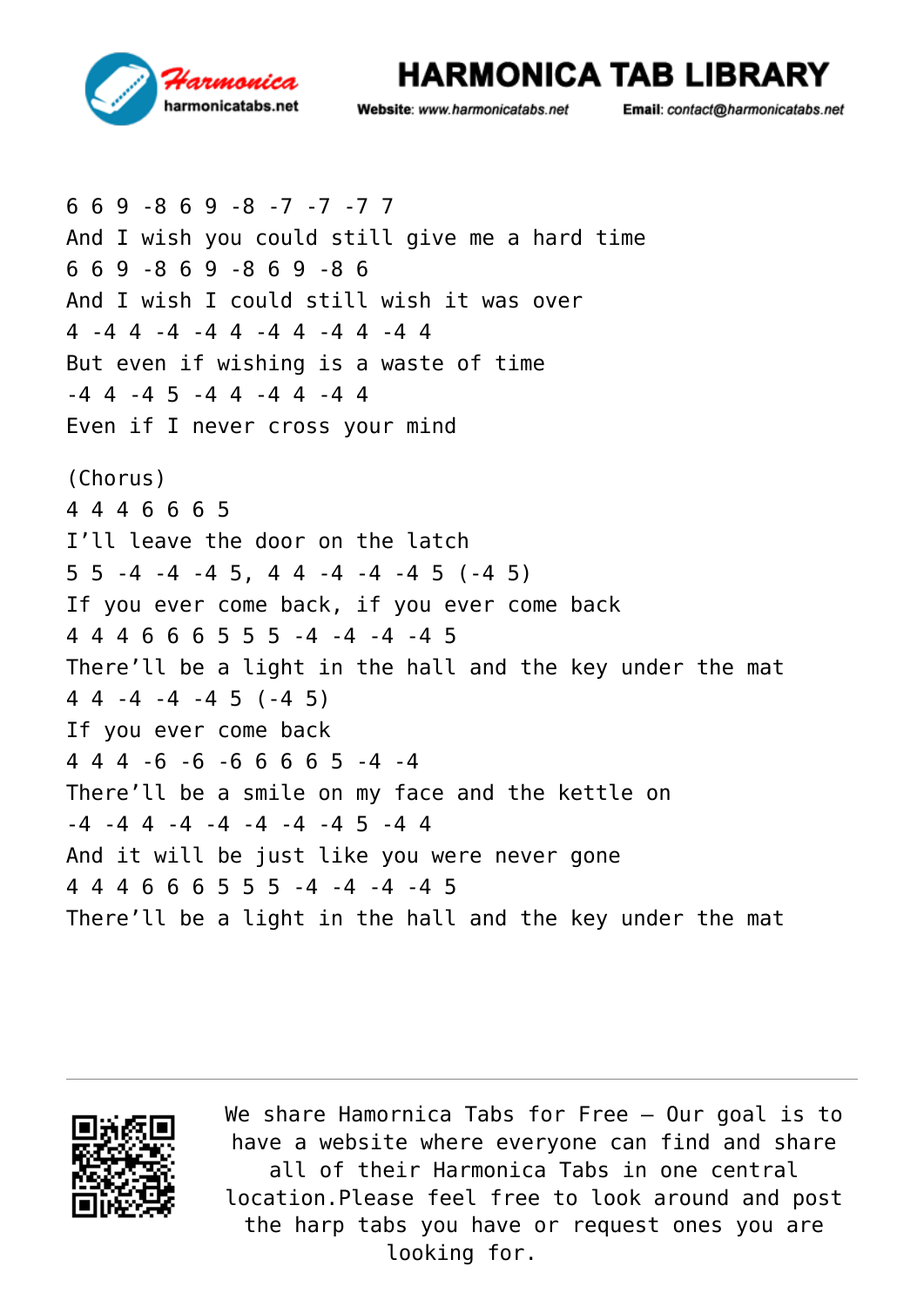6 6 9 -8 6 9 -8 -7 -7 -7 7
And I wish you could still give me a hard time
6 6 9 -8 6 9 -8 6 9 -8 6
And I wish I could still wish it was over
4 -4 4 -4 -4 4 -4 4 -4 4 -4 4
But even if wishing is a waste of time
-4 4 -4 5 -4 4 -4 4 -4 4
Even if I never cross your mind

(Chorus)
4 4 4 6 6 6 5
I'll leave the door on the latch
5 5 -4 -4 -4 5, 4 4 -4 -4 -4 5 (-4 5)
If you ever come back, if you ever come back
4 4 4 6 6 6 5 5 5 -4 -4 -4 -4 5
There'll be a light in the hall and the key under the mat
4 4 -4 -4 -4 5 (-4 5)
If you ever come back
4 4 4 -6 -6 -6 6 6 6 5 -4 -4
There'll be a smile on my face and the kettle on
-4 -4 4 -4 -4 -4 -4 -4 5 -4 4
And it will be just like you were never gone
4 4 4 6 6 6 5 5 5 -4 -4 -4 -4 5
There'll be a light in the hall and the key under the mat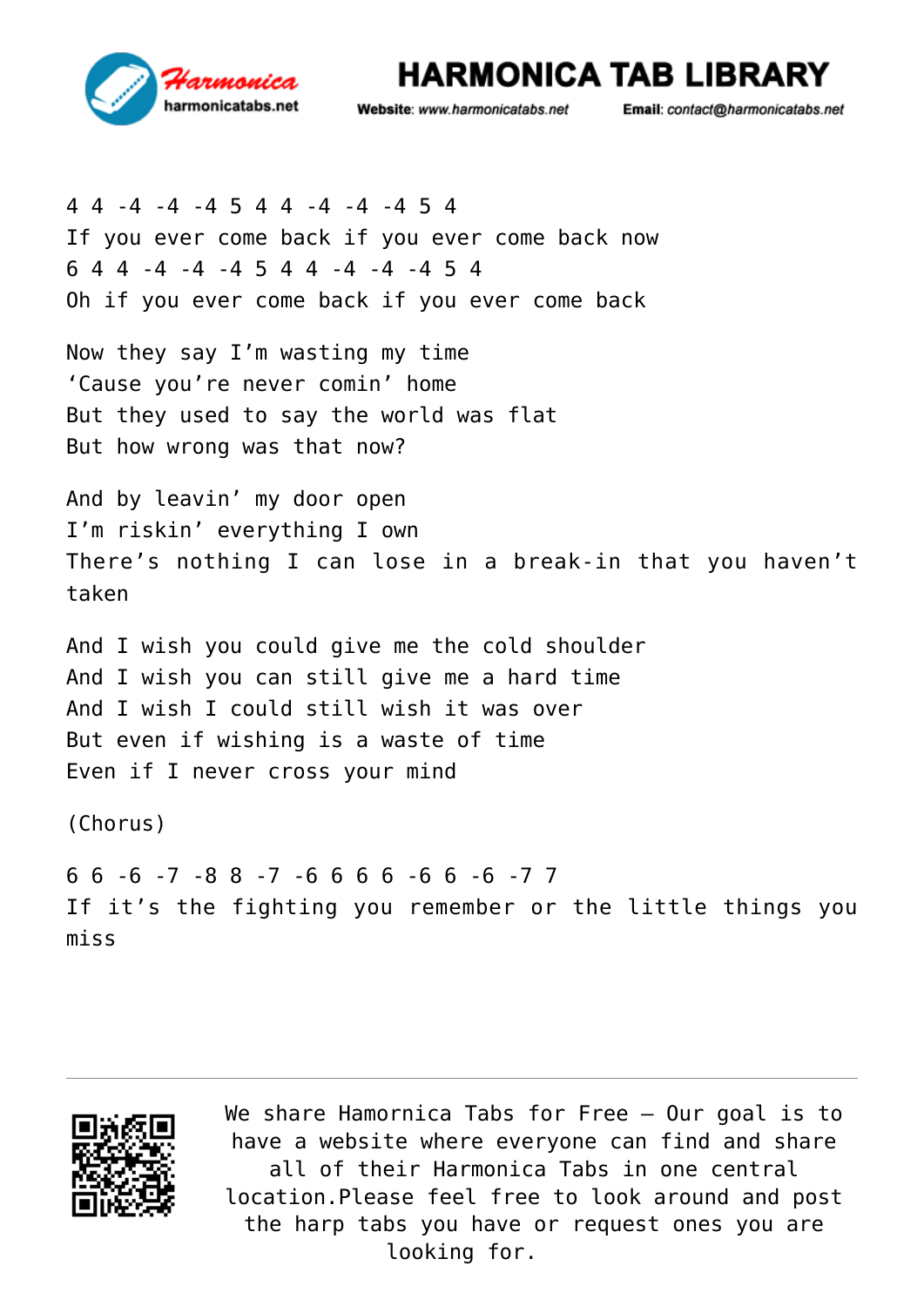4 4 -4 -4 -4 5 4 4 -4 -4 -4 5 4
If you ever come back if you ever come back now
6 4 4 -4 -4 -4 5 4 4 -4 -4 -4 5 4
Oh if you ever come back if you ever come back

Now they say I'm wasting my time
'Cause you're never comin' home
But they used to say the world was flat
But how wrong was that now?

And by leavin' my door open
I'm riskin' everything I own
There's nothing I can lose in a break-in that you haven't taken

And I wish you could give me the cold shoulder
And I wish you can still give me a hard time
And I wish I could still wish it was over
But even if wishing is a waste of time
Even if I never cross your mind

(Chorus)

6 6 -6 -7 -8 8 -7 -6 6 6 6 -6 6 -6 -7 7
If it's the fighting you remember or the little things you miss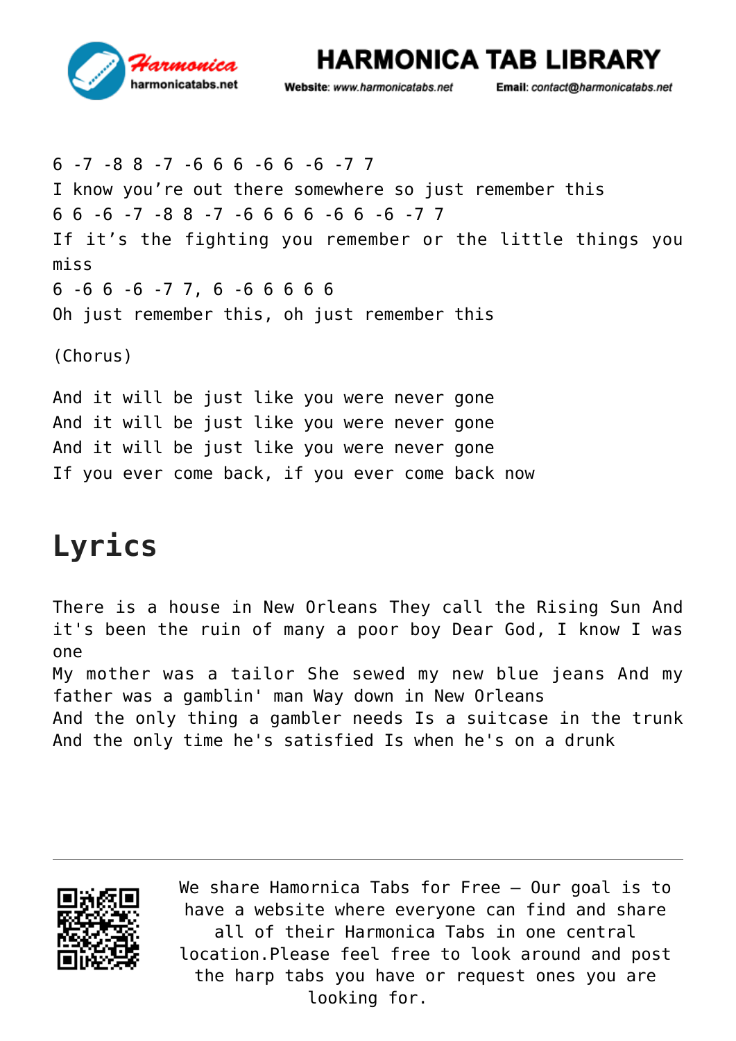6 -7 -8 8 -7 -6 6 6 -6 6 -6 -7 7
I know you're out there somewhere so just remember this
6 6 -6 -7 -8 8 -7 -6 6 6 6 -6 6 -6 -7 7
If it's the fighting you remember or the little things you miss
6 -6 6 -6 -7 7, 6 -6 6 6 6 6
Oh just remember this, oh just remember this

(Chorus)

And it will be just like you were never gone
And it will be just like you were never gone
And it will be just like you were never gone
If you ever come back, if you ever come back now

# Lyrics

There is a house in New Orleans They call the Rising Sun And it's been the ruin of many a poor boy Dear God, I know I was one
My mother was a tailor She sewed my new blue jeans And my father was a gamblin' man Way down in New Orleans
And the only thing a gambler needs Is a suitcase in the trunk
And the only time he's satisfied Is when he's on a drunk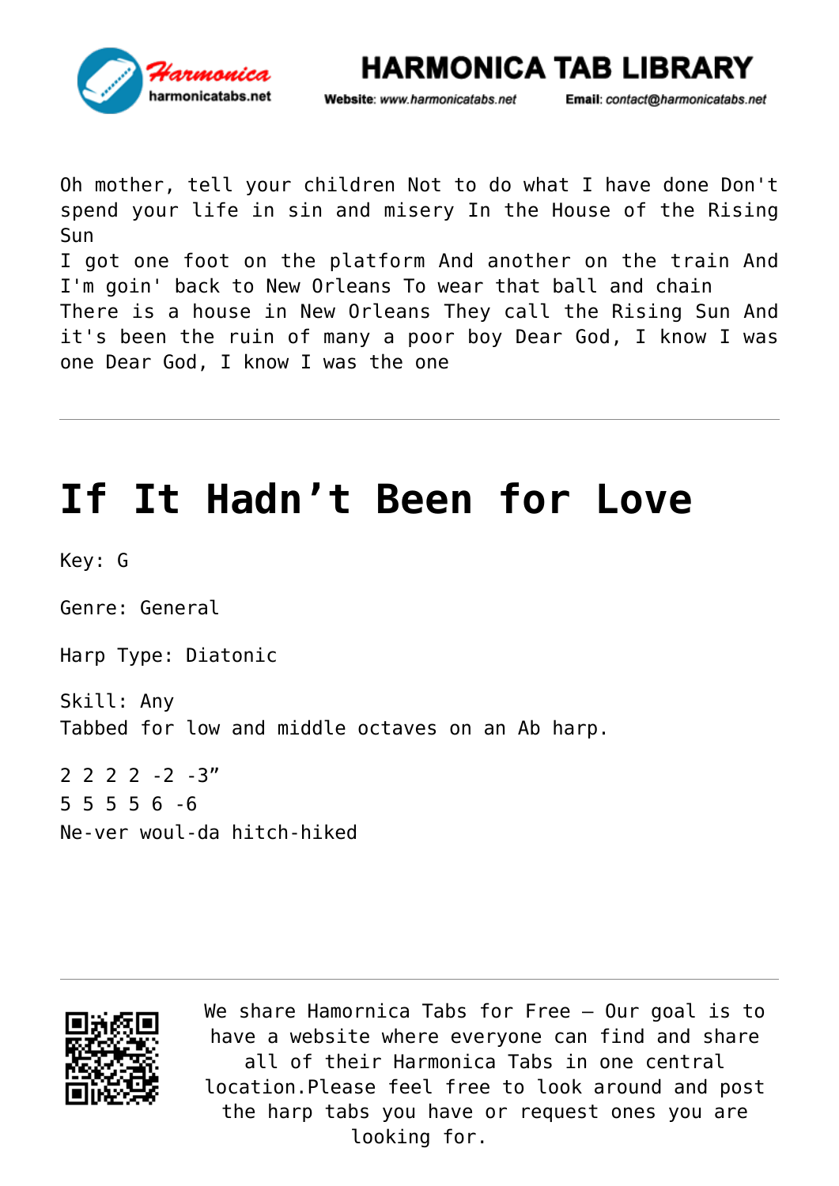Oh mother, tell your children Not to do what I have done Don't spend your life in sin and misery In the House of the Rising Sun
I got one foot on the platform And another on the train And I'm goin' back to New Orleans To wear that ball and chain
There is a house in New Orleans They call the Rising Sun And it's been the ruin of many a poor boy Dear God, I know I was one Dear God, I know I was the one

---

# If It Hadn't Been for Love

Key: G

Genre: General

Harp Type: Diatonic

Skill: Any
Tabbed for low and middle octaves on an Ab harp.

2 2 2 2 -2 -3"
5 5 5 5 6 -6
Ne-ver woul-da hitch-hiked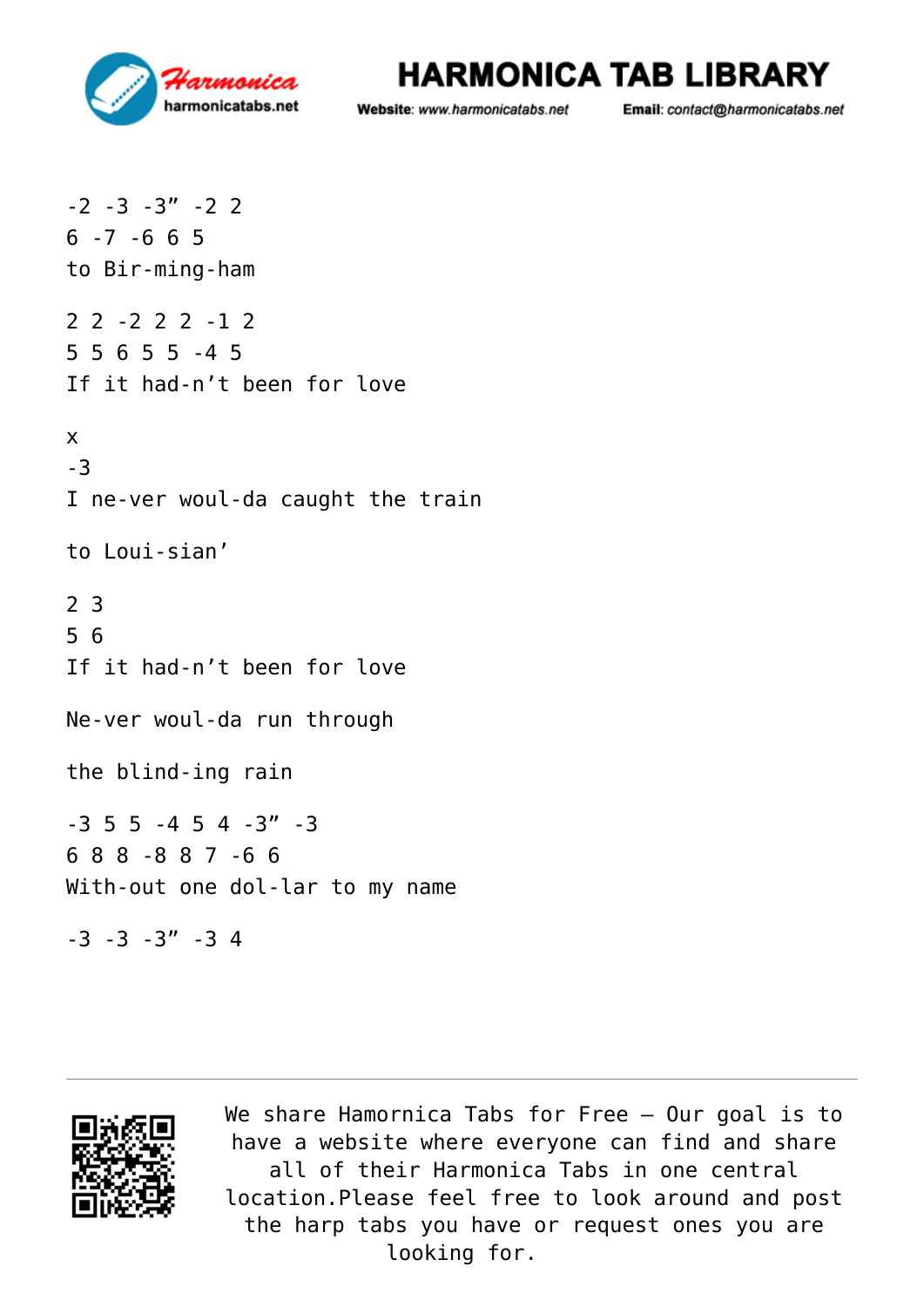```
-2 -3 -3” -2 2
6 -7 -6 6 5
to Bir-ming-ham

2 2 -2 2 2 -1 2
5 5 6 5 5 -4 5
If it had-n’t been for love

x
-3
I ne-ver woul-da caught the train

to Loui-sian’

2 3
5 6
If it had-n’t been for love

Ne-ver woul-da run through

the blind-ing rain

-3 5 5 -4 5 4 -3” -3
6 8 8 -8 8 7 -6 6
With-out one dol-lar to my name

-3 -3 -3” -3 4
```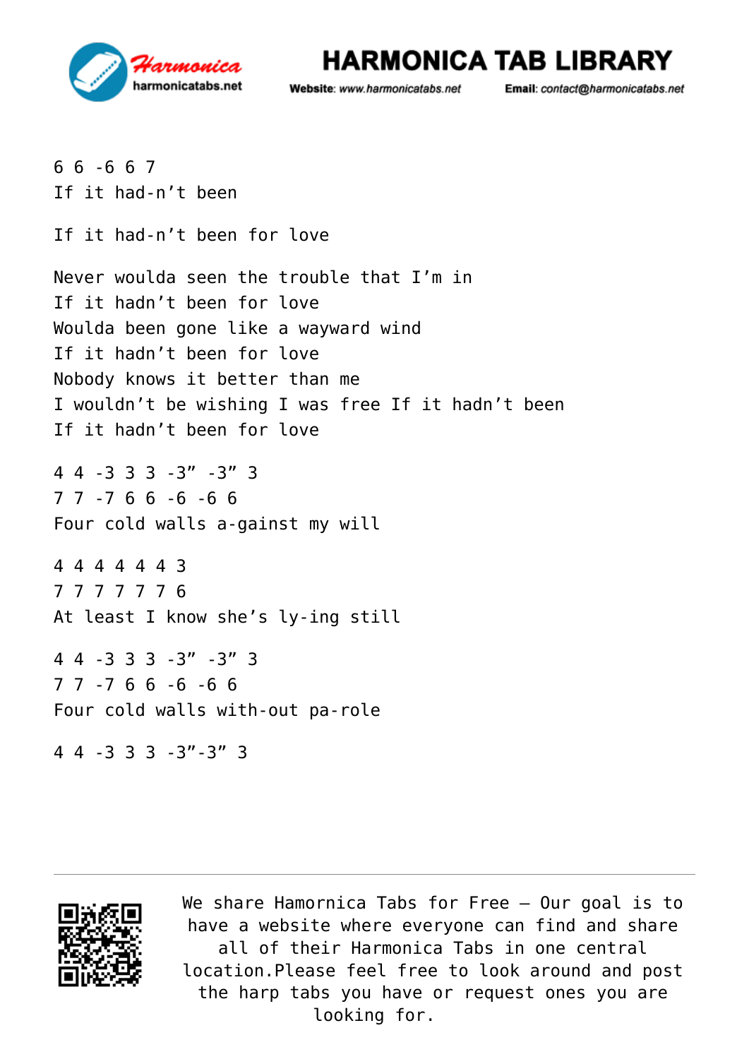6 6 -6 6 7
If it had-n’t been

If it had-n’t been for love

Never woulda seen the trouble that I’m in
If it hadn’t been for love
Woulda been gone like a wayward wind
If it hadn’t been for love
Nobody knows it better than me
I wouldn’t be wishing I was free If it hadn’t been
If it hadn’t been for love

4 4 -3 3 3 -3” -3” 3
7 7 -7 6 6 -6 -6 6
Four cold walls a-gainst my will

4 4 4 4 4 4 3
7 7 7 7 7 7 6
At least I know she’s ly-ing still

4 4 -3 3 3 -3” -3” 3
7 7 -7 6 6 -6 -6 6
Four cold walls with-out pa-role

4 4 -3 3 3 -3”-3” 3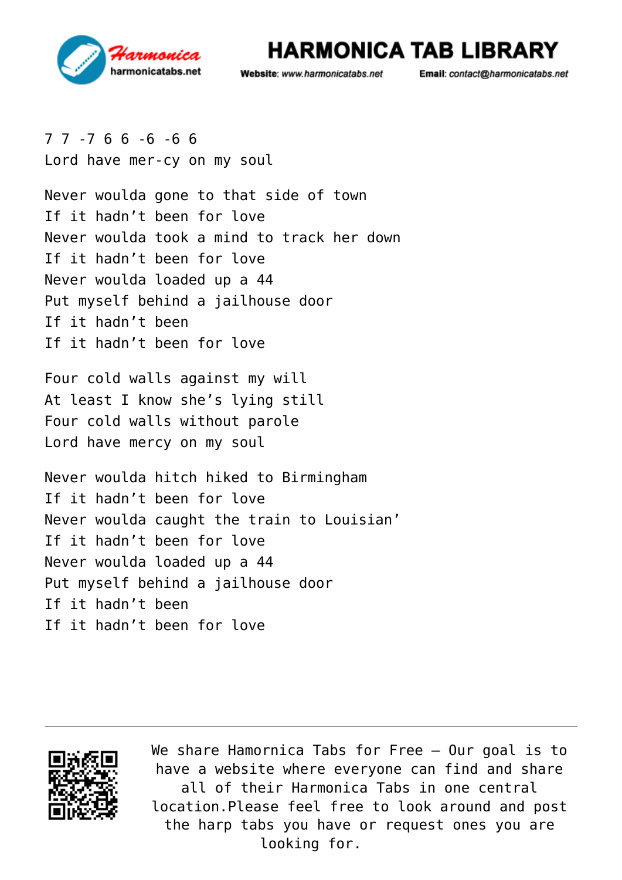7 7 -7 6 6 -6 -6 6
Lord have mer-cy on my soul

Never woulda gone to that side of town
If it hadn't been for love
Never woulda took a mind to track her down
If it hadn't been for love
Never woulda loaded up a 44
Put myself behind a jailhouse door
If it hadn't been
If it hadn't been for love

Four cold walls against my will
At least I know she's lying still
Four cold walls without parole
Lord have mercy on my soul

Never woulda hitch hiked to Birmingham
If it hadn't been for love
Never woulda caught the train to Louisian'
If it hadn't been for love
Never woulda loaded up a 44
Put myself behind a jailhouse door
If it hadn't been
If it hadn't been for love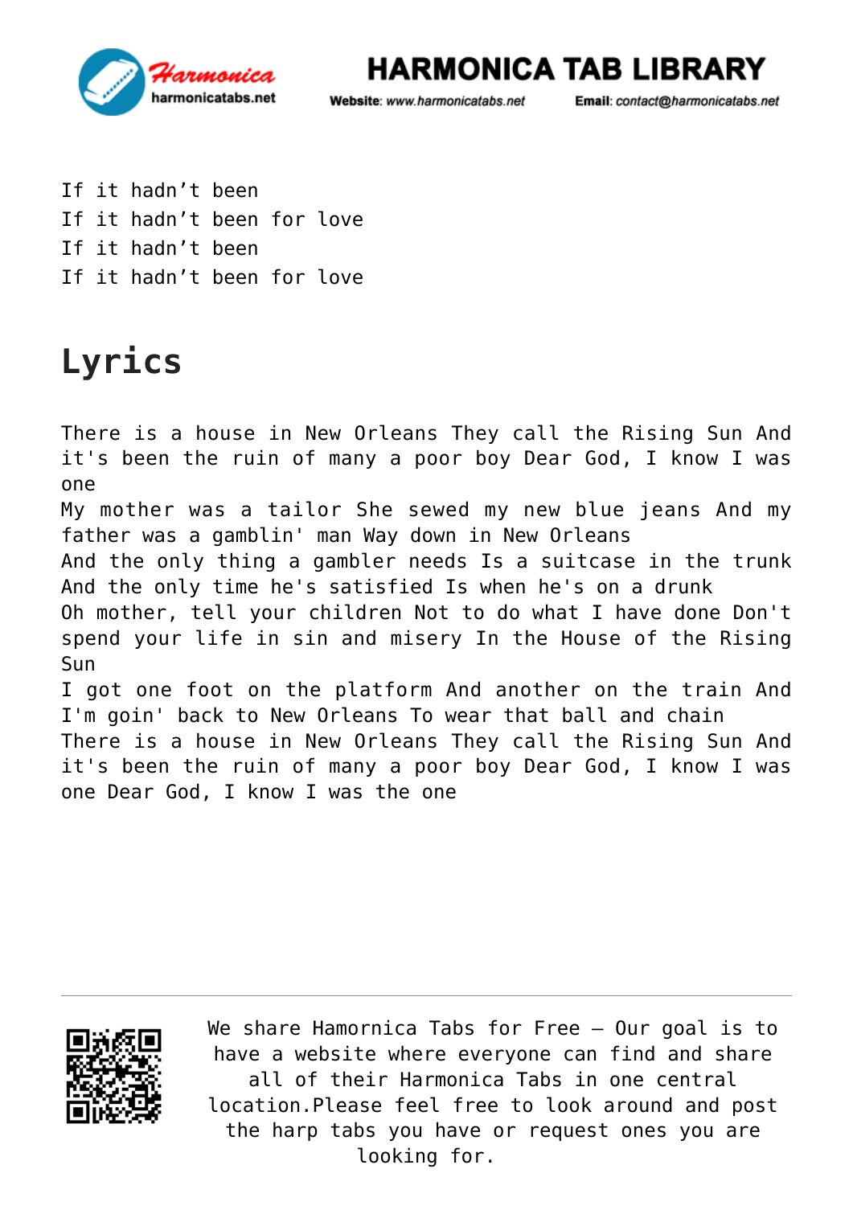If it hadn’t been
If it hadn’t been for love
If it hadn’t been
If it hadn’t been for love

# Lyrics

There is a house in New Orleans They call the Rising Sun And it's been the ruin of many a poor boy Dear God, I know I was one
My mother was a tailor She sewed my new blue jeans And my father was a gamblin' man Way down in New Orleans
And the only thing a gambler needs Is a suitcase in the trunk
And the only time he's satisfied Is when he's on a drunk
Oh mother, tell your children Not to do what I have done Don't spend your life in sin and misery In the House of the Rising Sun
I got one foot on the platform And another on the train And I'm goin' back to New Orleans To wear that ball and chain
There is a house in New Orleans They call the Rising Sun And it's been the ruin of many a poor boy Dear God, I know I was one Dear God, I know I was the one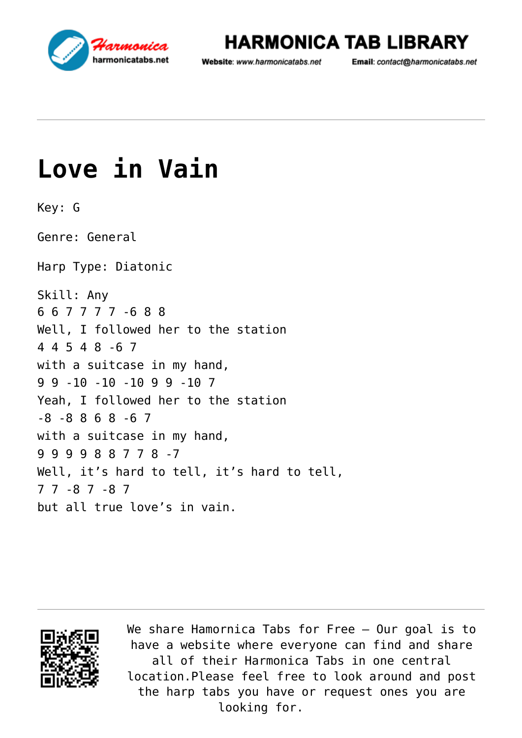# Love in Vain

Key: G

Genre: General

Harp Type: Diatonic

Skill: Any

6 6 7 7 7 7 -6 8 8  
Well, I followed her to the station  
4 4 5 4 8 -6 7  
with a suitcase in my hand,  
9 9 -10 -10 -10 9 9 -10 7  
Yeah, I followed her to the station  
-8 -8 8 6 8 -6 7  
with a suitcase in my hand,  
9 9 9 9 8 8 7 7 8 -7  
Well, it's hard to tell, it's hard to tell,  
7 7 -8 7 -8 7  
but all true love's in vain.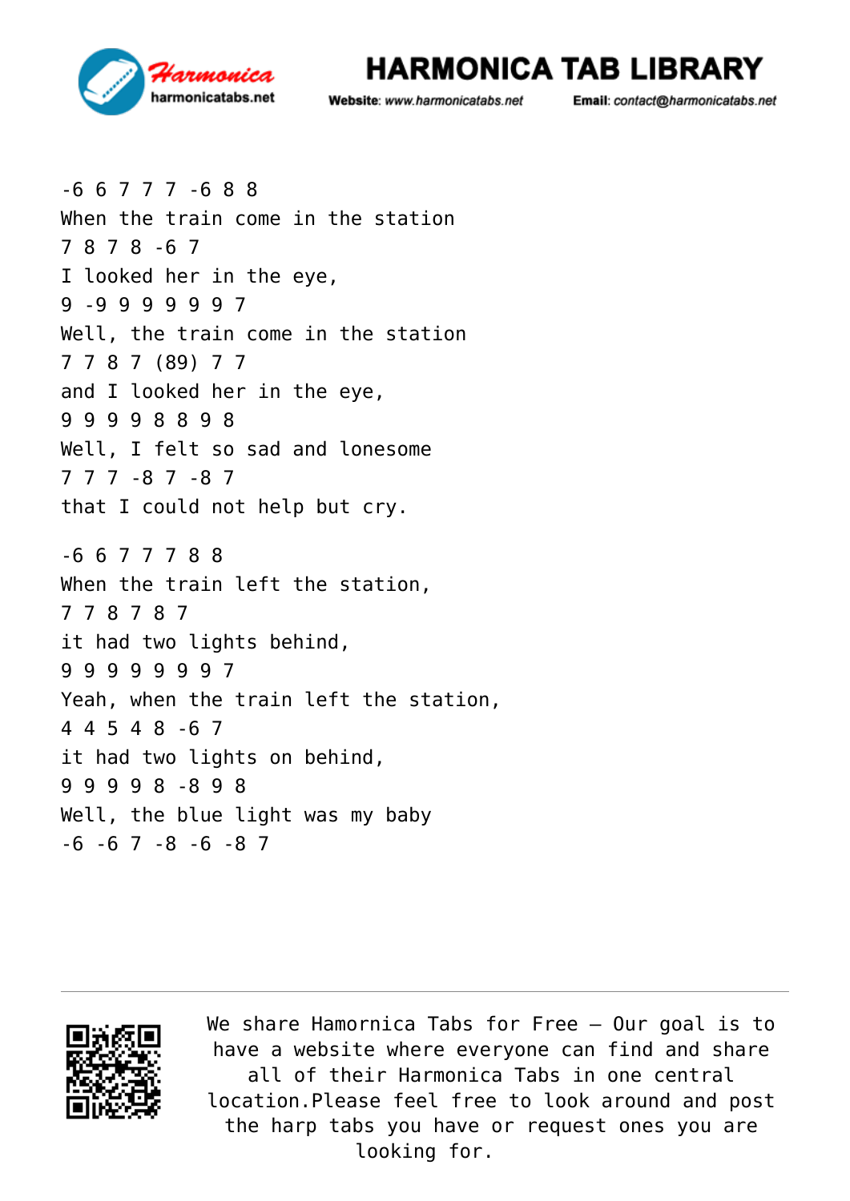-6 6 7 7 7 -6 8 8
When the train come in the station
7 8 7 8 -6 7
I looked her in the eye,
9 -9 9 9 9 9 9 7
Well, the train come in the station
7 7 8 7 (89) 7 7
and I looked her in the eye,
9 9 9 9 8 8 9 8
Well, I felt so sad and lonesome
7 7 7 -8 7 -8 7
that I could not help but cry.

-6 6 7 7 7 8 8
When the train left the station,
7 7 8 7 8 7
it had two lights behind,
9 9 9 9 9 9 9 7
Yeah, when the train left the station,
4 4 5 4 8 -6 7
it had two lights on behind,
9 9 9 9 8 -8 9 8
Well, the blue light was my baby
-6 -6 7 -8 -6 -8 7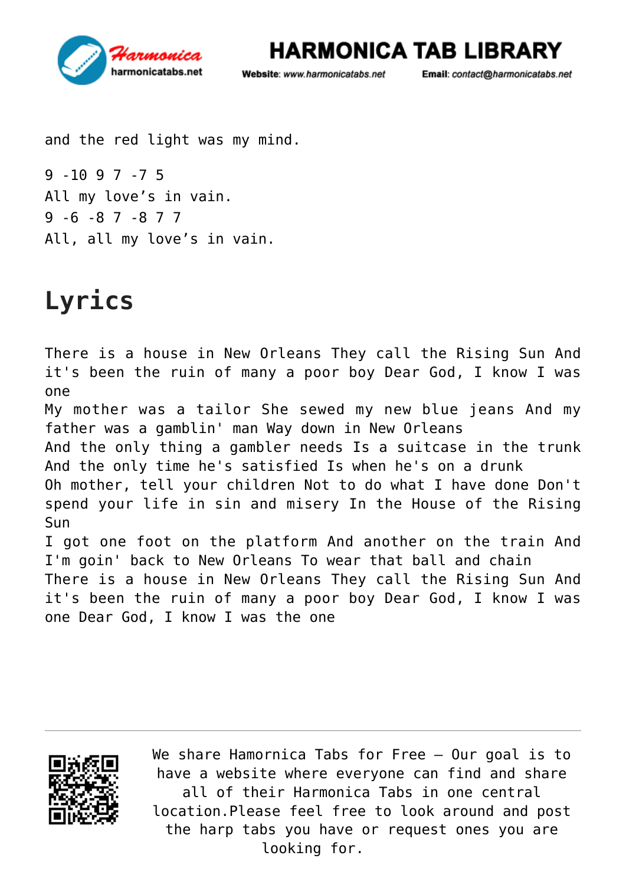and the red light was my mind.

9 -10 9 7 -7 5
All my love’s in vain.
9 -6 -8 7 -8 7 7
All, all my love’s in vain.

# Lyrics

There is a house in New Orleans They call the Rising Sun And it's been the ruin of many a poor boy Dear God, I know I was one
My mother was a tailor She sewed my new blue jeans And my father was a gamblin' man Way down in New Orleans
And the only thing a gambler needs Is a suitcase in the trunk
And the only time he's satisfied Is when he's on a drunk
Oh mother, tell your children Not to do what I have done Don't spend your life in sin and misery In the House of the Rising Sun
I got one foot on the platform And another on the train And I'm goin' back to New Orleans To wear that ball and chain
There is a house in New Orleans They call the Rising Sun And it's been the ruin of many a poor boy Dear God, I know I was one Dear God, I know I was the one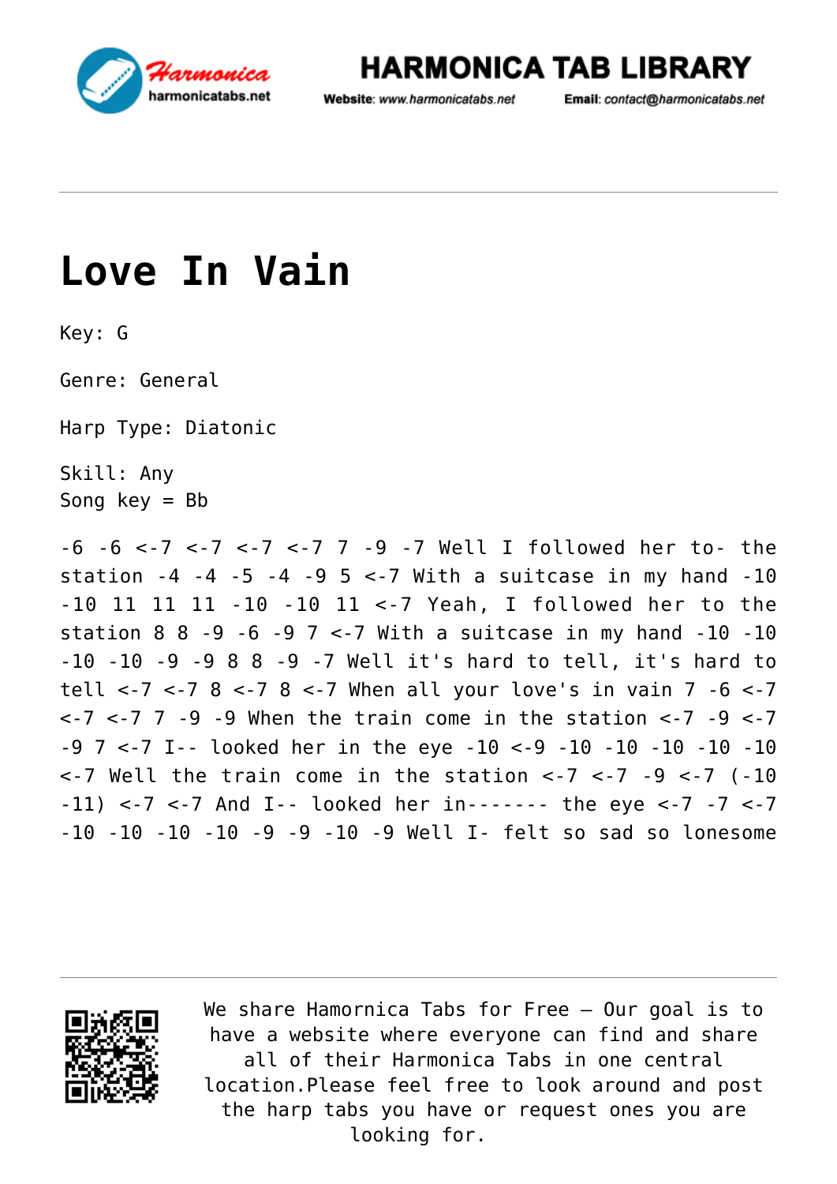# Love In Vain

Key: G

Genre: General

Harp Type: Diatonic

Skill: Any
Song key = Bb

-6 -6 <-7 <-7 <-7 <-7 7 -9 -7 Well I followed her to- the station -4 -4 -5 -4 -9 5 <-7 With a suitcase in my hand -10 -10 11 11 11 -10 -10 11 <-7 Yeah, I followed her to the station 8 8 -9 -6 -9 7 <-7 With a suitcase in my hand -10 -10 -10 -10 -9 -9 8 8 -9 -7 Well it's hard to tell, it's hard to tell <-7 <-7 8 <-7 8 <-7 When all your love's in vain 7 -6 <-7 <-7 <-7 7 -9 -9 When the train come in the station <-7 -9 <-7 -9 7 <-7 I-- looked her in the eye -10 <-9 -10 -10 -10 -10 -10 <-7 Well the train come in the station <-7 <-7 -9 <-7 (-10 -11) <-7 <-7 And I-- looked her in------- the eye <-7 -7 <-7 -10 -10 -10 -10 -9 -9 -10 -9 Well I- felt so sad so lonesome

We share Hamornica Tabs for Free – Our goal is to have a website where everyone can find and share all of their Harmonica Tabs in one central location.Please feel free to look around and post the harp tabs you have or request ones you are looking for.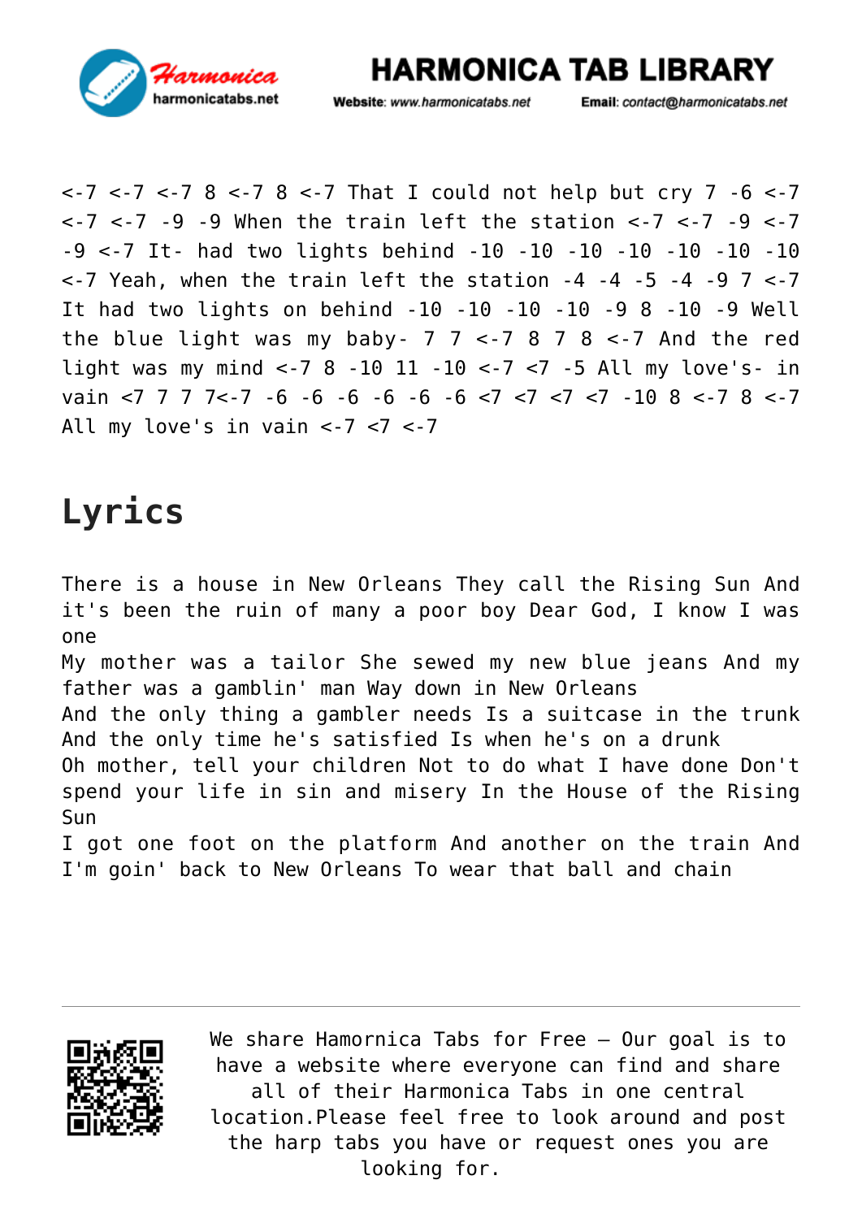<-7 <-7 <-7 8 <-7 8 <-7 That I could not help but cry 7 -6 <-7 <-7 <-7 -9 -9 When the train left the station <-7 <-7 -9 <-7 -9 <-7 It- had two lights behind -10 -10 -10 -10 -10 -10 -10 <-7 Yeah, when the train left the station -4 -4 -5 -4 -9 7 <-7 It had two lights on behind -10 -10 -10 -10 -9 8 -10 -9 Well the blue light was my baby- 7 7 <-7 8 7 8 <-7 And the red light was my mind <-7 8 -10 11 -10 <-7 <7 -5 All my love's- in vain <7 7 7 7<-7 -6 -6 -6 -6 -6 -6 <7 <7 <7 <7 -10 8 <-7 8 <-7 All my love's in vain <-7 <7 <-7

# Lyrics

There is a house in New Orleans They call the Rising Sun And it's been the ruin of many a poor boy Dear God, I know I was one
My mother was a tailor She sewed my new blue jeans And my father was a gamblin' man Way down in New Orleans
And the only thing a gambler needs Is a suitcase in the trunk
And the only time he's satisfied Is when he's on a drunk
Oh mother, tell your children Not to do what I have done Don't spend your life in sin and misery In the House of the Rising Sun
I got one foot on the platform And another on the train And I'm goin' back to New Orleans To wear that ball and chain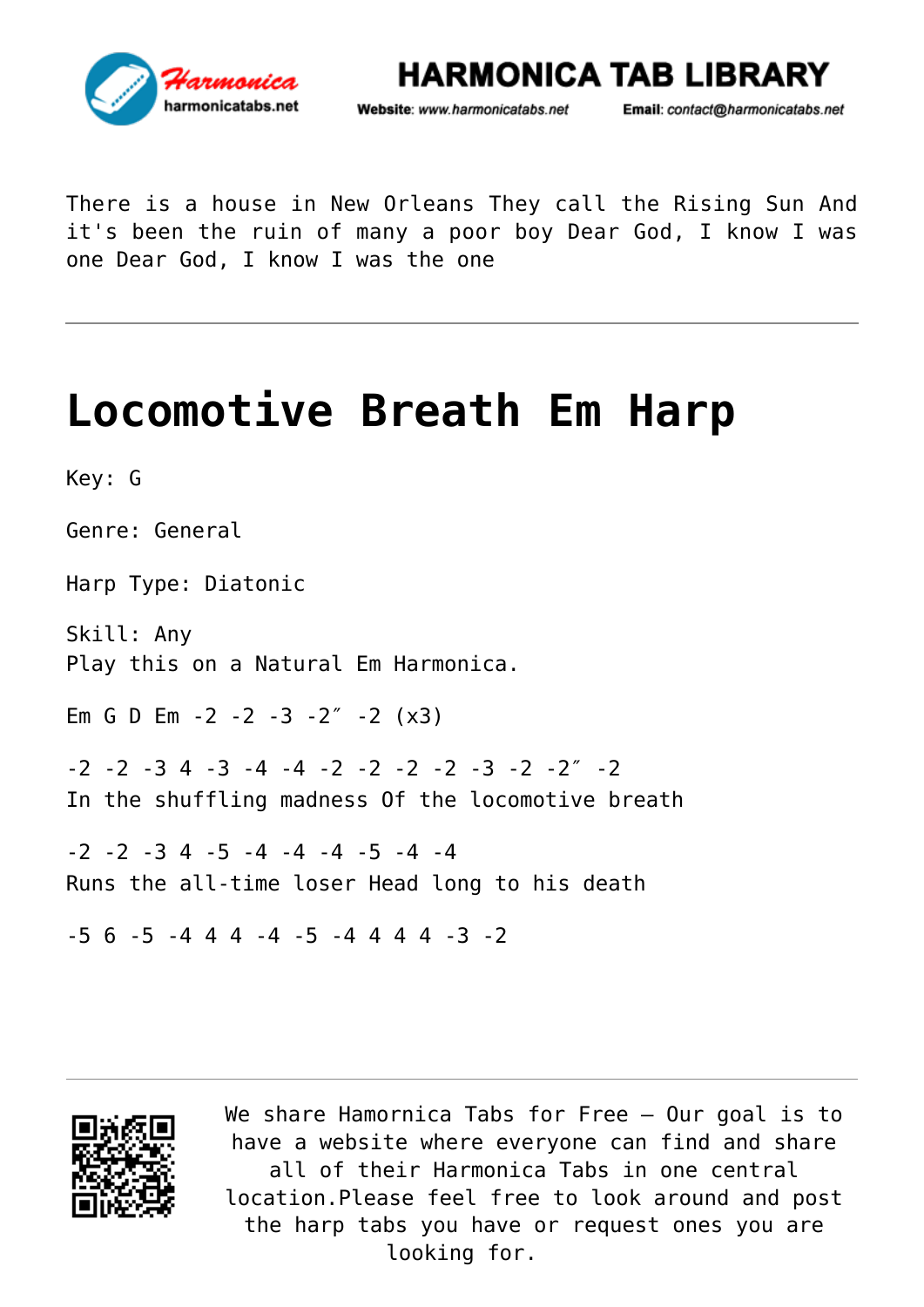There is a house in New Orleans They call the Rising Sun And it's been the ruin of many a poor boy Dear God, I know I was one Dear God, I know I was the one

---

# Locomotive Breath Em Harp

Key: G

Genre: General

Harp Type: Diatonic

Skill: Any
Play this on a Natural Em Harmonica.

Em G D Em -2 -2 -3 -2″ -2 (x3)

-2 -2 -3 4 -3 -4 -4 -2 -2 -2 -2 -3 -2 -2″ -2
In the shuffling madness Of the locomotive breath

-2 -2 -3 4 -5 -4 -4 -4 -5 -4 -4
Runs the all-time loser Head long to his death

-5 6 -5 -4 4 4 -4 -5 -4 4 4 4 -3 -2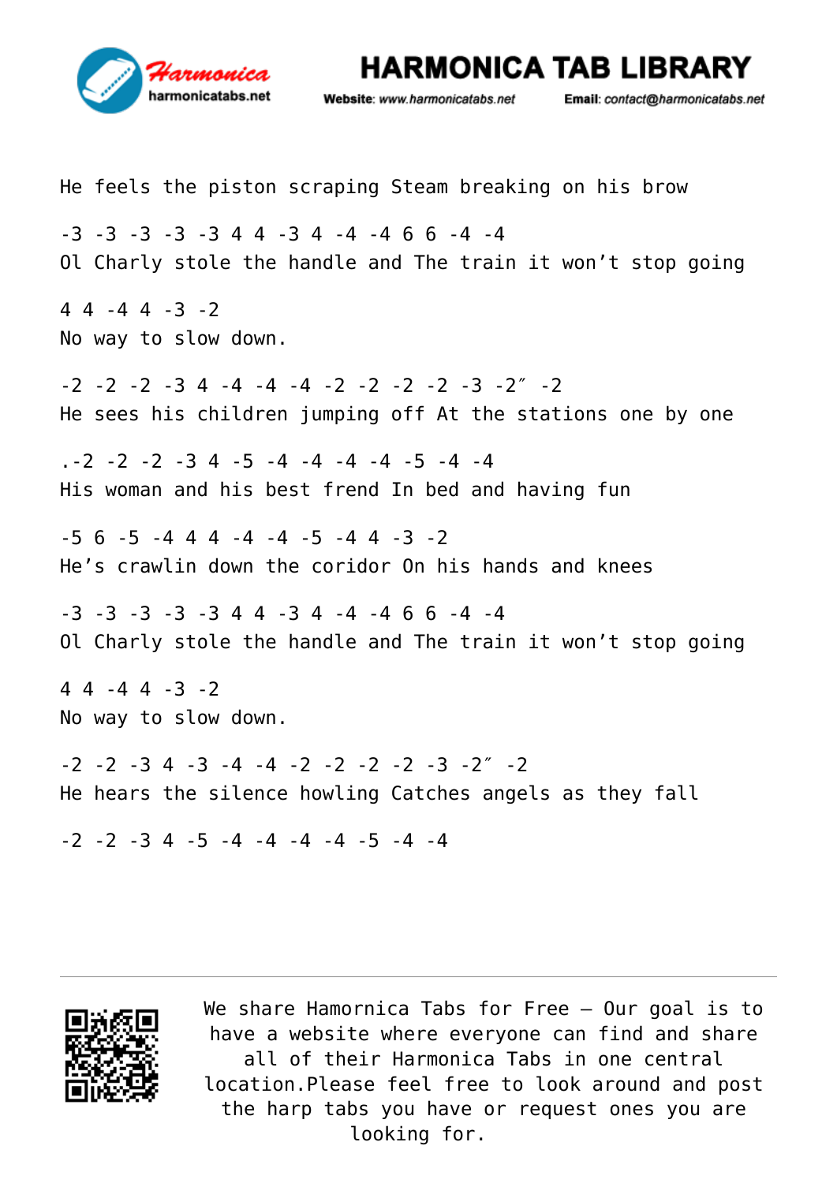He feels the piston scraping Steam breaking on his brow

-3 -3 -3 -3 -3 4 4 -3 4 -4 -4 6 6 -4 -4
Ol Charly stole the handle and The train it won't stop going

4 4 -4 4 -3 -2
No way to slow down.

-2 -2 -2 -3 4 -4 -4 -4 -2 -2 -2 -2 -3 -2″ -2
He sees his children jumping off At the stations one by one

.-2 -2 -2 -3 4 -5 -4 -4 -4 -4 -5 -4 -4
His woman and his best frend In bed and having fun

-5 6 -5 -4 4 4 -4 -4 -5 -4 4 -3 -2
He's crawlin down the coridor On his hands and knees

-3 -3 -3 -3 -3 4 4 -3 4 -4 -4 6 6 -4 -4
Ol Charly stole the handle and The train it won't stop going

4 4 -4 4 -3 -2
No way to slow down.

-2 -2 -3 4 -3 -4 -4 -2 -2 -2 -2 -3 -2″ -2
He hears the silence howling Catches angels as they fall

-2 -2 -3 4 -5 -4 -4 -4 -4 -5 -4 -4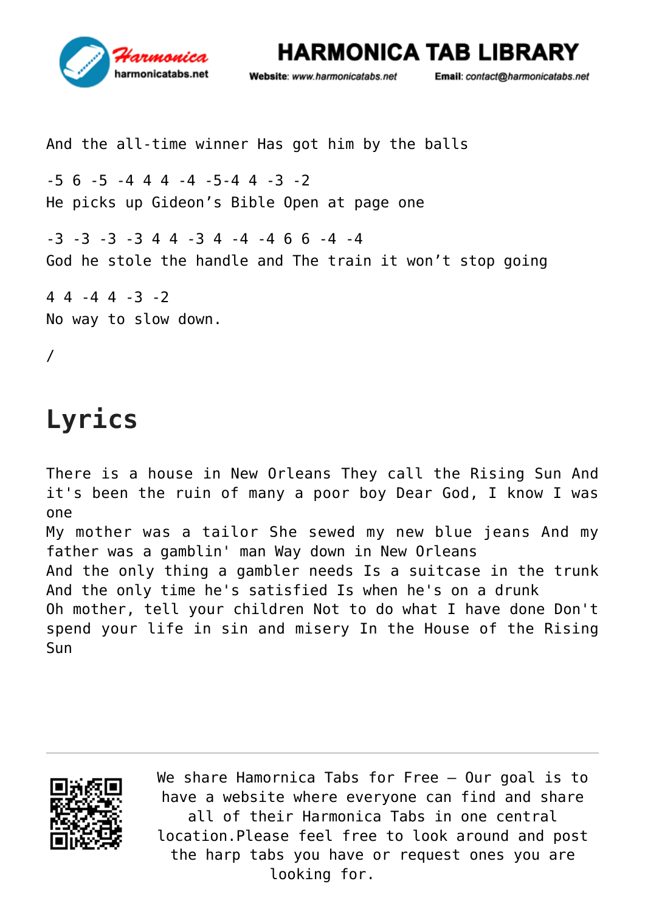And the all-time winner Has got him by the balls

-5 6 -5 -4 4 4 -4 -5-4 4 -3 -2
He picks up Gideon’s Bible Open at page one

-3 -3 -3 -3 4 4 -3 4 -4 -4 6 6 -4 -4
God he stole the handle and The train it won’t stop going

4 4 -4 4 -3 -2
No way to slow down.

/

## Lyrics

There is a house in New Orleans They call the Rising Sun And it's been the ruin of many a poor boy Dear God, I know I was one
My mother was a tailor She sewed my new blue jeans And my father was a gamblin' man Way down in New Orleans
And the only thing a gambler needs Is a suitcase in the trunk
And the only time he's satisfied Is when he's on a drunk
Oh mother, tell your children Not to do what I have done Don't spend your life in sin and misery In the House of the Rising Sun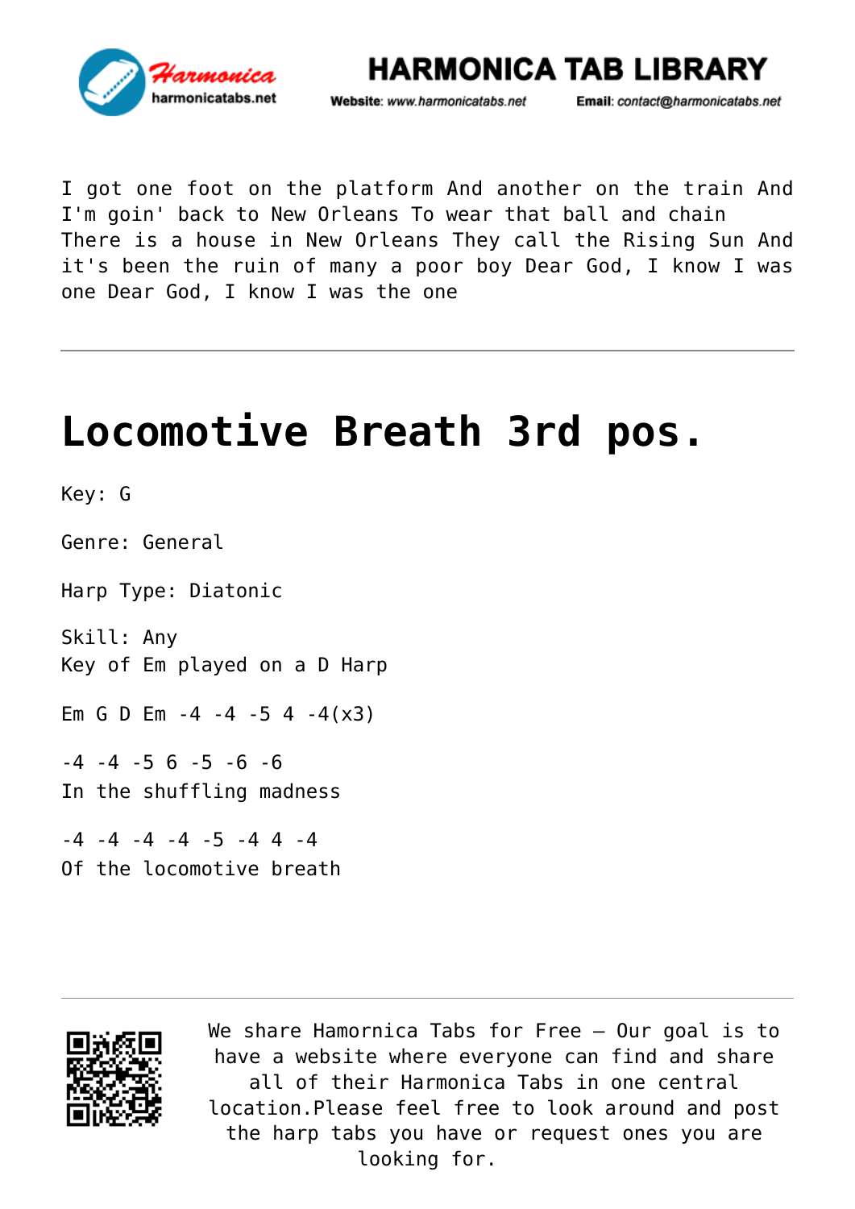I got one foot on the platform And another on the train And I'm goin' back to New Orleans To wear that ball and chain There is a house in New Orleans They call the Rising Sun And it's been the ruin of many a poor boy Dear God, I know I was one Dear God, I know I was the one

---

# Locomotive Breath 3rd pos.

Key: G

Genre: General

Harp Type: Diatonic

Skill: Any
Key of Em played on a D Harp

Em G D Em -4 -4 -5 4 -4(x3)

-4 -4 -5 6 -5 -6 -6
In the shuffling madness

-4 -4 -4 -4 -5 -4 4 -4
Of the locomotive breath

---

We share Hamornica Tabs for Free – Our goal is to have a website where everyone can find and share all of their Harmonica Tabs in one central location.Please feel free to look around and post the harp tabs you have or request ones you are looking for.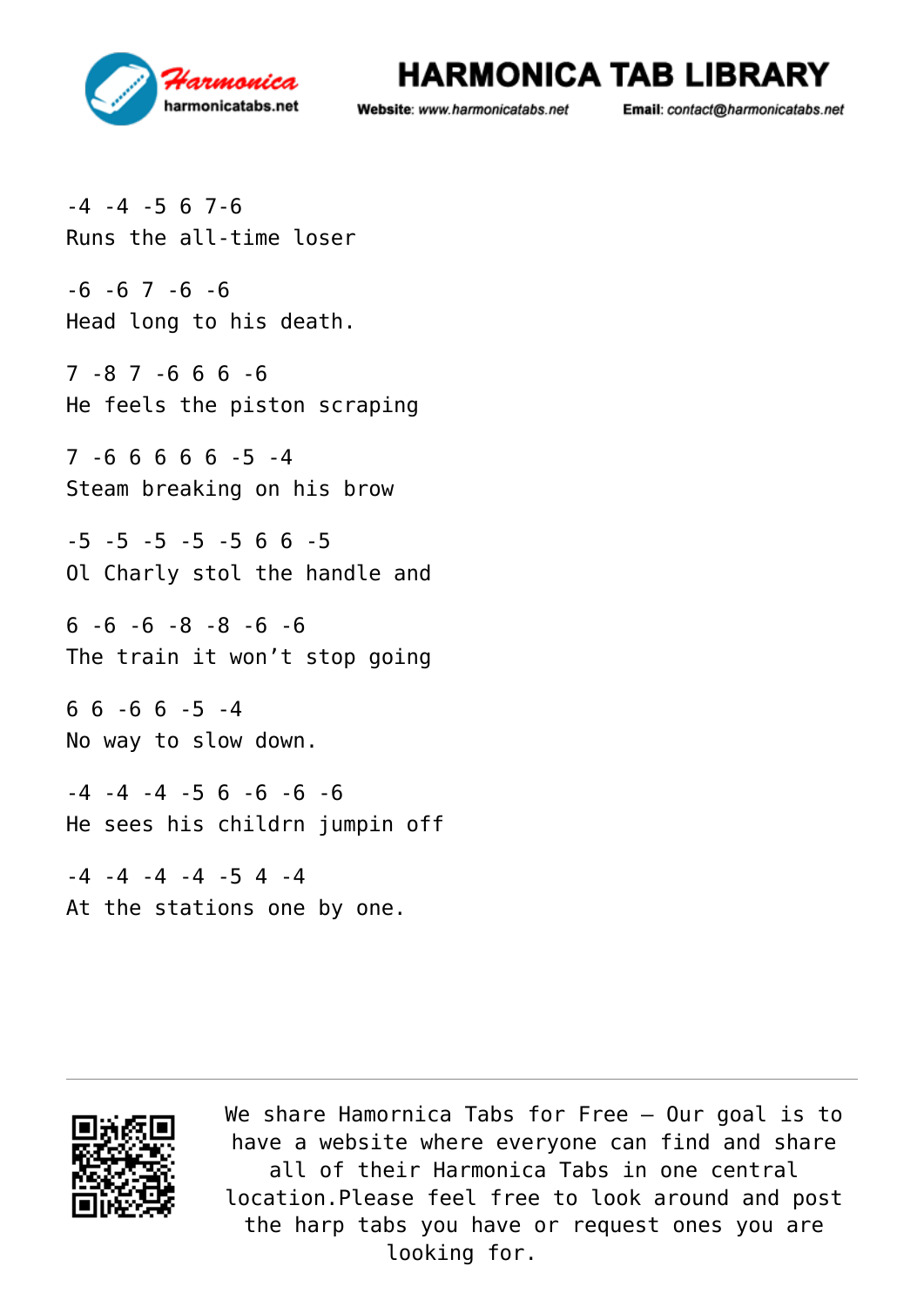-4 -4 -5 6 7-6
Runs the all-time loser

-6 -6 7 -6 -6
Head long to his death.

7 -8 7 -6 6 6 -6
He feels the piston scraping

7 -6 6 6 6 6 -5 -4
Steam breaking on his brow

-5 -5 -5 -5 -5 6 6 -5
Ol Charly stol the handle and

6 -6 -6 -8 -8 -6 -6
The train it won't stop going

6 6 -6 6 -5 -4
No way to slow down.

-4 -4 -4 -5 6 -6 -6 -6
He sees his childrn jumpin off

-4 -4 -4 -4 -5 4 -4
At the stations one by one.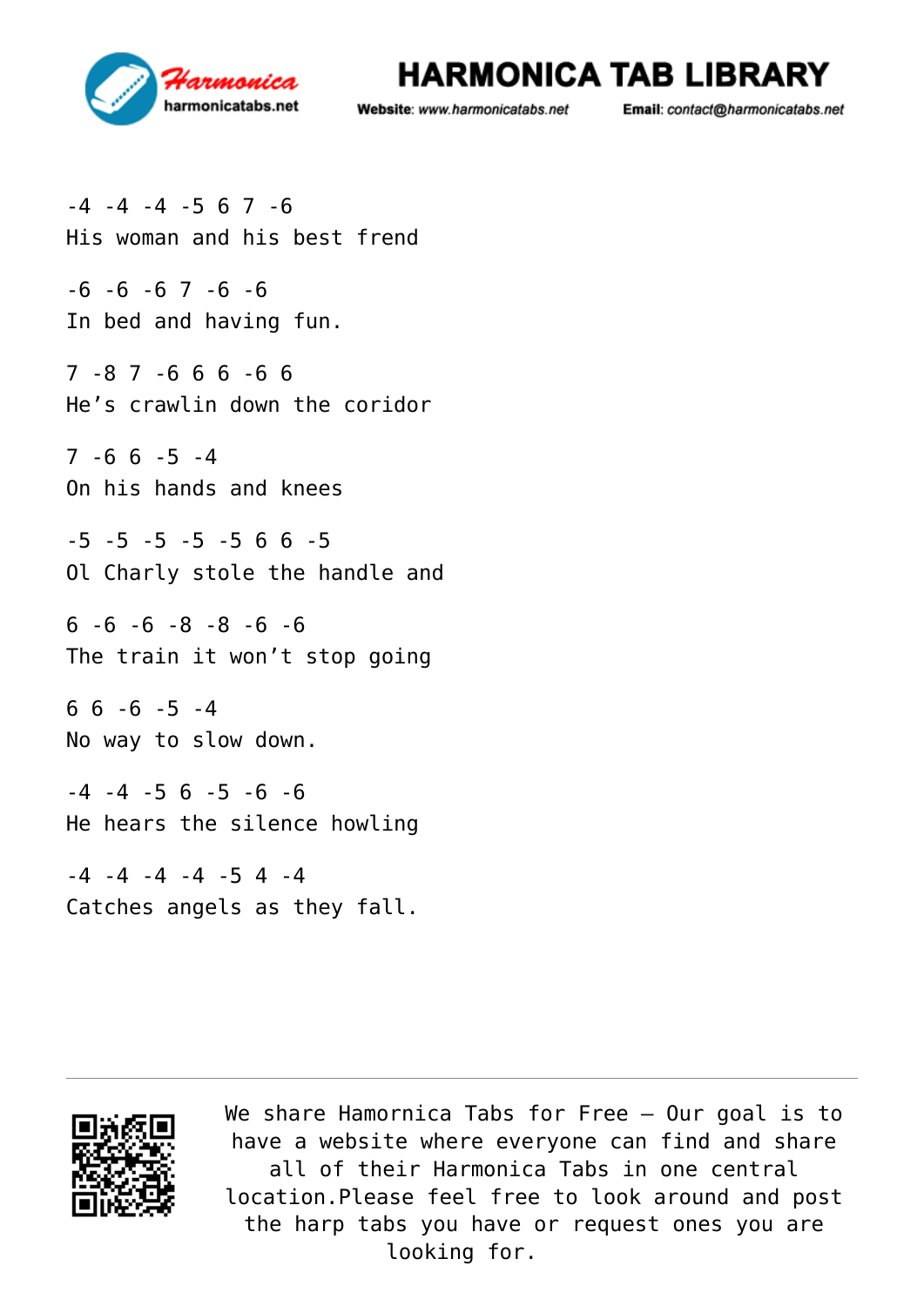-4 -4 -4 -5 6 7 -6
His woman and his best frend

-6 -6 -6 7 -6 -6
In bed and having fun.

7 -8 7 -6 6 6 -6 6
He’s crawlin down the coridor

7 -6 6 -5 -4
On his hands and knees

-5 -5 -5 -5 -5 6 6 -5
Ol Charly stole the handle and

6 -6 -6 -8 -8 -6 -6
The train it won’t stop going

6 6 -6 -5 -4
No way to slow down.

-4 -4 -5 6 -5 -6 -6
He hears the silence howling

-4 -4 -4 -4 -5 4 -4
Catches angels as they fall.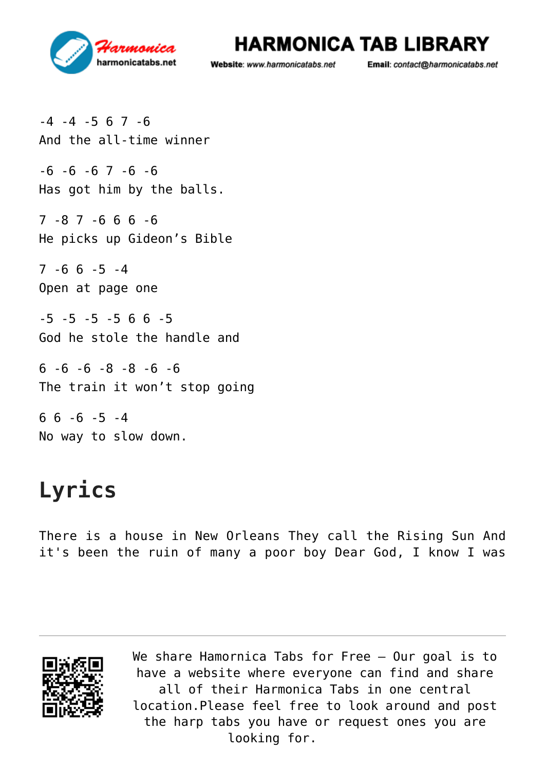-4 -4 -5 6 7 -6
And the all-time winner

-6 -6 -6 7 -6 -6
Has got him by the balls.

7 -8 7 -6 6 6 -6
He picks up Gideon's Bible

7 -6 6 -5 -4
Open at page one

-5 -5 -5 -5 6 6 -5
God he stole the handle and

6 -6 -6 -8 -8 -6 -6
The train it won't stop going

6 6 -6 -5 -4
No way to slow down.

## Lyrics

There is a house in New Orleans They call the Rising Sun And it's been the ruin of many a poor boy Dear God, I know I was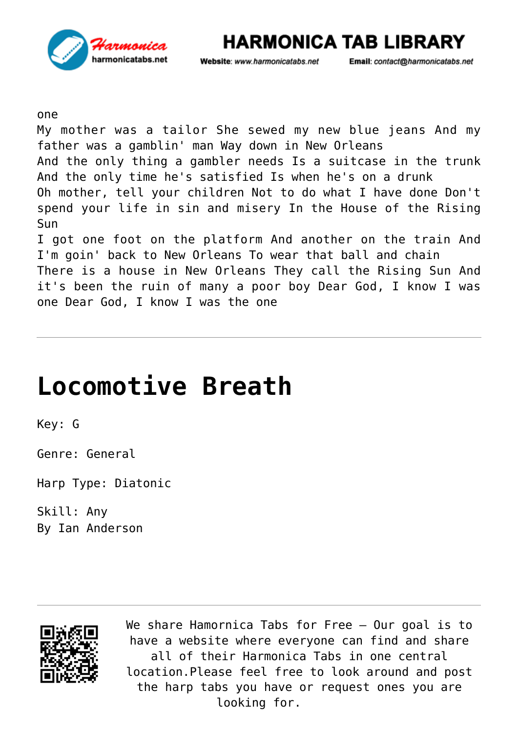one
My mother was a tailor She sewed my new blue jeans And my father was a gamblin' man Way down in New Orleans
And the only thing a gambler needs Is a suitcase in the trunk And the only time he's satisfied Is when he's on a drunk
Oh mother, tell your children Not to do what I have done Don't spend your life in sin and misery In the House of the Rising Sun
I got one foot on the platform And another on the train And I'm goin' back to New Orleans To wear that ball and chain
There is a house in New Orleans They call the Rising Sun And it's been the ruin of many a poor boy Dear God, I know I was one Dear God, I know I was the one

---

# Locomotive Breath

Key: G

Genre: General

Harp Type: Diatonic

Skill: Any
By Ian Anderson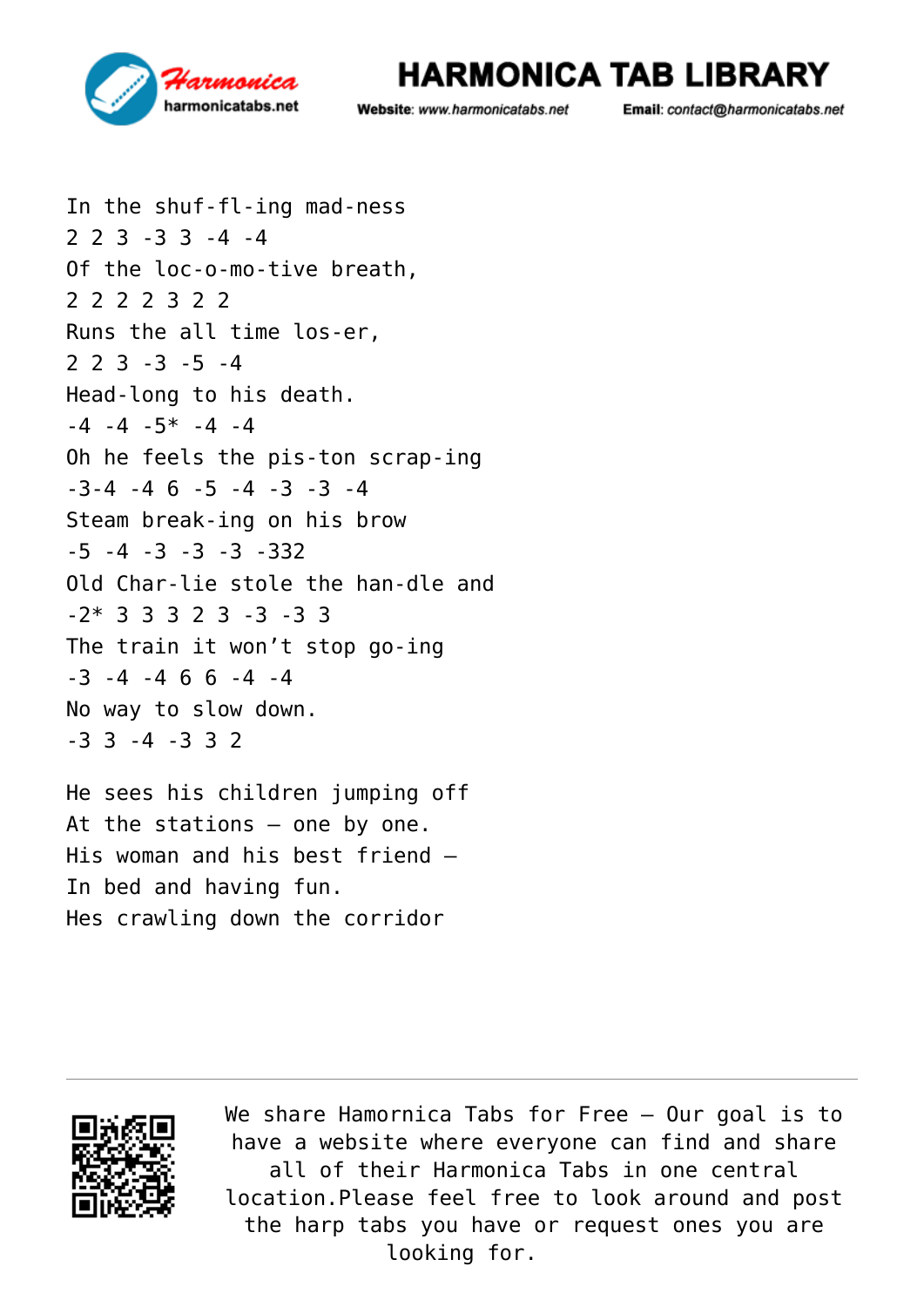In the shuf-fl-ing mad-ness
2 2 3 -3 3 -4 -4
Of the loc-o-mo-tive breath,
2 2 2 2 3 2 2
Runs the all time los-er,
2 2 3 -3 -5 -4
Head-long to his death.
-4 -4 -5* -4 -4
Oh he feels the pis-ton scrap-ing
-3-4 -4 6 -5 -4 -3 -3 -4
Steam break-ing on his brow
-5 -4 -3 -3 -3 -332
Old Char-lie stole the han-dle and
-2* 3 3 3 2 3 -3 -3 3
The train it won’t stop go-ing
-3 -4 -4 6 6 -4 -4
No way to slow down.
-3 3 -4 -3 3 2

He sees his children jumping off
At the stations – one by one.
His woman and his best friend –
In bed and having fun.
Hes crawling down the corridor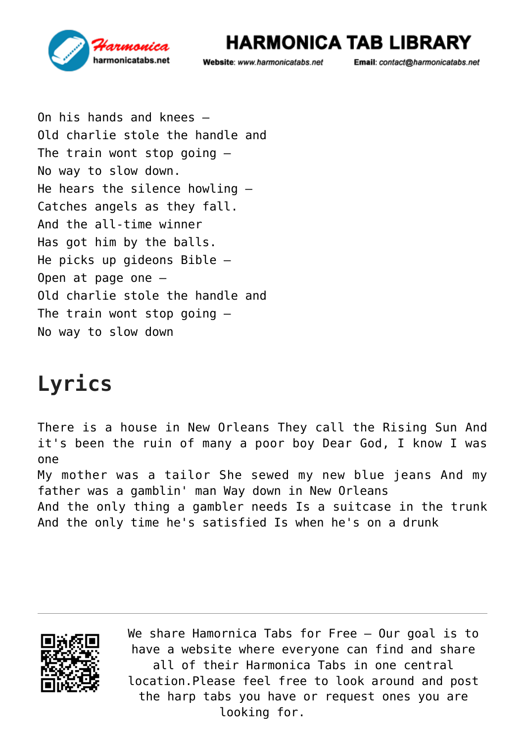On his hands and knees –
Old charlie stole the handle and
The train wont stop going –
No way to slow down.
He hears the silence howling –
Catches angels as they fall.
And the all-time winner
Has got him by the balls.
He picks up gideons Bible –
Open at page one –
Old charlie stole the handle and
The train wont stop going –
No way to slow down

## Lyrics

There is a house in New Orleans They call the Rising Sun And it's been the ruin of many a poor boy Dear God, I know I was one
My mother was a tailor She sewed my new blue jeans And my father was a gamblin' man Way down in New Orleans
And the only thing a gambler needs Is a suitcase in the trunk
And the only time he's satisfied Is when he's on a drunk

We share Hamornica Tabs for Free – Our goal is to have a website where everyone can find and share all of their Harmonica Tabs in one central location.Please feel free to look around and post the harp tabs you have or request ones you are looking for.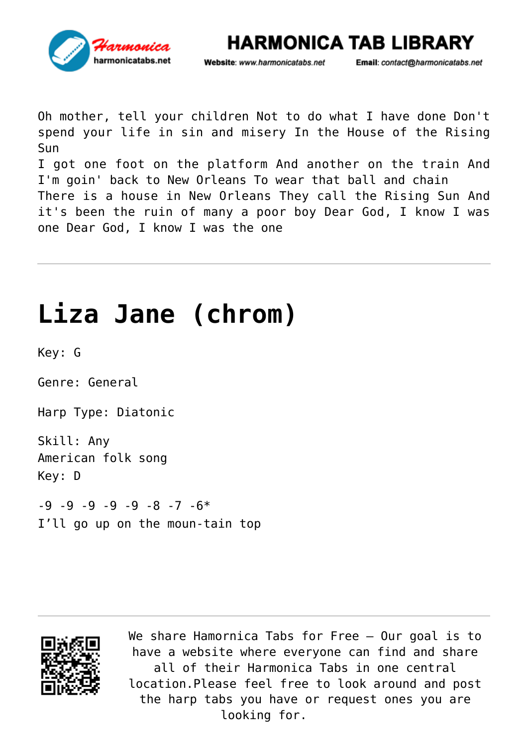Oh mother, tell your children Not to do what I have done Don't spend your life in sin and misery In the House of the Rising Sun
I got one foot on the platform And another on the train And I'm goin' back to New Orleans To wear that ball and chain
There is a house in New Orleans They call the Rising Sun And it's been the ruin of many a poor boy Dear God, I know I was one Dear God, I know I was the one

---

# Liza Jane (chrom)

Key: G

Genre: General

Harp Type: Diatonic

Skill: Any
American folk song
Key: D

```
-9 -9 -9 -9 -9 -8 -7 -6*
I'll go up on the moun-tain top
```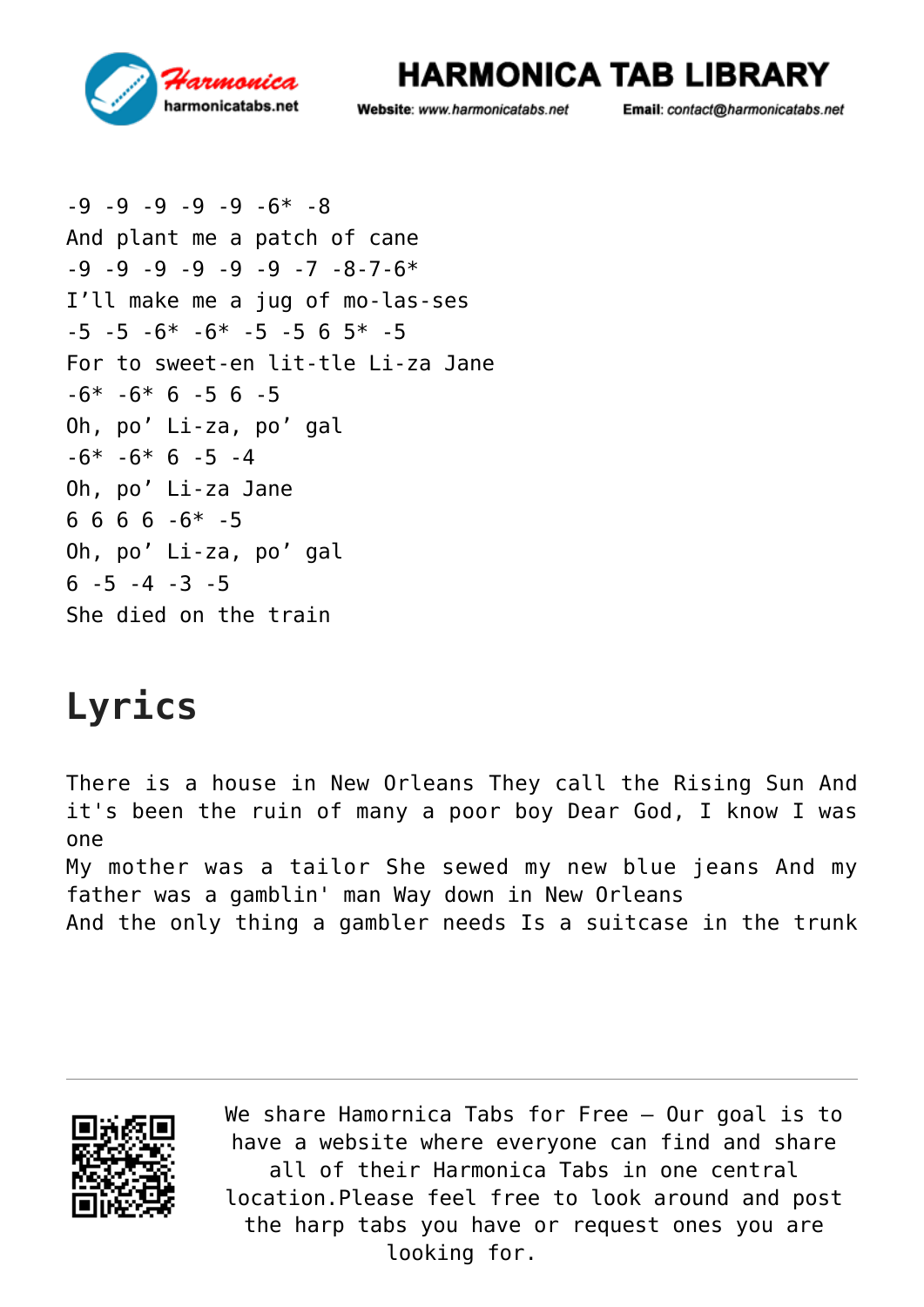-9 -9 -9 -9 -9 -6* -8
And plant me a patch of cane
-9 -9 -9 -9 -9 -9 -7 -8-7-6*
I'll make me a jug of mo-las-ses
-5 -5 -6* -6* -5 -5 6 5* -5
For to sweet-en lit-tle Li-za Jane
-6* -6* 6 -5 6 -5
Oh, po' Li-za, po' gal
-6* -6* 6 -5 -4
Oh, po' Li-za Jane
6 6 6 6 -6* -5
Oh, po' Li-za, po' gal
6 -5 -4 -3 -5
She died on the train

# Lyrics

There is a house in New Orleans They call the Rising Sun And it's been the ruin of many a poor boy Dear God, I know I was one
My mother was a tailor She sewed my new blue jeans And my father was a gamblin' man Way down in New Orleans
And the only thing a gambler needs Is a suitcase in the trunk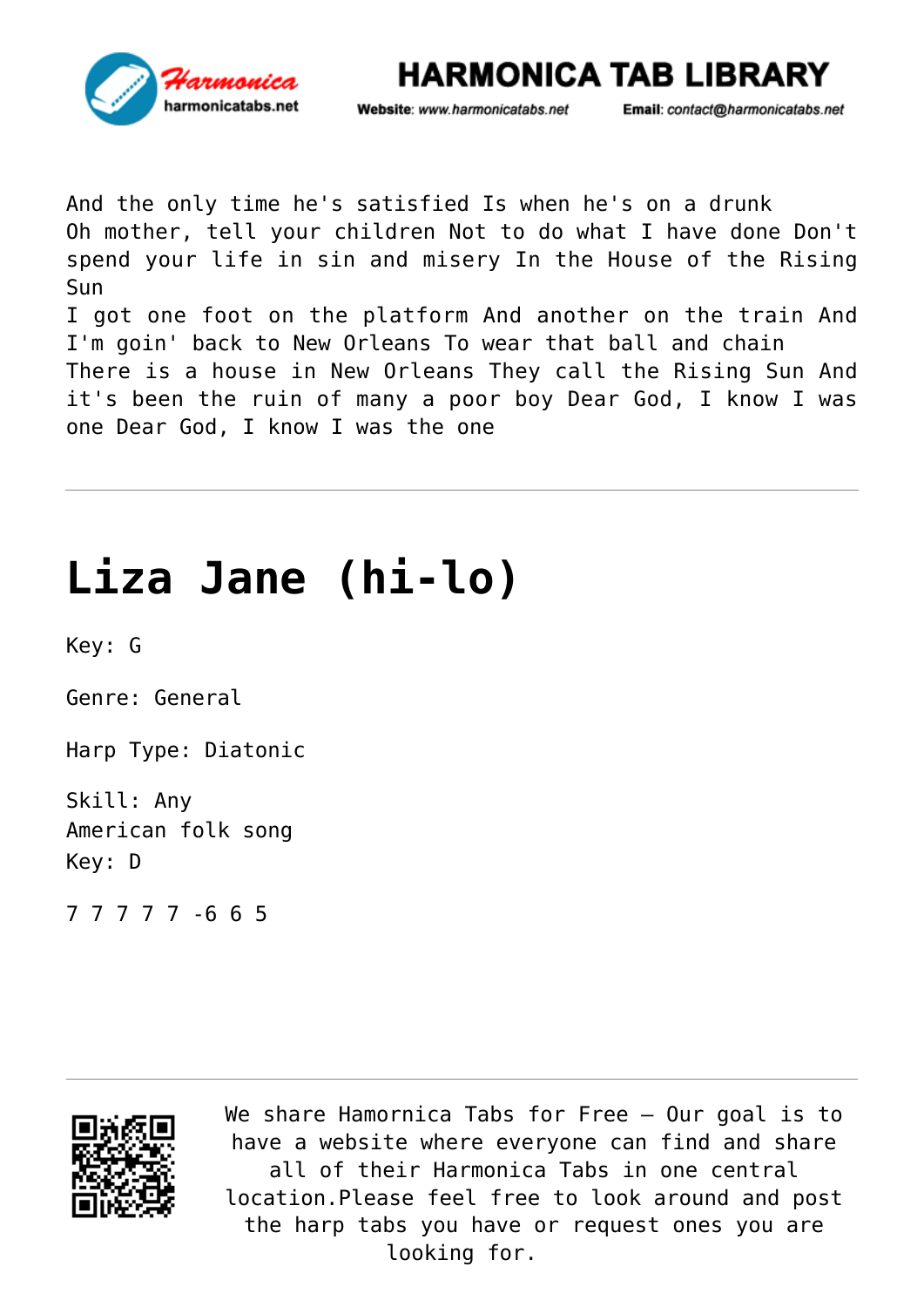And the only time he's satisfied Is when he's on a drunk
Oh mother, tell your children Not to do what I have done Don't spend your life in sin and misery In the House of the Rising Sun
I got one foot on the platform And another on the train And I'm goin' back to New Orleans To wear that ball and chain
There is a house in New Orleans They call the Rising Sun And it's been the ruin of many a poor boy Dear God, I know I was one Dear God, I know I was the one

---

# Liza Jane (hi-lo)

Key: G

Genre: General

Harp Type: Diatonic

Skill: Any
American folk song
Key: D

7 7 7 7 7 -6 6 5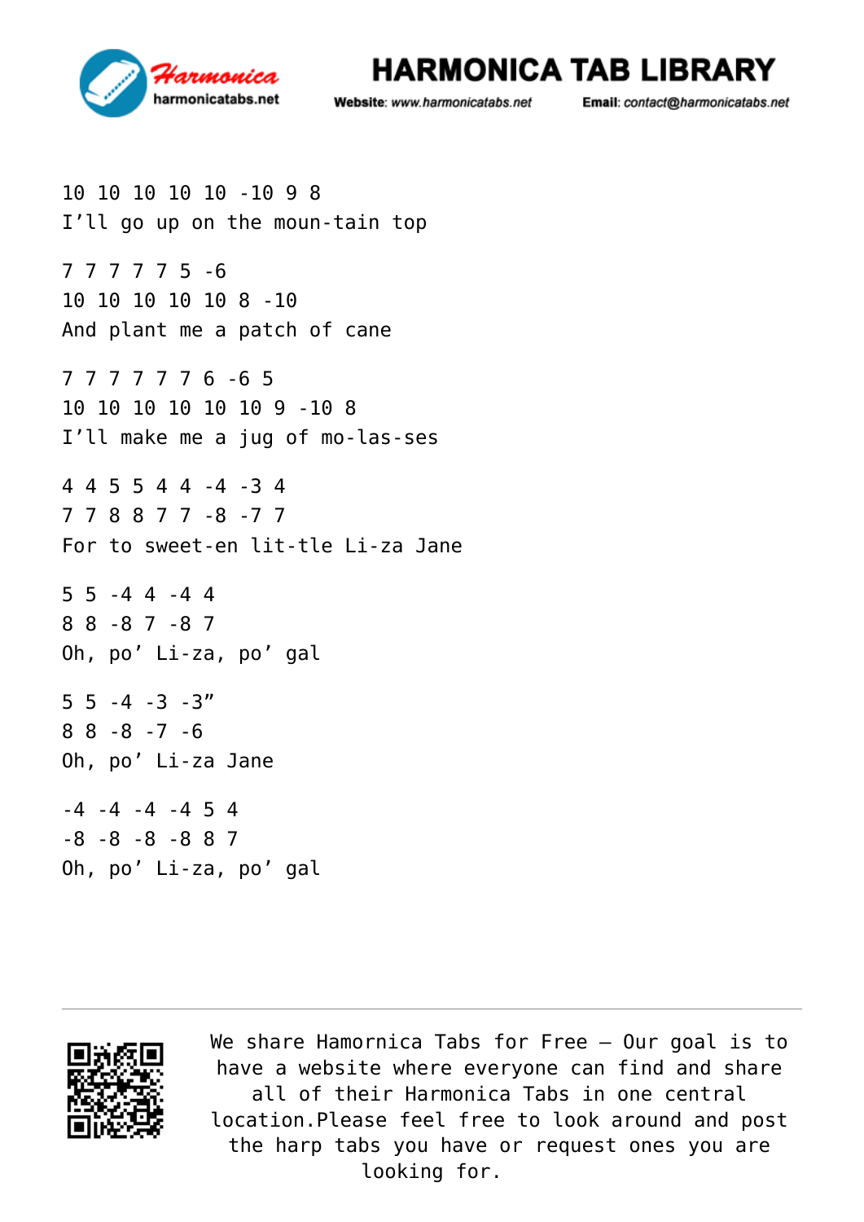10 10 10 10 10 -10 9 8
I'll go up on the moun-tain top

7 7 7 7 7 5 -6
10 10 10 10 10 8 -10
And plant me a patch of cane

7 7 7 7 7 7 6 -6 5
10 10 10 10 10 10 9 -10 8
I'll make me a jug of mo-las-ses

4 4 5 5 4 4 -4 -3 4
7 7 8 8 7 7 -8 -7 7
For to sweet-en lit-tle Li-za Jane

5 5 -4 4 -4 4
8 8 -8 7 -8 7
Oh, po' Li-za, po' gal

5 5 -4 -3 -3"
8 8 -8 -7 -6
Oh, po' Li-za Jane

-4 -4 -4 -4 5 4
-8 -8 -8 -8 8 7
Oh, po' Li-za, po' gal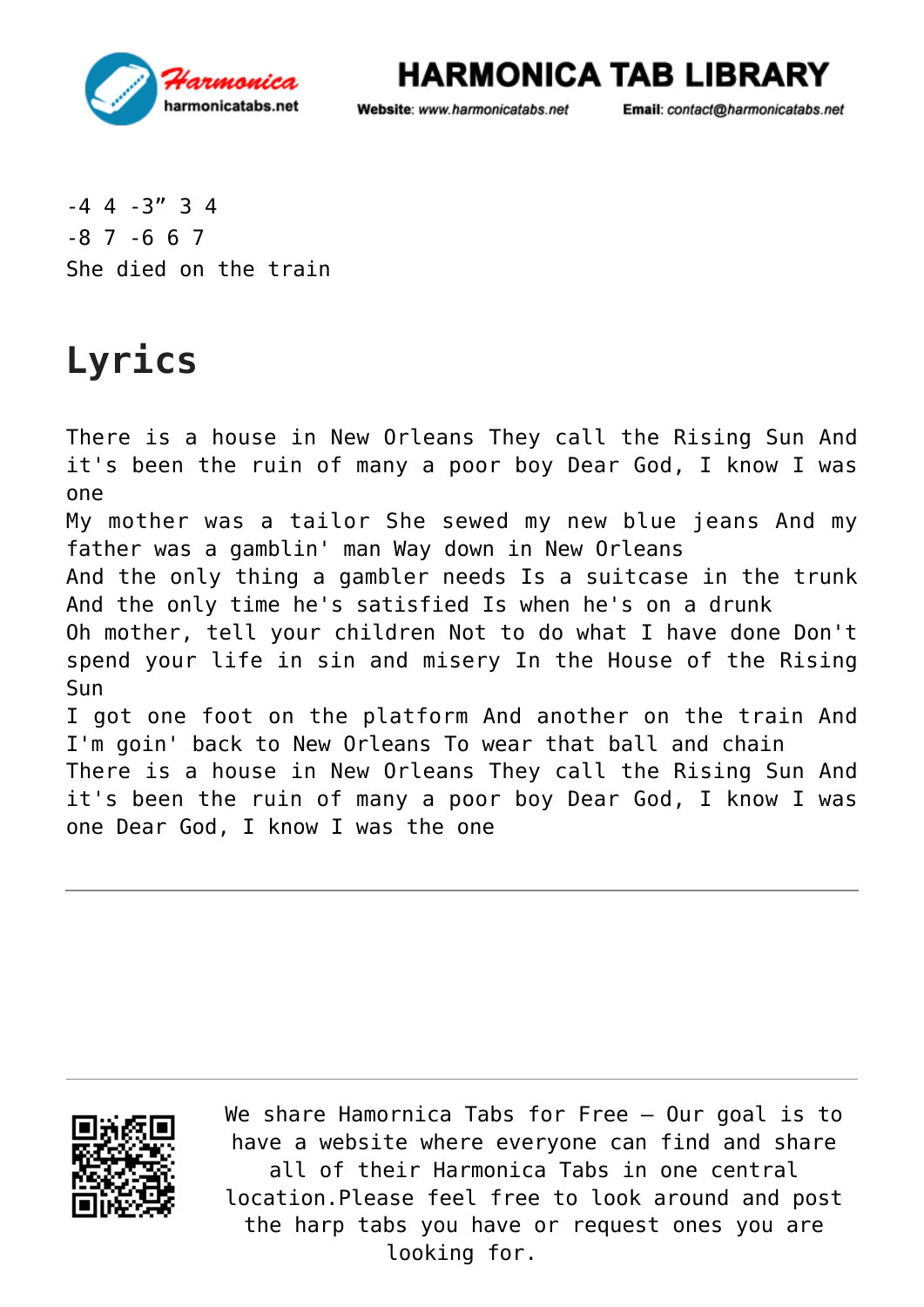-4 4 -3" 3 4
-8 7 -6 6 7
She died on the train

## Lyrics

There is a house in New Orleans They call the Rising Sun And it's been the ruin of many a poor boy Dear God, I know I was one
My mother was a tailor She sewed my new blue jeans And my father was a gamblin' man Way down in New Orleans
And the only thing a gambler needs Is a suitcase in the trunk
And the only time he's satisfied Is when he's on a drunk
Oh mother, tell your children Not to do what I have done Don't spend your life in sin and misery In the House of the Rising Sun
I got one foot on the platform And another on the train And I'm goin' back to New Orleans To wear that ball and chain
There is a house in New Orleans They call the Rising Sun And it's been the ruin of many a poor boy Dear God, I know I was one Dear God, I know I was the one

---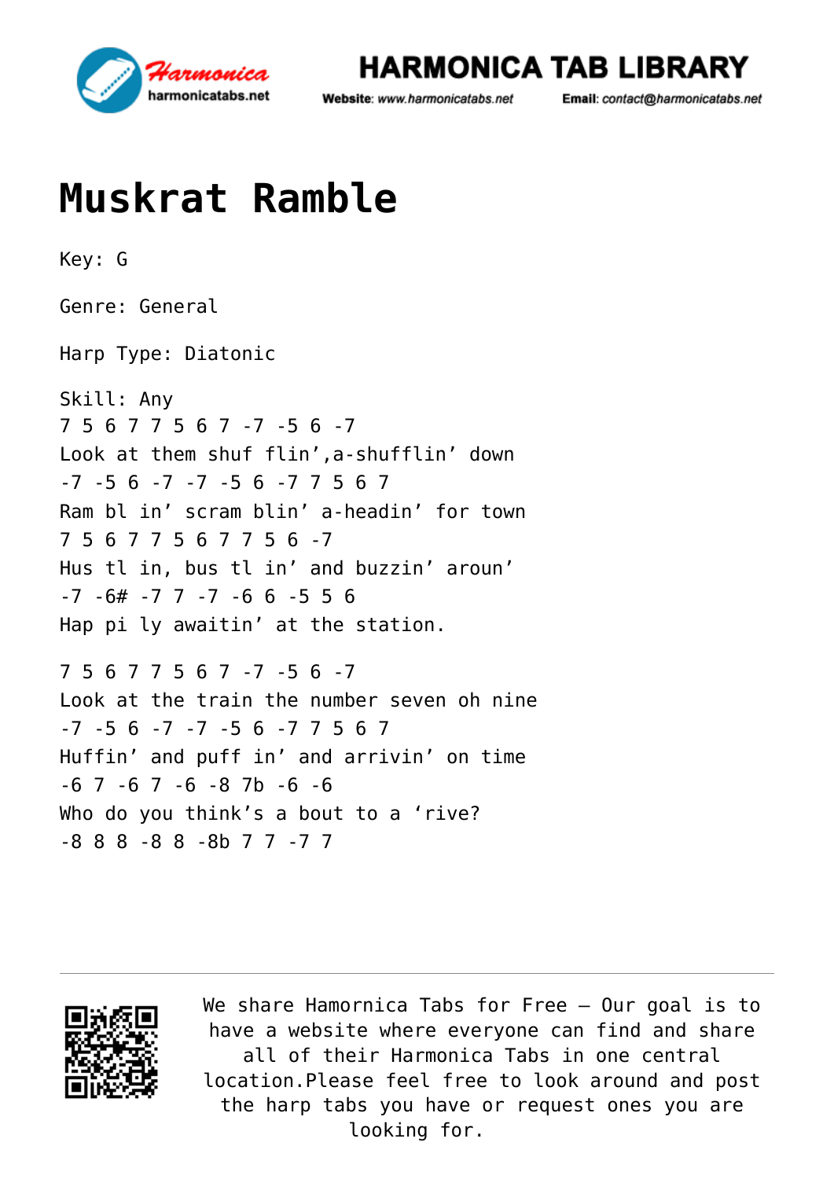# Muskrat Ramble

Key: G

Genre: General

Harp Type: Diatonic

Skill: Any

7 5 6 7 7 5 6 7 -7 -5 6 -7
Look at them shuf flin',a-shufflin' down
-7 -5 6 -7 -7 -5 6 -7 7 5 6 7
Ram bl in' scram blin' a-headin' for town
7 5 6 7 7 5 6 7 7 5 6 -7
Hus tl in, bus tl in' and buzzin' aroun'
-7 -6# -7 7 -7 -6 6 -5 5 6
Hap pi ly awaitin' at the station.

7 5 6 7 7 5 6 7 -7 -5 6 -7
Look at the train the number seven oh nine
-7 -5 6 -7 -7 -5 6 -7 7 5 6 7
Huffin' and puff in' and arrivin' on time
-6 7 -6 7 -6 -8 7b -6 -6
Who do you think's a bout to a 'rive?
-8 8 8 -8 8 -8b 7 7 -7 7

We share Hamornica Tabs for Free – Our goal is to have a website where everyone can find and share all of their Harmonica Tabs in one central location.Please feel free to look around and post the harp tabs you have or request ones you are looking for.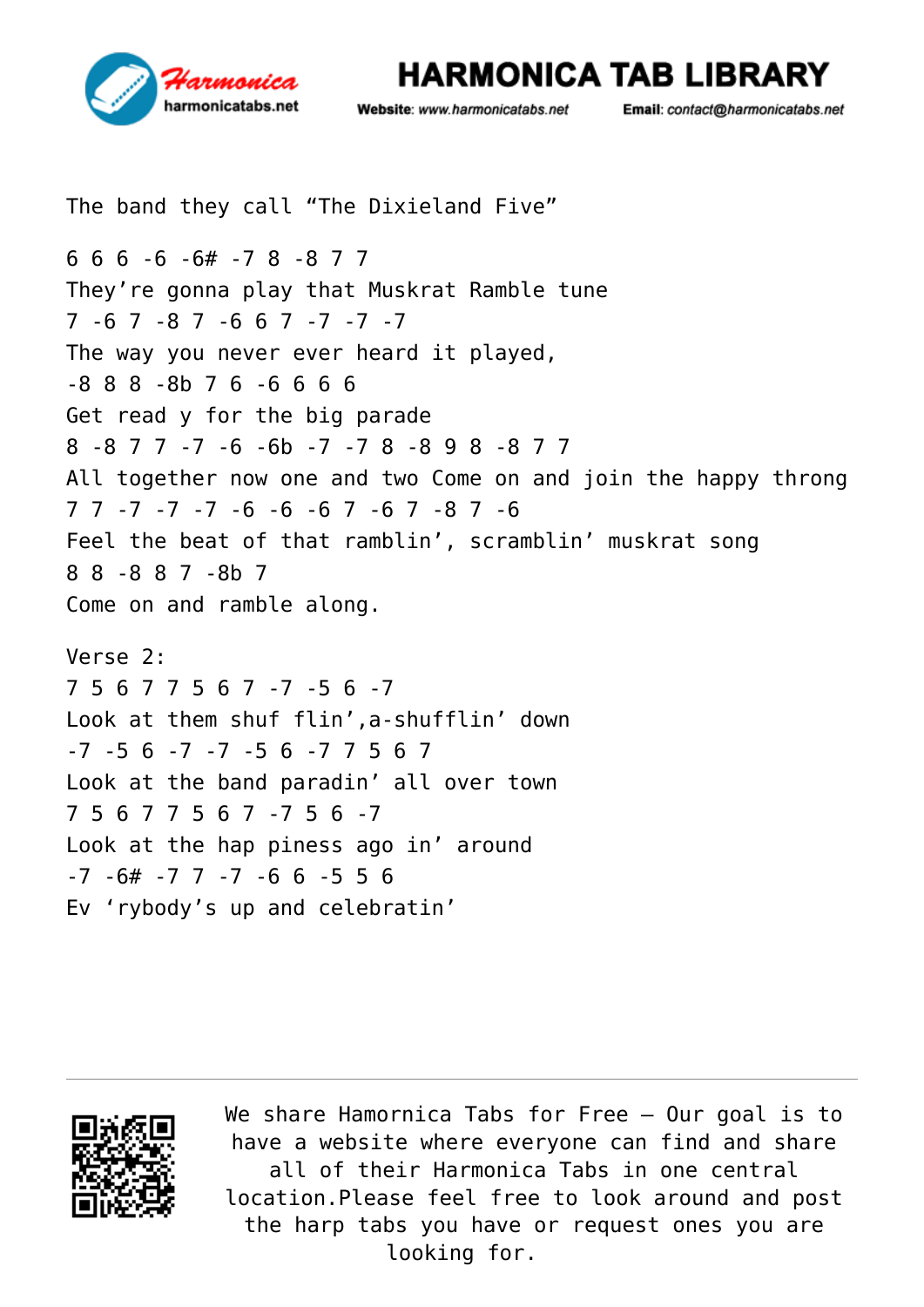The band they call “The Dixieland Five”

6 6 6 -6 -6# -7 8 -8 7 7
They’re gonna play that Muskrat Ramble tune
7 -6 7 -8 7 -6 6 7 -7 -7 -7
The way you never ever heard it played,
-8 8 8 -8b 7 6 -6 6 6 6
Get read y for the big parade
8 -8 7 7 -7 -6 -6b -7 -7 8 -8 9 8 -8 7 7
All together now one and two Come on and join the happy throng
7 7 -7 -7 -7 -6 -6 -6 7 -6 7 -8 7 -6
Feel the beat of that ramblin’, scramblin’ muskrat song
8 8 -8 8 7 -8b 7
Come on and ramble along.

Verse 2:
7 5 6 7 7 5 6 7 -7 -5 6 -7
Look at them shuf flin’,a-shufflin’ down
-7 -5 6 -7 -7 -5 6 -7 7 5 6 7
Look at the band paradin’ all over town
7 5 6 7 7 5 6 7 -7 5 6 -7
Look at the hap piness ago in’ around
-7 -6# -7 7 -7 -6 6 -5 5 6
Ev ‘rybody’s up and celebratin’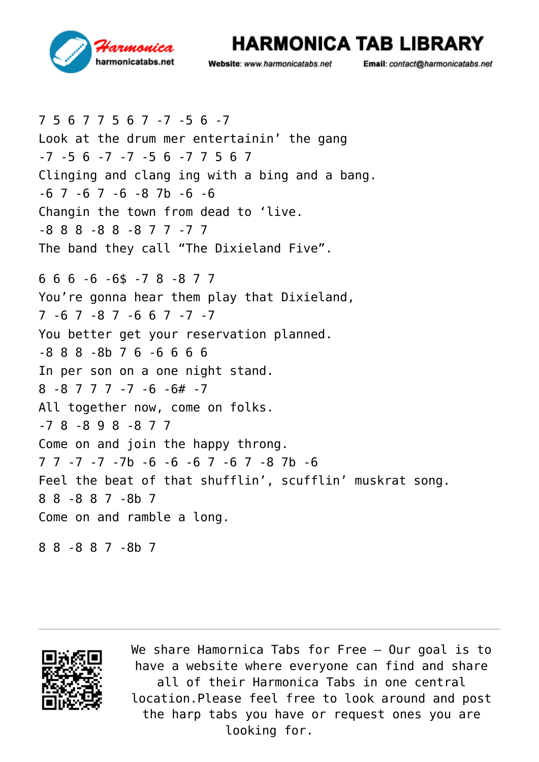7 5 6 7 7 5 6 7 -7 -5 6 -7
Look at the drum mer entertainin' the gang
-7 -5 6 -7 -7 -5 6 -7 7 5 6 7
Clinging and clang ing with a bing and a bang.
-6 7 -6 7 -6 -8 7b -6 -6
Changin the town from dead to 'live.
-8 8 8 -8 8 -8 7 7 -7 7
The band they call "The Dixieland Five".

6 6 6 -6 -6$ -7 8 -8 7 7
You're gonna hear them play that Dixieland,
7 -6 7 -8 7 -6 6 7 -7 -7
You better get your reservation planned.
-8 8 8 -8b 7 6 -6 6 6 6
In per son on a one night stand.
8 -8 7 7 7 -7 -6 -6# -7
All together now, come on folks.
-7 8 -8 9 8 -8 7 7
Come on and join the happy throng.
7 7 -7 -7 -7b -6 -6 -6 7 -6 7 -8 7b -6
Feel the beat of that shufflin', scufflin' muskrat song.
8 8 -8 8 7 -8b 7
Come on and ramble a long.

8 8 -8 8 7 -8b 7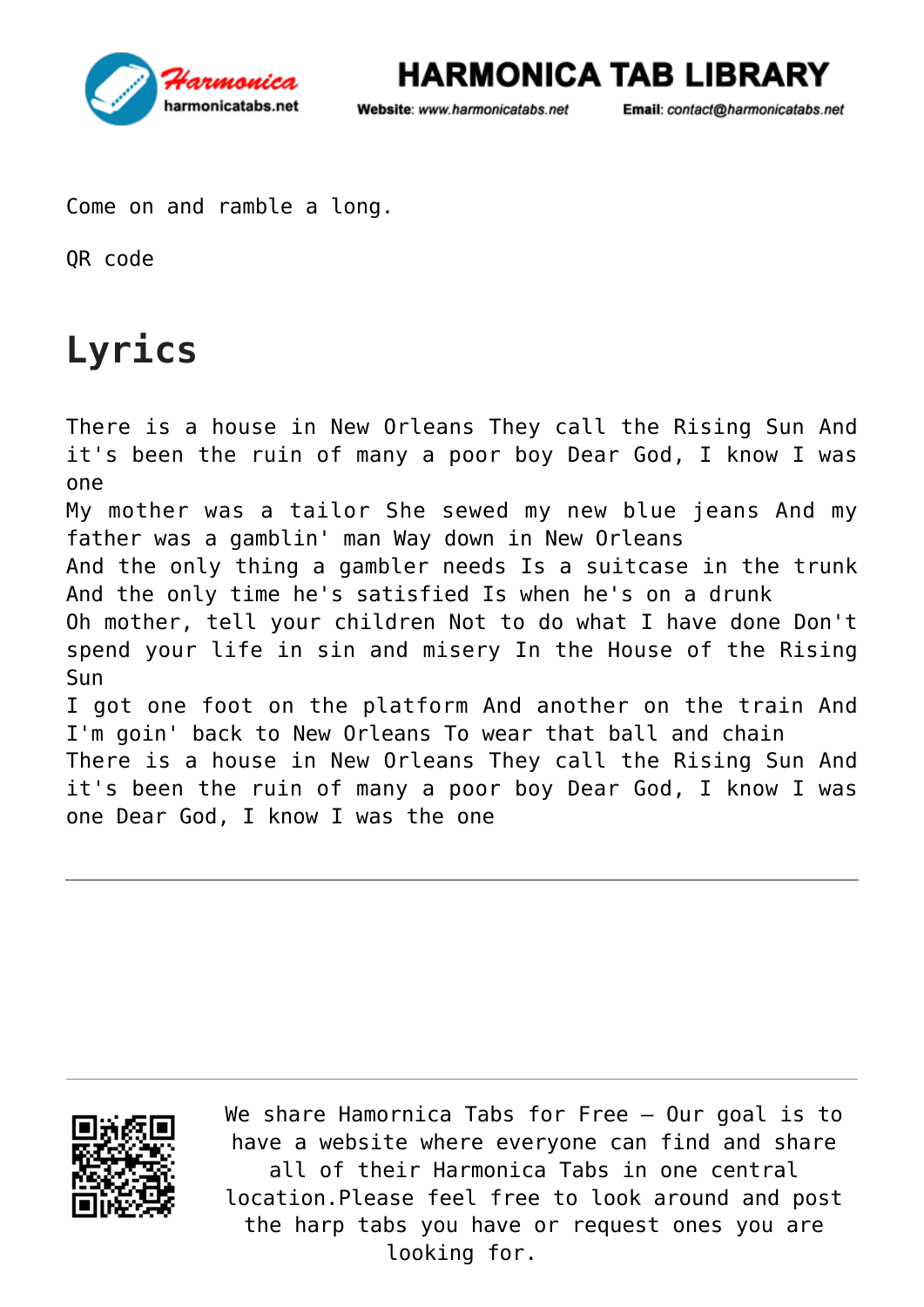Come on and ramble a long.

QR code

# Lyrics

There is a house in New Orleans They call the Rising Sun And it's been the ruin of many a poor boy Dear God, I know I was one
My mother was a tailor She sewed my new blue jeans And my father was a gamblin' man Way down in New Orleans
And the only thing a gambler needs Is a suitcase in the trunk
And the only time he's satisfied Is when he's on a drunk
Oh mother, tell your children Not to do what I have done Don't spend your life in sin and misery In the House of the Rising Sun
I got one foot on the platform And another on the train And I'm goin' back to New Orleans To wear that ball and chain
There is a house in New Orleans They call the Rising Sun And it's been the ruin of many a poor boy Dear God, I know I was one Dear God, I know I was the one

---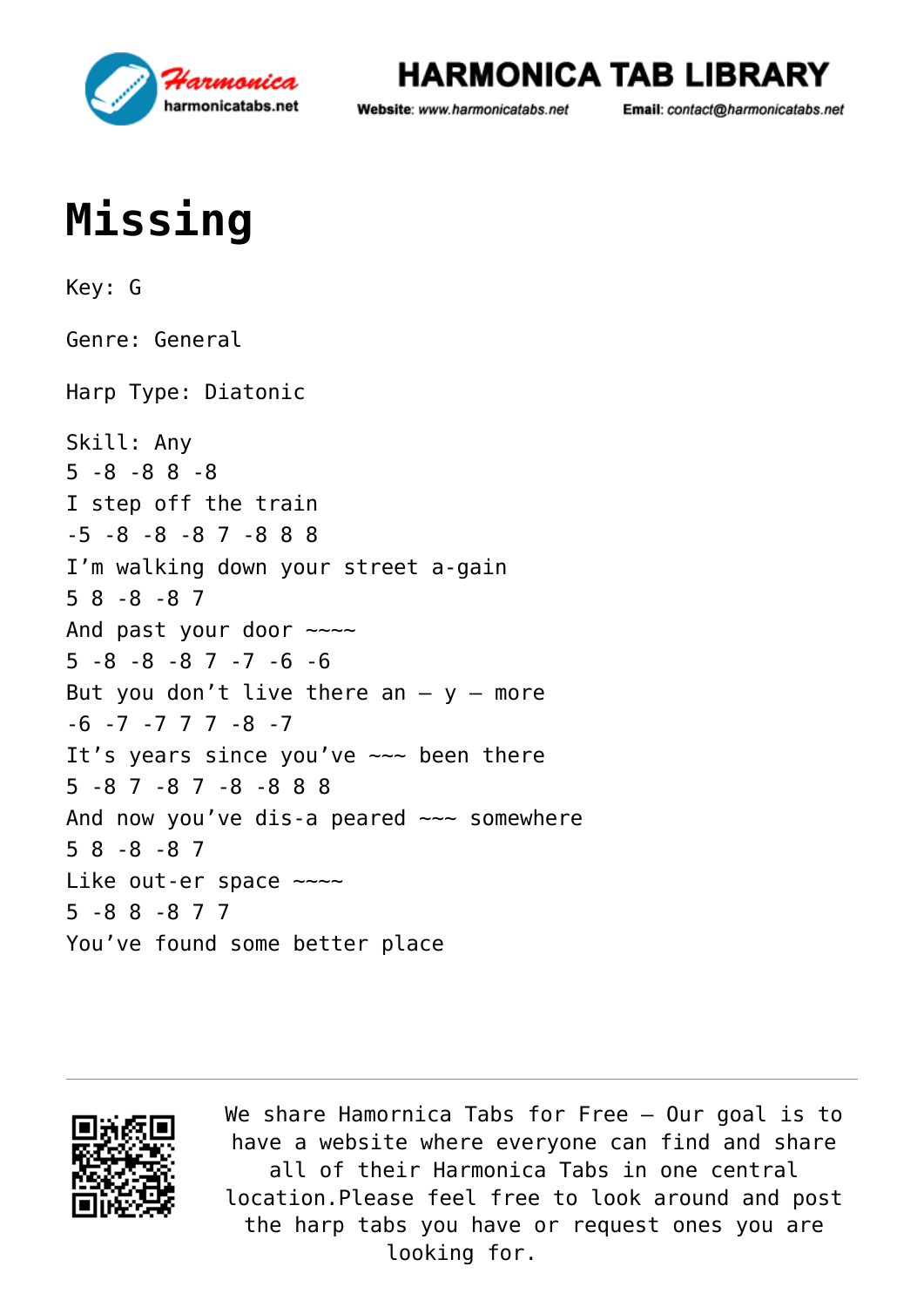# Missing

Key: G

Genre: General

Harp Type: Diatonic

Skill: Any

```
5 -8 -8 8 -8
I step off the train
-5 -8 -8 -8 7 -8 8 8
I'm walking down your street a-gain
5 8 -8 -8 7
And past your door ~~~~
5 -8 -8 -8 7 -7 -6 -6
But you don't live there an – y – more
-6 -7 -7 7 7 -8 -7
It's years since you've ~~~ been there
5 -8 7 -8 7 -8 -8 8 8
And now you've dis-a peared ~~~ somewhere
5 8 -8 -8 7
Like out-er space ~~~~
5 -8 8 -8 7 7
You've found some better place
```

We share Hamornica Tabs for Free – Our goal is to have a website where everyone can find and share all of their Harmonica Tabs in one central location.Please feel free to look around and post the harp tabs you have or request ones you are looking for.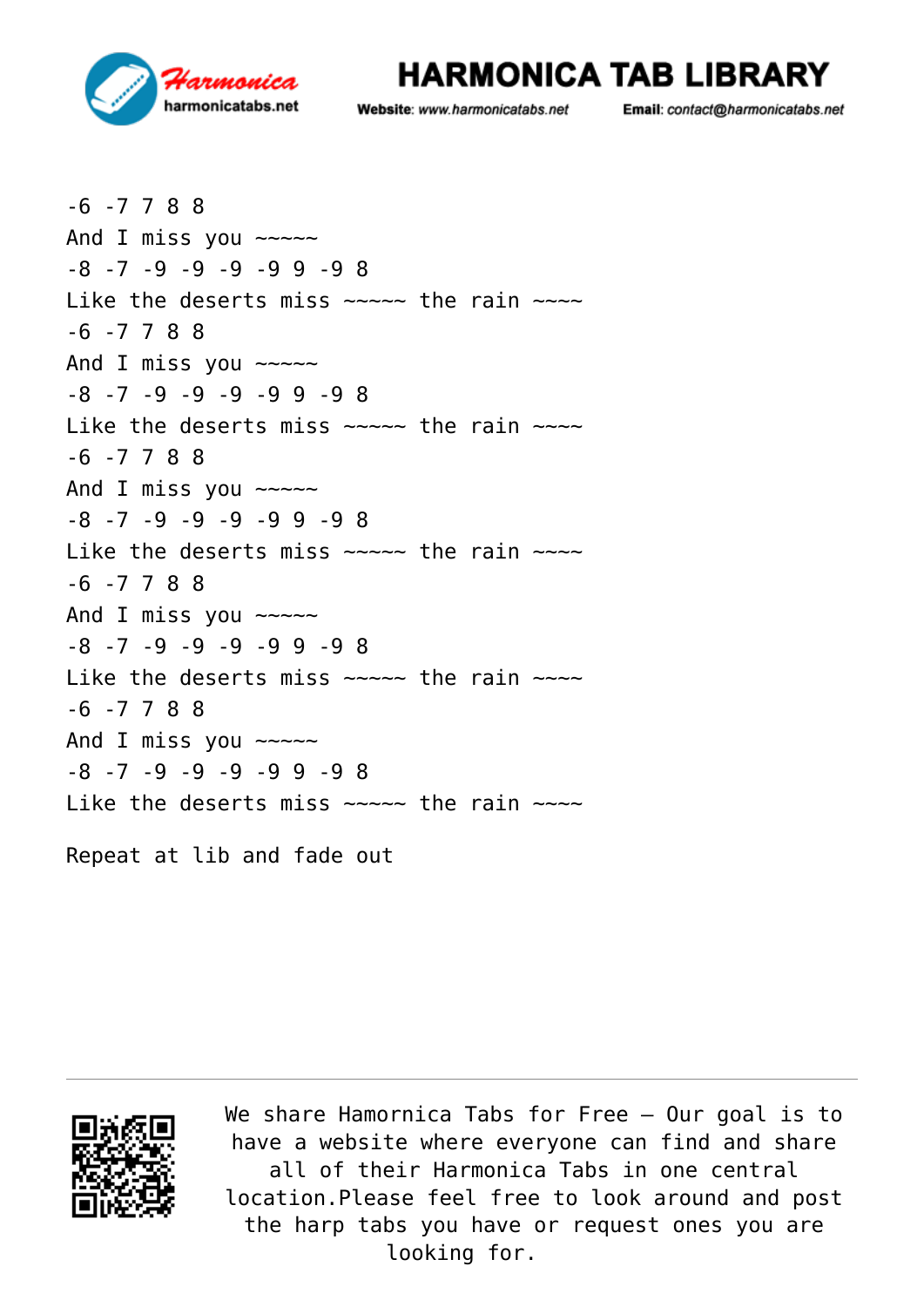```
-6 -7 7 8 8
And I miss you ~~~~~
-8 -7 -9 -9 -9 -9 9 -9 8
Like the deserts miss ~~~~~ the rain ~~~~
-6 -7 7 8 8
And I miss you ~~~~~
-8 -7 -9 -9 -9 -9 9 -9 8
Like the deserts miss ~~~~~ the rain ~~~~
-6 -7 7 8 8
And I miss you ~~~~~
-8 -7 -9 -9 -9 -9 9 -9 8
Like the deserts miss ~~~~~ the rain ~~~~
-6 -7 7 8 8
And I miss you ~~~~~
-8 -7 -9 -9 -9 -9 9 -9 8
Like the deserts miss ~~~~~ the rain ~~~~
-6 -7 7 8 8
And I miss you ~~~~~
-8 -7 -9 -9 -9 -9 9 -9 8
Like the deserts miss ~~~~~ the rain ~~~~
```

Repeat at lib and fade out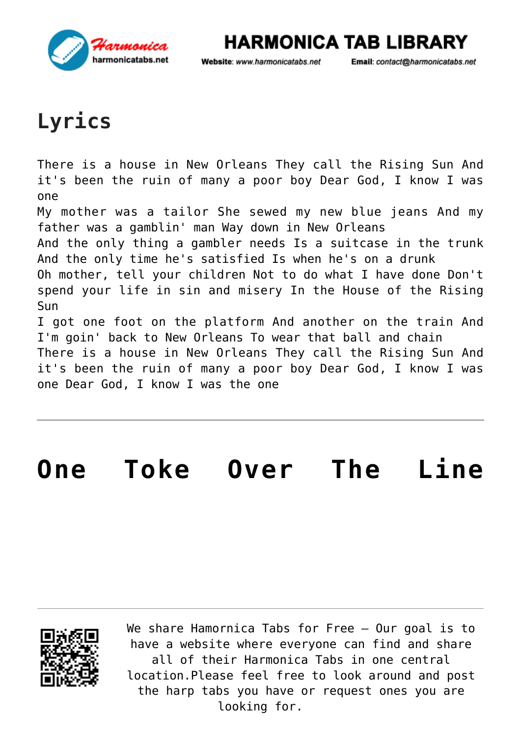# Lyrics

There is a house in New Orleans They call the Rising Sun And it's been the ruin of many a poor boy Dear God, I know I was one
My mother was a tailor She sewed my new blue jeans And my father was a gamblin' man Way down in New Orleans
And the only thing a gambler needs Is a suitcase in the trunk
And the only time he's satisfied Is when he's on a drunk
Oh mother, tell your children Not to do what I have done Don't spend your life in sin and misery In the House of the Rising Sun
I got one foot on the platform And another on the train And I'm goin' back to New Orleans To wear that ball and chain
There is a house in New Orleans They call the Rising Sun And it's been the ruin of many a poor boy Dear God, I know I was one Dear God, I know I was the one

---

# One Toke Over The Line

---

We share Hamornica Tabs for Free – Our goal is to have a website where everyone can find and share all of their Harmonica Tabs in one central location.Please feel free to look around and post the harp tabs you have or request ones you are looking for.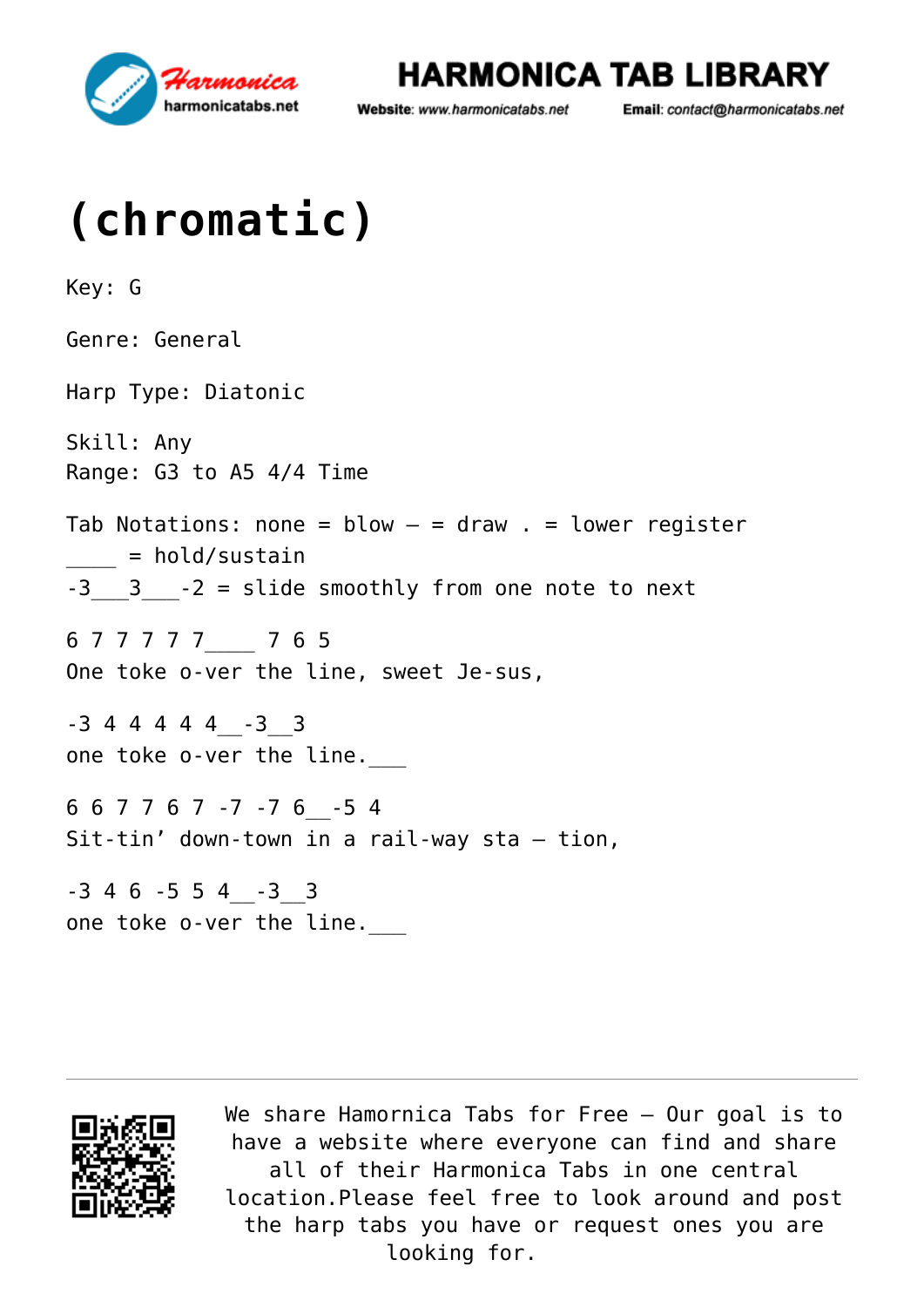# (chromatic)

Key: G

Genre: General

Harp Type: Diatonic

Skill: Any
Range: G3 to A5 4/4 Time

Tab Notations: none = blow – = draw . = lower register
____ = hold/sustain
-3___3___-2 = slide smoothly from one note to next

6 7 7 7 7 7____ 7 6 5
One toke o-ver the line, sweet Je-sus,

-3 4 4 4 4 4__-3__3
one toke o-ver the line.___

6 6 7 7 6 7 -7 -7 6__-5 4
Sit-tin' down-town in a rail-way sta – tion,

-3 4 6 -5 5 4__-3__3
one toke o-ver the line.___

We share Hamornica Tabs for Free – Our goal is to have a website where everyone can find and share all of their Harmonica Tabs in one central location.Please feel free to look around and post the harp tabs you have or request ones you are looking for.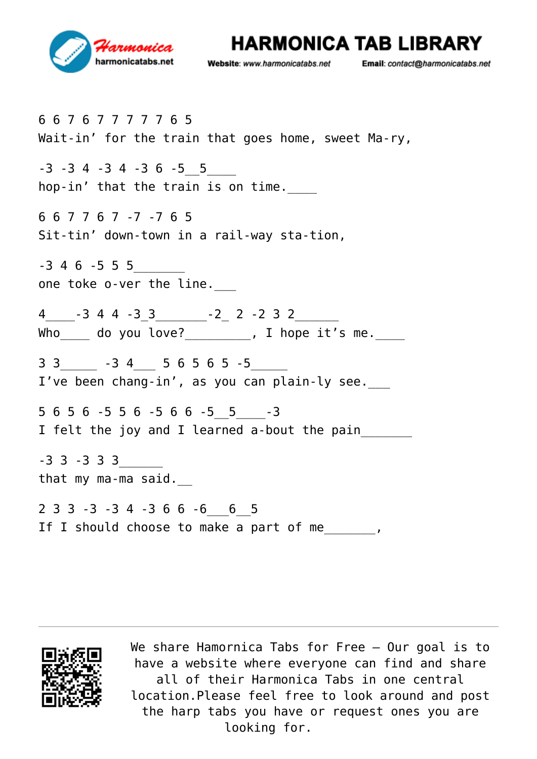```
6 6 7 6 7 7 7 7 7 6 5
Wait-in' for the train that goes home, sweet Ma-ry,

-3 -3 4 -3 4 -3 6 -5__5____
hop-in' that the train is on time.____

6 6 7 7 6 7 -7 -7 6 5
Sit-tin' down-town in a rail-way sta-tion,

-3 4 6 -5 5 5_______
one toke o-ver the line.___

4____-3 4 4 -3 3_______-2_ 2 -2 3 2______
Who____ do you love?_________, I hope it's me.____

3 3_____ -3 4___ 5 6 5 6 5 -5_____
I've been chang-in', as you can plain-ly see.___

5 6 5 6 -5 5 6 -5 6 6 -5__5____-3
I felt the joy and I learned a-bout the pain_______

-3 3 -3 3 3______
that my ma-ma said.__

2 3 3 -3 -3 4 -3 6 6 -6___6__5
If I should choose to make a part of me_______,
```

We share Hamornica Tabs for Free – Our goal is to have a website where everyone can find and share all of their Harmonica Tabs in one central location.Please feel free to look around and post the harp tabs you have or request ones you are looking for.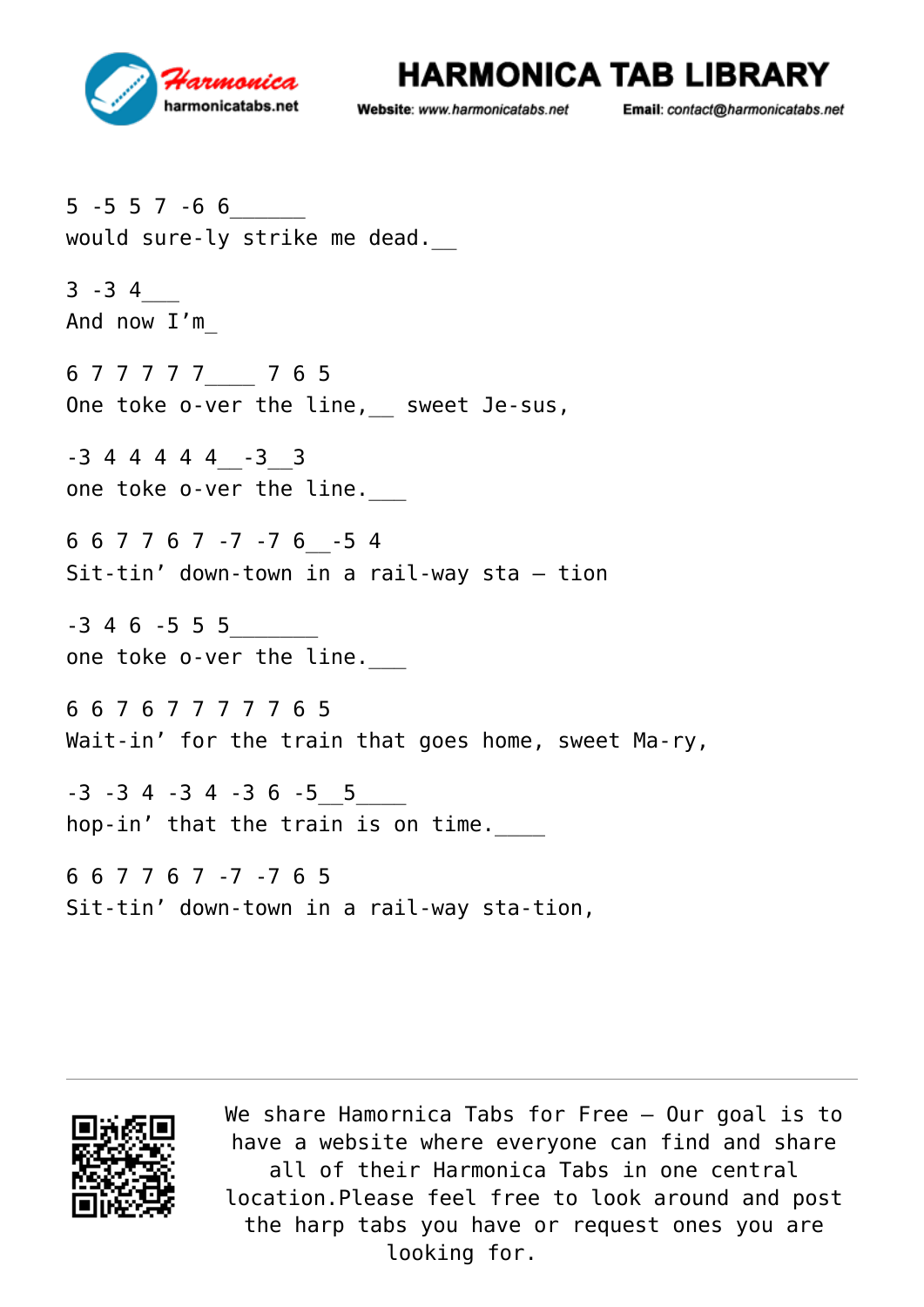```
5 -5 5 7 -6 6______
would sure-ly strike me dead.__

3 -3 4___
And now I'm_

6 7 7 7 7 7____ 7 6 5
One toke o-ver the line,__ sweet Je-sus,

-3 4 4 4 4 4__-3__3
one toke o-ver the line.___

6 6 7 7 6 7 -7 -7 6__-5 4
Sit-tin' down-town in a rail-way sta – tion

-3 4 6 -5 5 5_______
one toke o-ver the line.___

6 6 7 6 7 7 7 7 7 6 5
Wait-in' for the train that goes home, sweet Ma-ry,

-3 -3 4 -3 4 -3 6 -5__5____
hop-in' that the train is on time.____

6 6 7 7 6 7 -7 -7 6 5
Sit-tin' down-town in a rail-way sta-tion,
```

We share Hamornica Tabs for Free – Our goal is to have a website where everyone can find and share all of their Harmonica Tabs in one central location.Please feel free to look around and post the harp tabs you have or request ones you are looking for.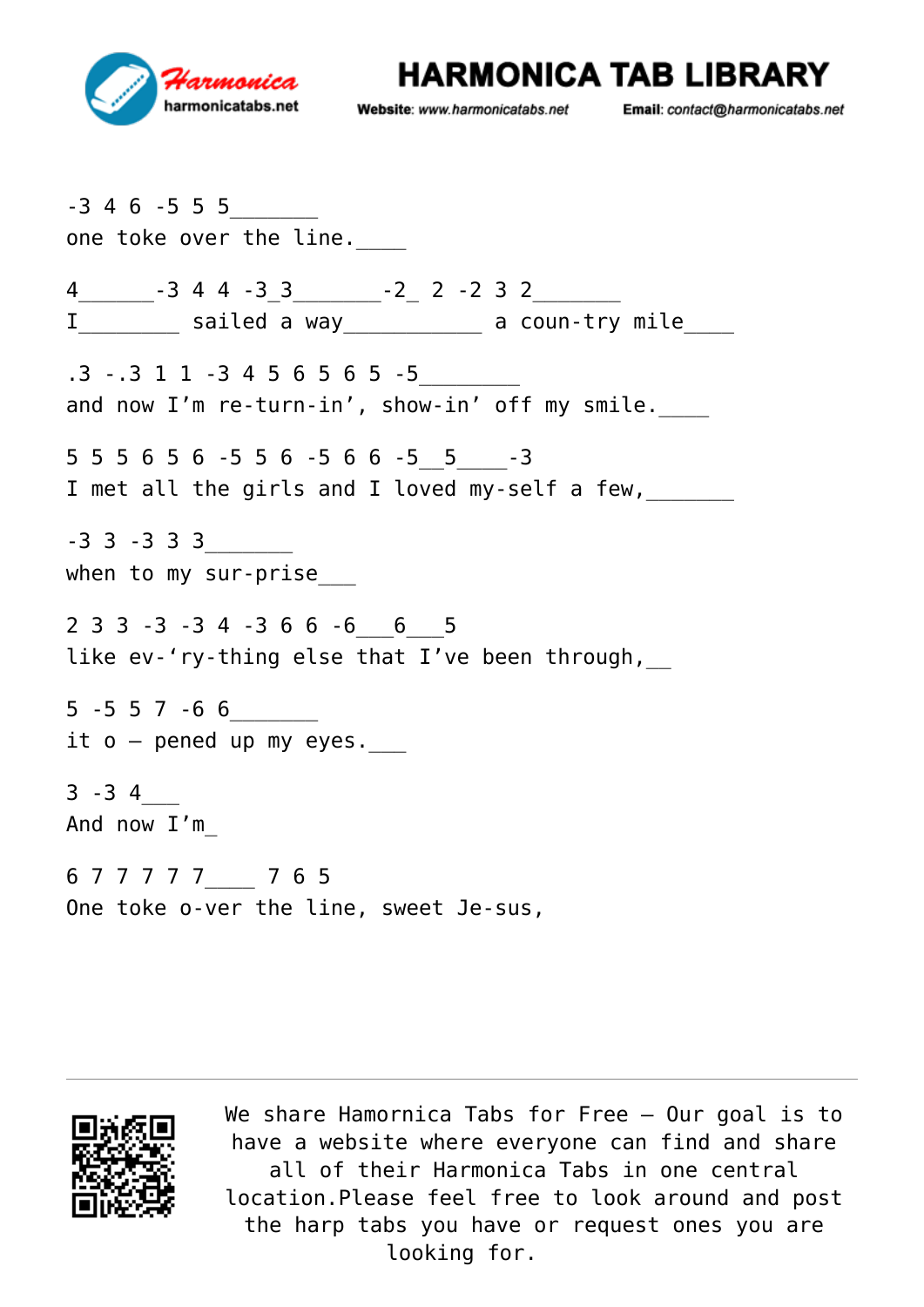```
-3 4 6 -5 5 5_______
one toke over the line.____

4______-3 4 4 -3_3_______-2_ 2 -2 3 2_______
I________ sailed a way___________ a coun-try mile____

.3 -.3 1 1 -3 4 5 6 5 6 5 -5________
and now I'm re-turn-in', show-in' off my smile.____

5 5 5 6 5 6 -5 5 6 -5 6 6 -5__5____-3
I met all the girls and I loved my-self a few,_______

-3 3 -3 3 3_______
when to my sur-prise___

2 3 3 -3 -3 4 -3 6 6 -6___6___5
like ev-'ry-thing else that I've been through,__

5 -5 5 7 -6 6_______
it o – pened up my eyes.___

3 -3 4___
And now I'm_

6 7 7 7 7 7____ 7 6 5
One toke o-ver the line, sweet Je-sus,
```

We share Hamornica Tabs for Free – Our goal is to have a website where everyone can find and share all of their Harmonica Tabs in one central location.Please feel free to look around and post the harp tabs you have or request ones you are looking for.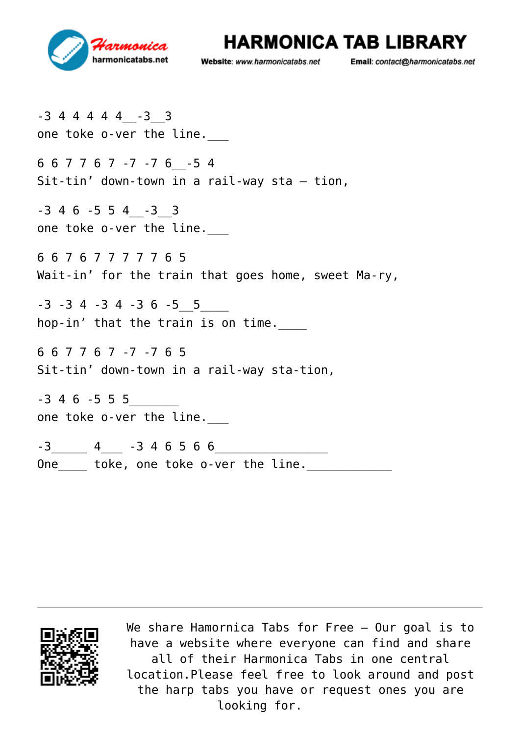```
-3 4 4 4 4 4__-3__3
one toke o-ver the line.___

6 6 7 7 6 7 -7 -7 6__-5 4
Sit-tin' down-town in a rail-way sta – tion,

-3 4 6 -5 5 4__-3__3
one toke o-ver the line.___

6 6 7 6 7 7 7 7 7 6 5
Wait-in' for the train that goes home, sweet Ma-ry,

-3 -3 4 -3 4 -3 6 -5__5____
hop-in' that the train is on time.____

6 6 7 7 6 7 -7 -7 6 5
Sit-tin' down-town in a rail-way sta-tion,

-3 4 6 -5 5 5_______
one toke o-ver the line.___

-3_____ 4___ -3 4 6 5 6 6________________
One____ toke, one toke o-ver the line.____________
```

We share Hamornica Tabs for Free – Our goal is to have a website where everyone can find and share all of their Harmonica Tabs in one central location.Please feel free to look around and post the harp tabs you have or request ones you are looking for.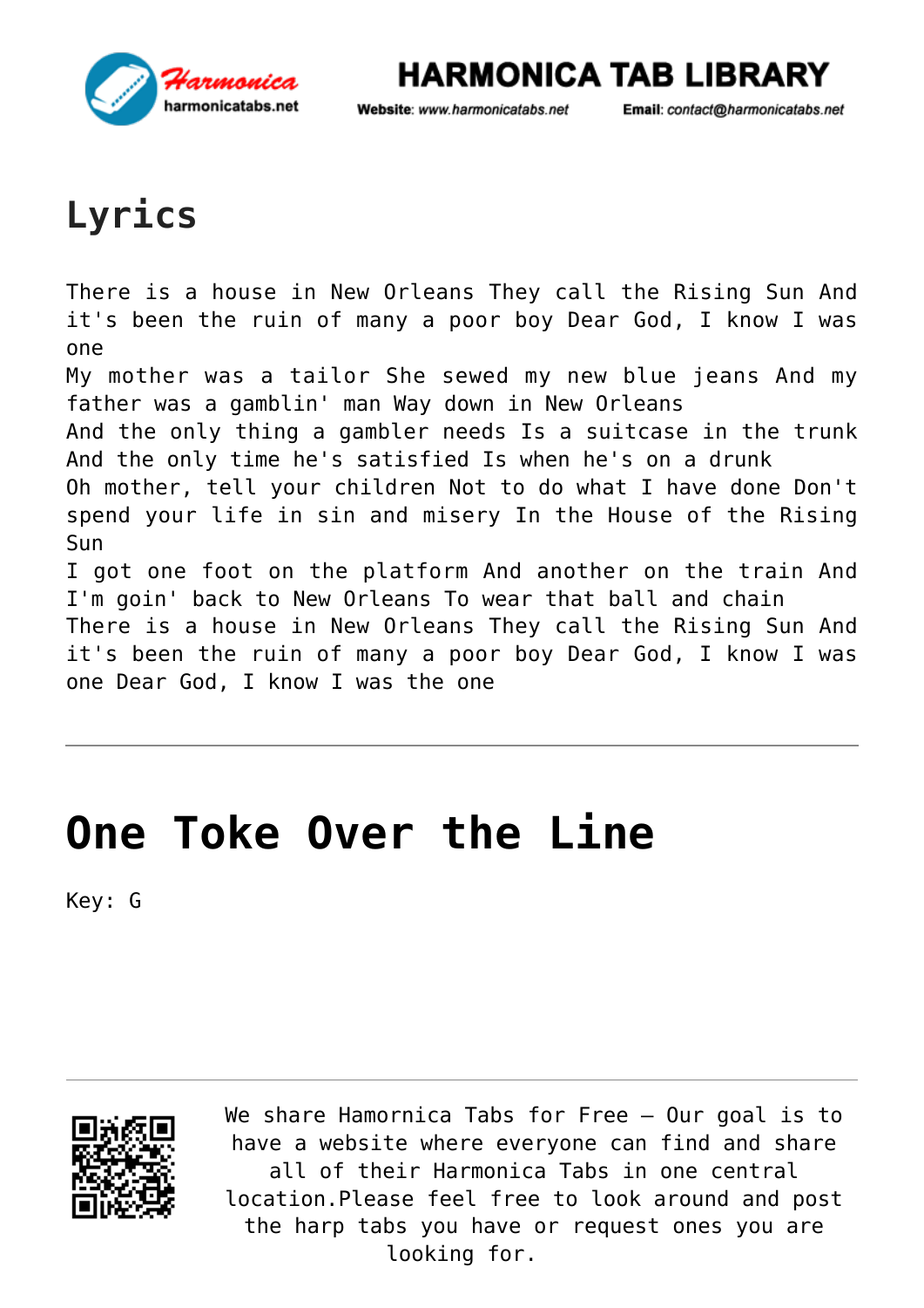# Lyrics

There is a house in New Orleans They call the Rising Sun And it's been the ruin of many a poor boy Dear God, I know I was one
My mother was a tailor She sewed my new blue jeans And my father was a gamblin' man Way down in New Orleans
And the only thing a gambler needs Is a suitcase in the trunk
And the only time he's satisfied Is when he's on a drunk
Oh mother, tell your children Not to do what I have done Don't spend your life in sin and misery In the House of the Rising Sun
I got one foot on the platform And another on the train And I'm goin' back to New Orleans To wear that ball and chain
There is a house in New Orleans They call the Rising Sun And it's been the ruin of many a poor boy Dear God, I know I was one Dear God, I know I was the one

---

# One Toke Over the Line

Key: G

---

We share Hamornica Tabs for Free – Our goal is to have a website where everyone can find and share all of their Harmonica Tabs in one central location.Please feel free to look around and post the harp tabs you have or request ones you are looking for.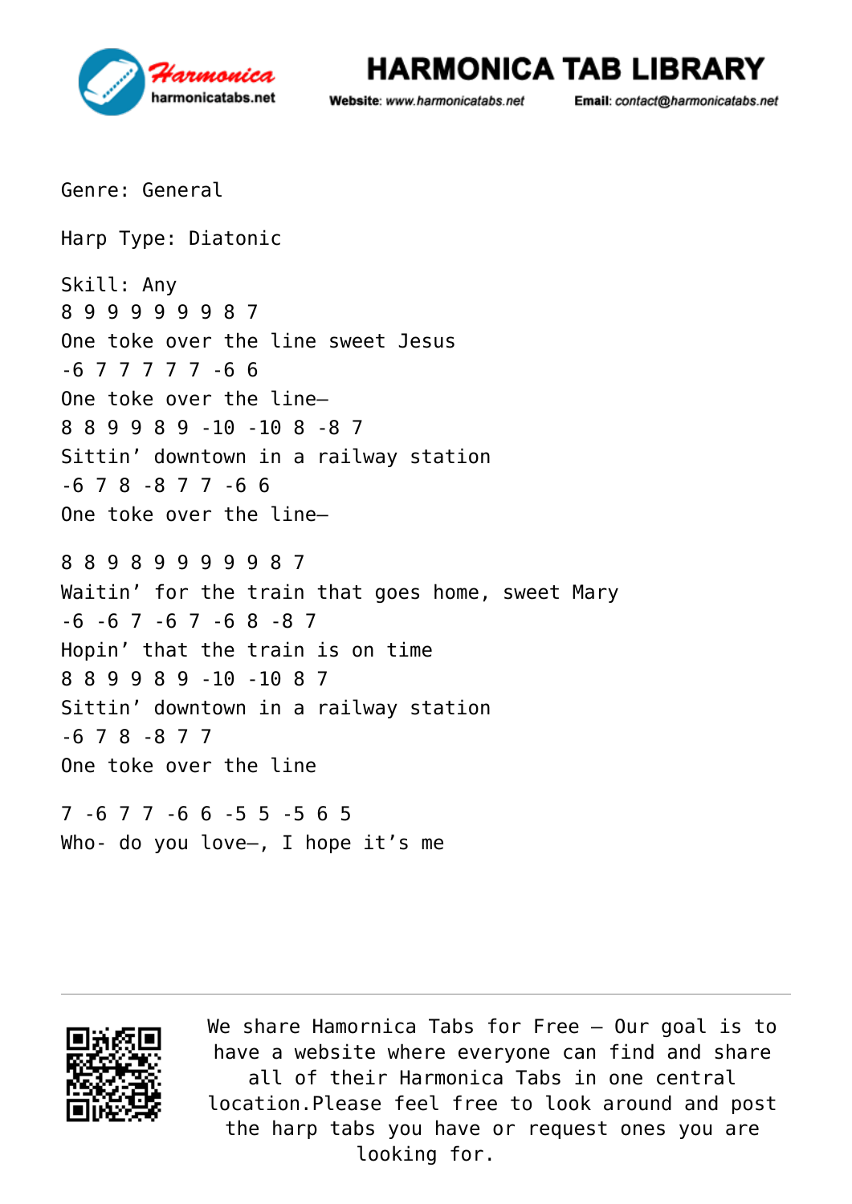Genre: General

Harp Type: Diatonic

Skill: Any
8 9 9 9 9 9 9 8 7
One toke over the line sweet Jesus
-6 7 7 7 7 7 -6 6
One toke over the line—
8 8 9 9 8 9 -10 -10 8 -8 7
Sittin' downtown in a railway station
-6 7 8 -8 7 7 -6 6
One toke over the line—

8 8 9 8 9 9 9 9 9 8 7
Waitin' for the train that goes home, sweet Mary
-6 -6 7 -6 7 -6 8 -8 7
Hopin' that the train is on time
8 8 9 9 8 9 -10 -10 8 7
Sittin' downtown in a railway station
-6 7 8 -8 7 7
One toke over the line

7 -6 7 7 -6 6 -5 5 -5 6 5
Who- do you love—, I hope it's me

We share Hamornica Tabs for Free – Our goal is to have a website where everyone can find and share all of their Harmonica Tabs in one central location.Please feel free to look around and post the harp tabs you have or request ones you are looking for.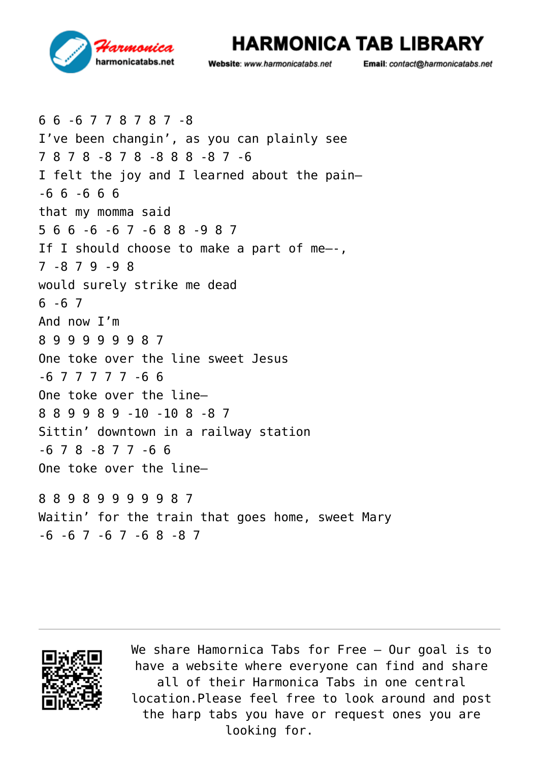6 6 -6 7 7 8 7 8 7 -8
I’ve been changin’, as you can plainly see
7 8 7 8 -8 7 8 -8 8 8 -8 7 -6
I felt the joy and I learned about the pain—
-6 6 -6 6 6
that my momma said
5 6 6 -6 -6 7 -6 8 8 -9 8 7
If I should choose to make a part of me—-,
7 -8 7 9 -9 8
would surely strike me dead
6 -6 7
And now I’m
8 9 9 9 9 9 9 8 7
One toke over the line sweet Jesus
-6 7 7 7 7 7 -6 6
One toke over the line—
8 8 9 9 8 9 -10 -10 8 -8 7
Sittin’ downtown in a railway station
-6 7 8 -8 7 7 -6 6
One toke over the line—

8 8 9 8 9 9 9 9 9 8 7
Waitin’ for the train that goes home, sweet Mary
-6 -6 7 -6 7 -6 8 -8 7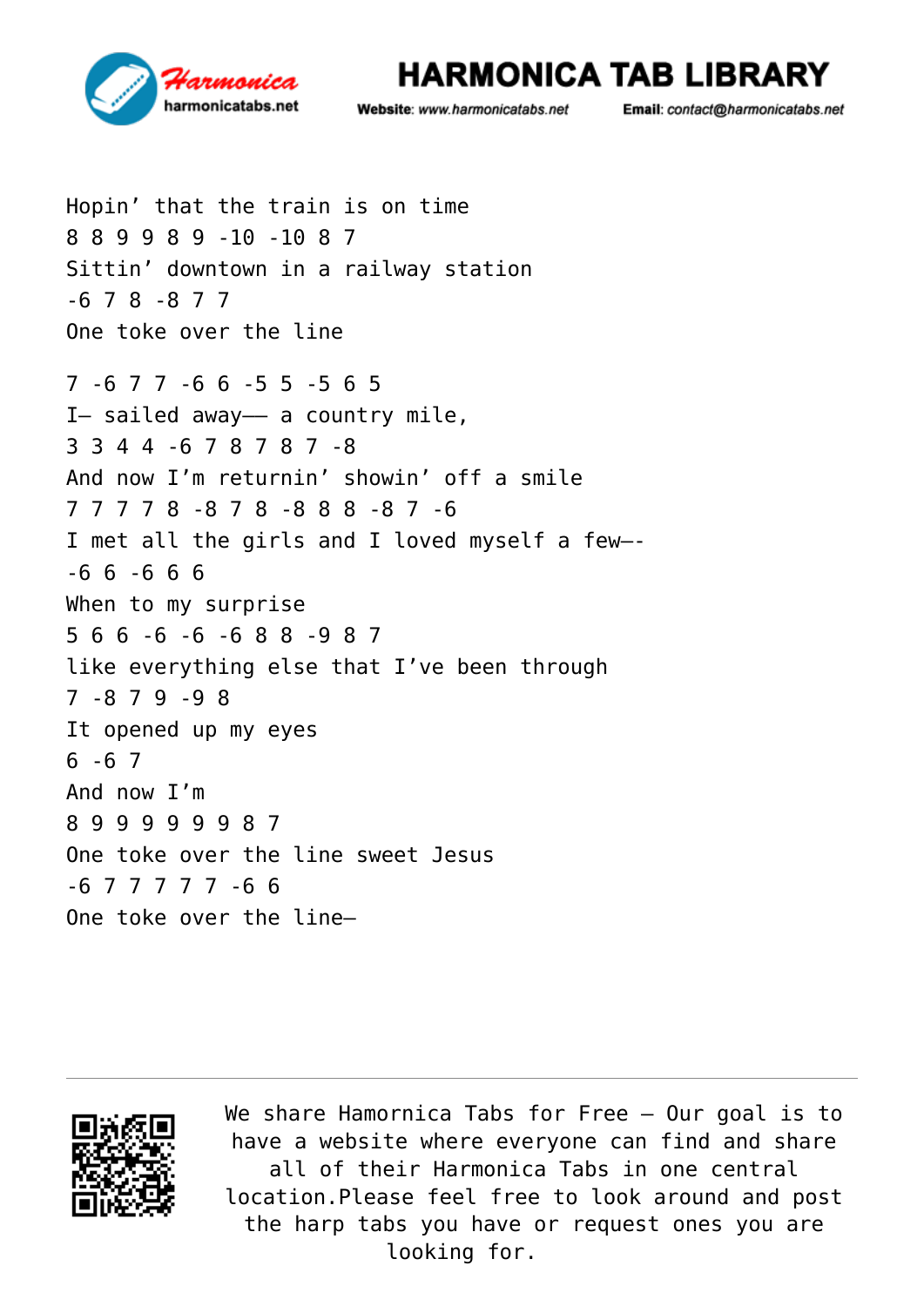Hopin' that the train is on time
8 8 9 9 8 9 -10 -10 8 7
Sittin' downtown in a railway station
-6 7 8 -8 7 7
One toke over the line

7 -6 7 7 -6 6 -5 5 -5 6 5
I– sailed away—– a country mile,
3 3 4 4 -6 7 8 7 8 7 -8
And now I'm returnin' showin' off a smile
7 7 7 7 8 -8 7 8 -8 8 8 -8 7 -6
I met all the girls and I loved myself a few—-
-6 6 -6 6 6
When to my surprise
5 6 6 -6 -6 -6 8 8 -9 8 7
like everything else that I've been through
7 -8 7 9 -9 8
It opened up my eyes
6 -6 7
And now I'm
8 9 9 9 9 9 9 8 7
One toke over the line sweet Jesus
-6 7 7 7 7 7 -6 6
One toke over the line–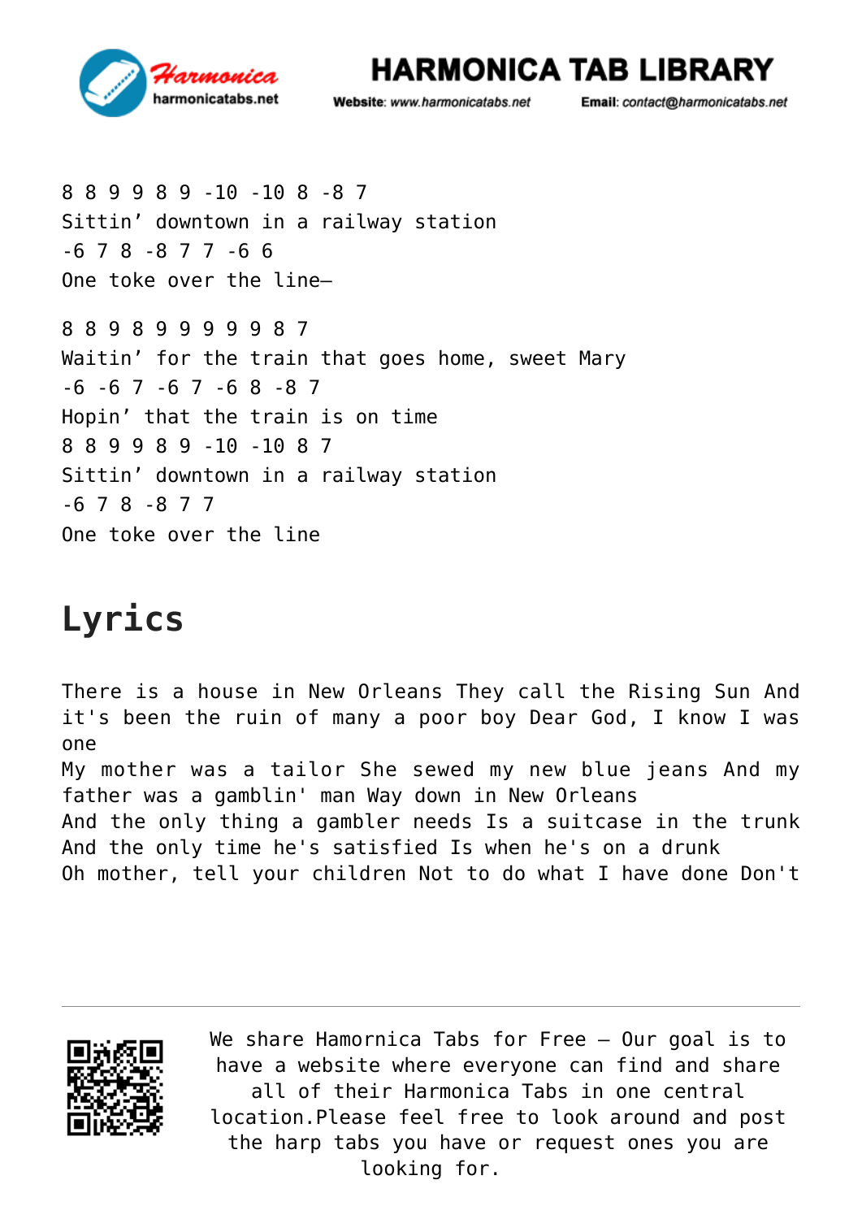8 8 9 9 8 9 -10 -10 8 -8 7
Sittin’ downtown in a railway station
-6 7 8 -8 7 7 -6 6
One toke over the line–

8 8 9 8 9 9 9 9 9 8 7
Waitin’ for the train that goes home, sweet Mary
-6 -6 7 -6 7 -6 8 -8 7
Hopin’ that the train is on time
8 8 9 9 8 9 -10 -10 8 7
Sittin’ downtown in a railway station
-6 7 8 -8 7 7
One toke over the line

# Lyrics

There is a house in New Orleans They call the Rising Sun And it's been the ruin of many a poor boy Dear God, I know I was one
My mother was a tailor She sewed my new blue jeans And my father was a gamblin' man Way down in New Orleans
And the only thing a gambler needs Is a suitcase in the trunk
And the only time he's satisfied Is when he's on a drunk
Oh mother, tell your children Not to do what I have done Don't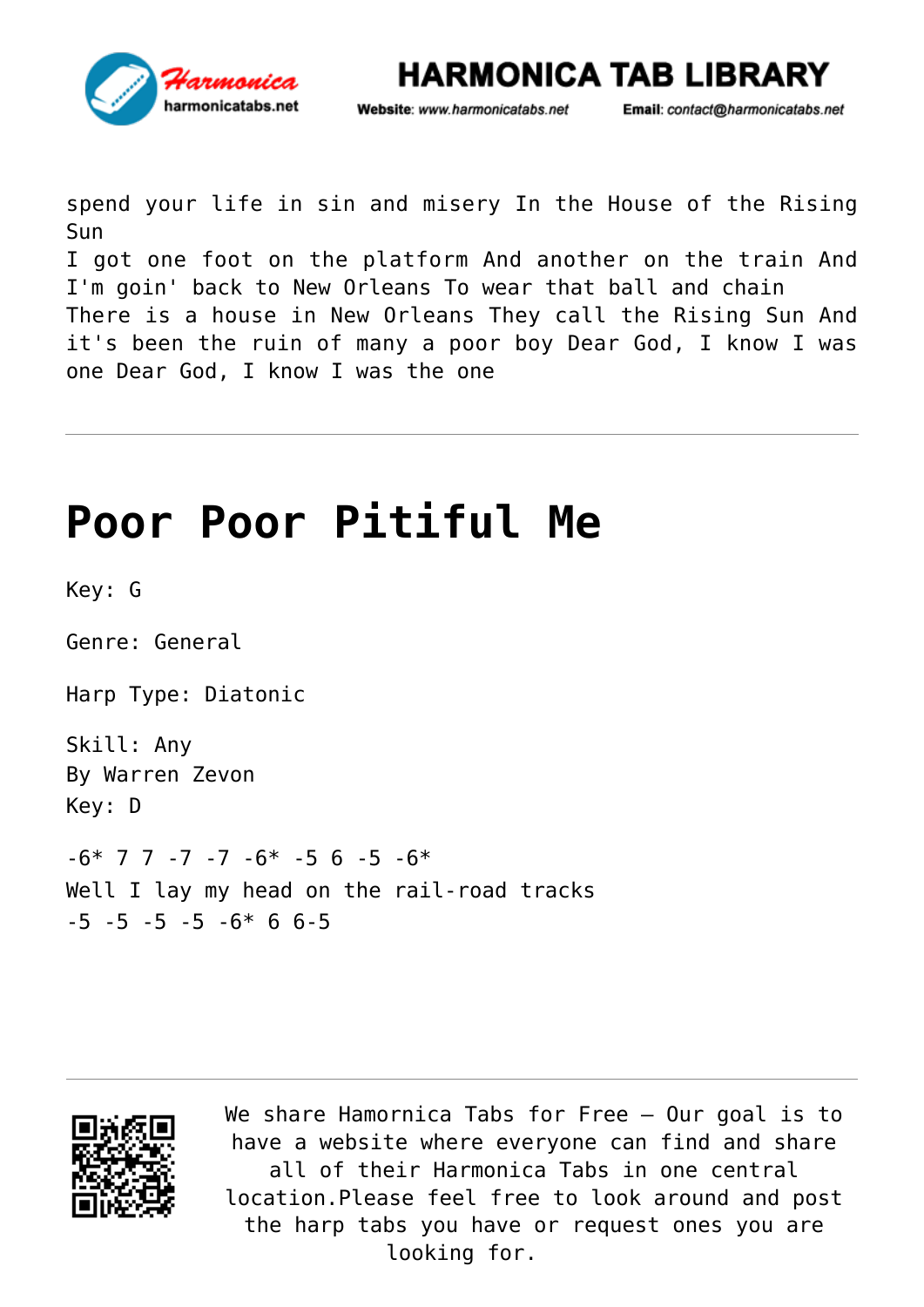spend your life in sin and misery In the House of the Rising Sun
I got one foot on the platform And another on the train And I'm goin' back to New Orleans To wear that ball and chain
There is a house in New Orleans They call the Rising Sun And it's been the ruin of many a poor boy Dear God, I know I was one Dear God, I know I was the one

---

# Poor Poor Pitiful Me

Key: G

Genre: General

Harp Type: Diatonic

Skill: Any
By Warren Zevon
Key: D

-6* 7 7 -7 -7 -6* -5 6 -5 -6*
Well I lay my head on the rail-road tracks
-5 -5 -5 -5 -6* 6 6-5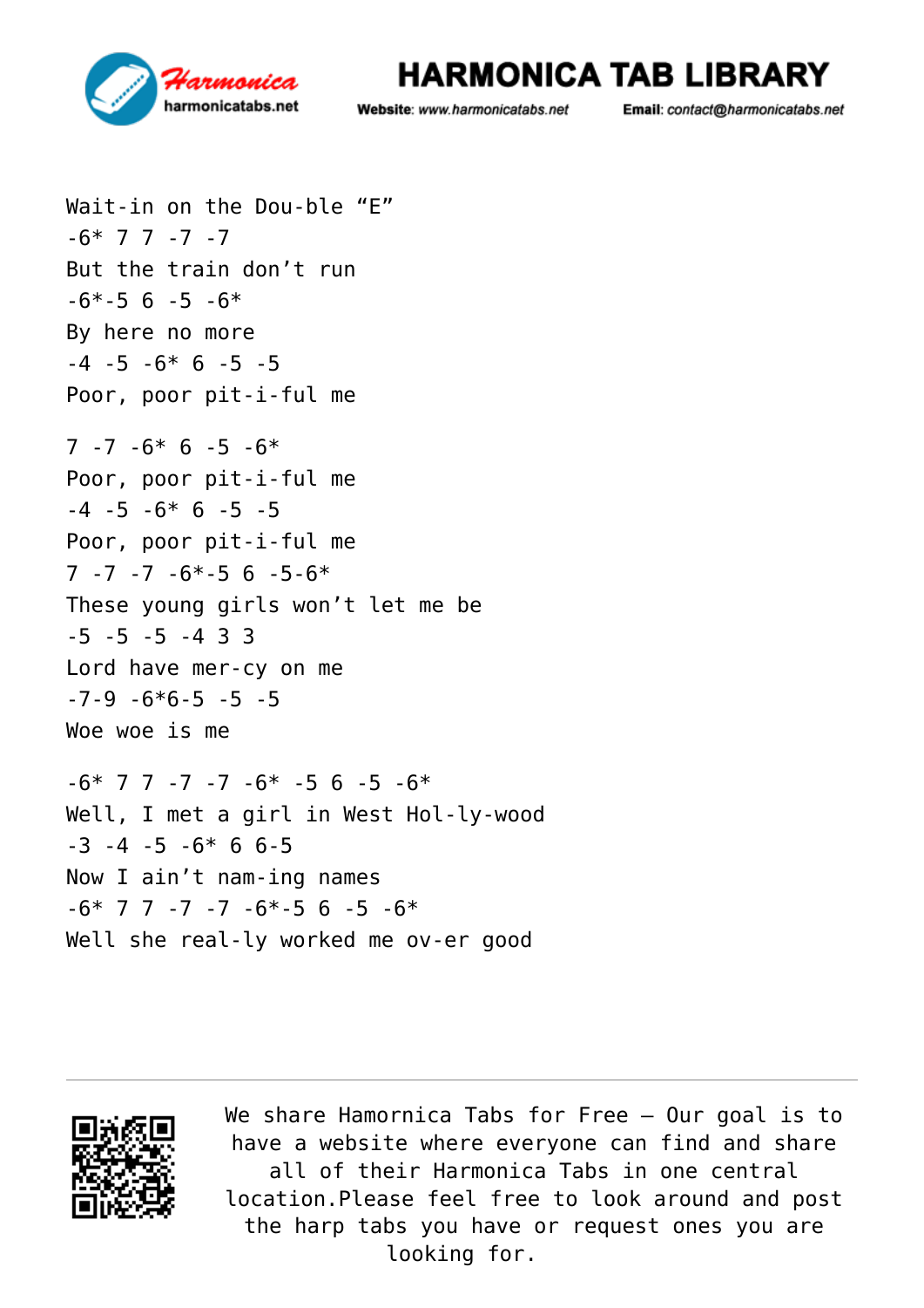Wait-in on the Dou-ble “E”
-6* 7 7 -7 -7
But the train don’t run
-6*-5 6 -5 -6*
By here no more
-4 -5 -6* 6 -5 -5
Poor, poor pit-i-ful me

7 -7 -6* 6 -5 -6*
Poor, poor pit-i-ful me
-4 -5 -6* 6 -5 -5
Poor, poor pit-i-ful me
7 -7 -7 -6*-5 6 -5-6*
These young girls won’t let me be
-5 -5 -5 -4 3 3
Lord have mer-cy on me
-7-9 -6*6-5 -5 -5
Woe woe is me

-6* 7 7 -7 -7 -6* -5 6 -5 -6*
Well, I met a girl in West Hol-ly-wood
-3 -4 -5 -6* 6 6-5
Now I ain’t nam-ing names
-6* 7 7 -7 -7 -6*-5 6 -5 -6*
Well she real-ly worked me ov-er good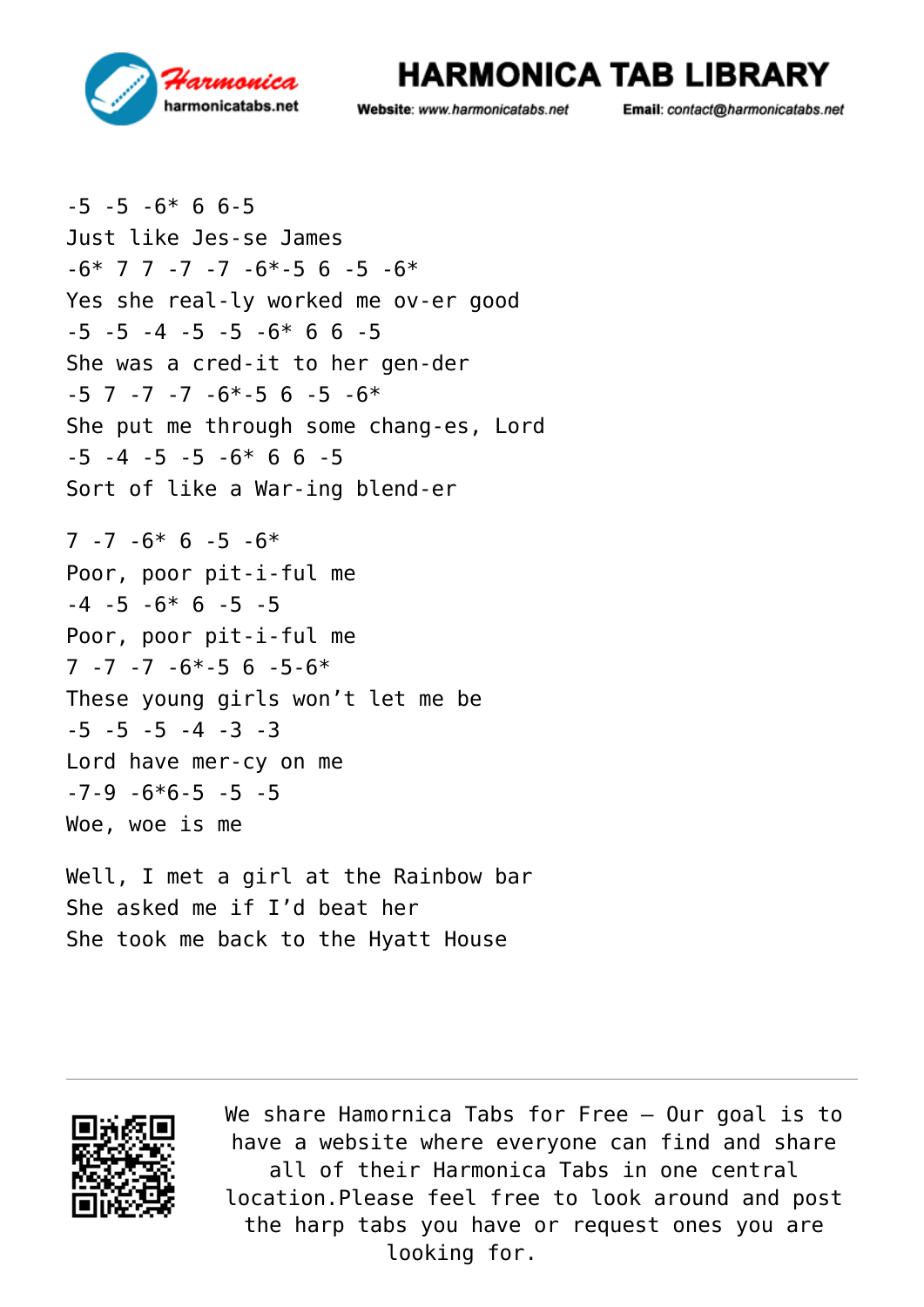-5 -5 -6* 6 6-5
Just like Jes-se James
-6* 7 7 -7 -7 -6*-5 6 -5 -6*
Yes she real-ly worked me ov-er good
-5 -5 -4 -5 -5 -6* 6 6 -5
She was a cred-it to her gen-der
-5 7 -7 -7 -6*-5 6 -5 -6*
She put me through some chang-es, Lord
-5 -4 -5 -5 -6* 6 6 -5
Sort of like a War-ing blend-er

7 -7 -6* 6 -5 -6*
Poor, poor pit-i-ful me
-4 -5 -6* 6 -5 -5
Poor, poor pit-i-ful me
7 -7 -7 -6*-5 6 -5-6*
These young girls won't let me be
-5 -5 -5 -4 -3 -3
Lord have mer-cy on me
-7-9 -6*6-5 -5 -5
Woe, woe is me

Well, I met a girl at the Rainbow bar
She asked me if I'd beat her
She took me back to the Hyatt House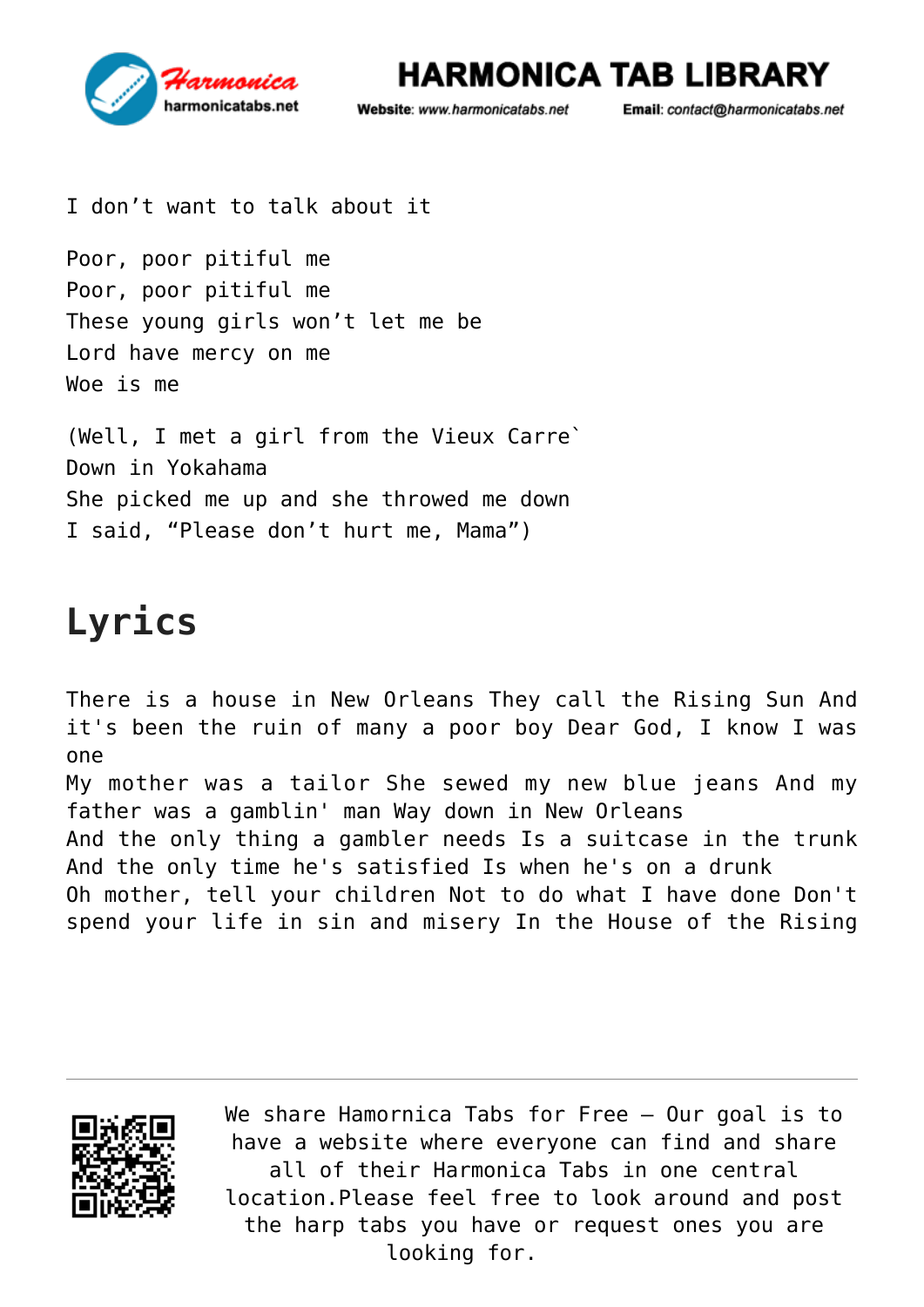I don't want to talk about it

Poor, poor pitiful me
Poor, poor pitiful me
These young girls won't let me be
Lord have mercy on me
Woe is me

(Well, I met a girl from the Vieux Carre`
Down in Yokahama
She picked me up and she throwed me down
I said, "Please don't hurt me, Mama")

## Lyrics

There is a house in New Orleans They call the Rising Sun And it's been the ruin of many a poor boy Dear God, I know I was one
My mother was a tailor She sewed my new blue jeans And my father was a gamblin' man Way down in New Orleans
And the only thing a gambler needs Is a suitcase in the trunk
And the only time he's satisfied Is when he's on a drunk
Oh mother, tell your children Not to do what I have done Don't spend your life in sin and misery In the House of the Rising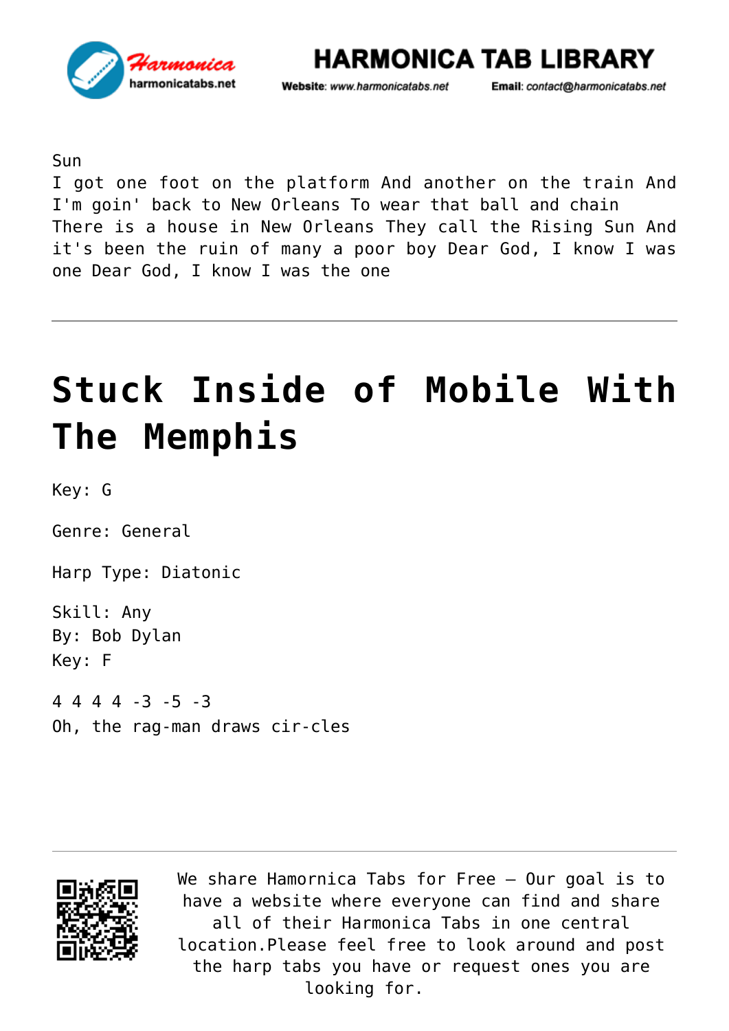Sun
I got one foot on the platform And another on the train And I'm goin' back to New Orleans To wear that ball and chain There is a house in New Orleans They call the Rising Sun And it's been the ruin of many a poor boy Dear God, I know I was one Dear God, I know I was the one

---

# Stuck Inside of Mobile With The Memphis

Key: G

Genre: General

Harp Type: Diatonic

Skill: Any
By: Bob Dylan
Key: F

4 4 4 4 -3 -5 -3
Oh, the rag-man draws cir-cles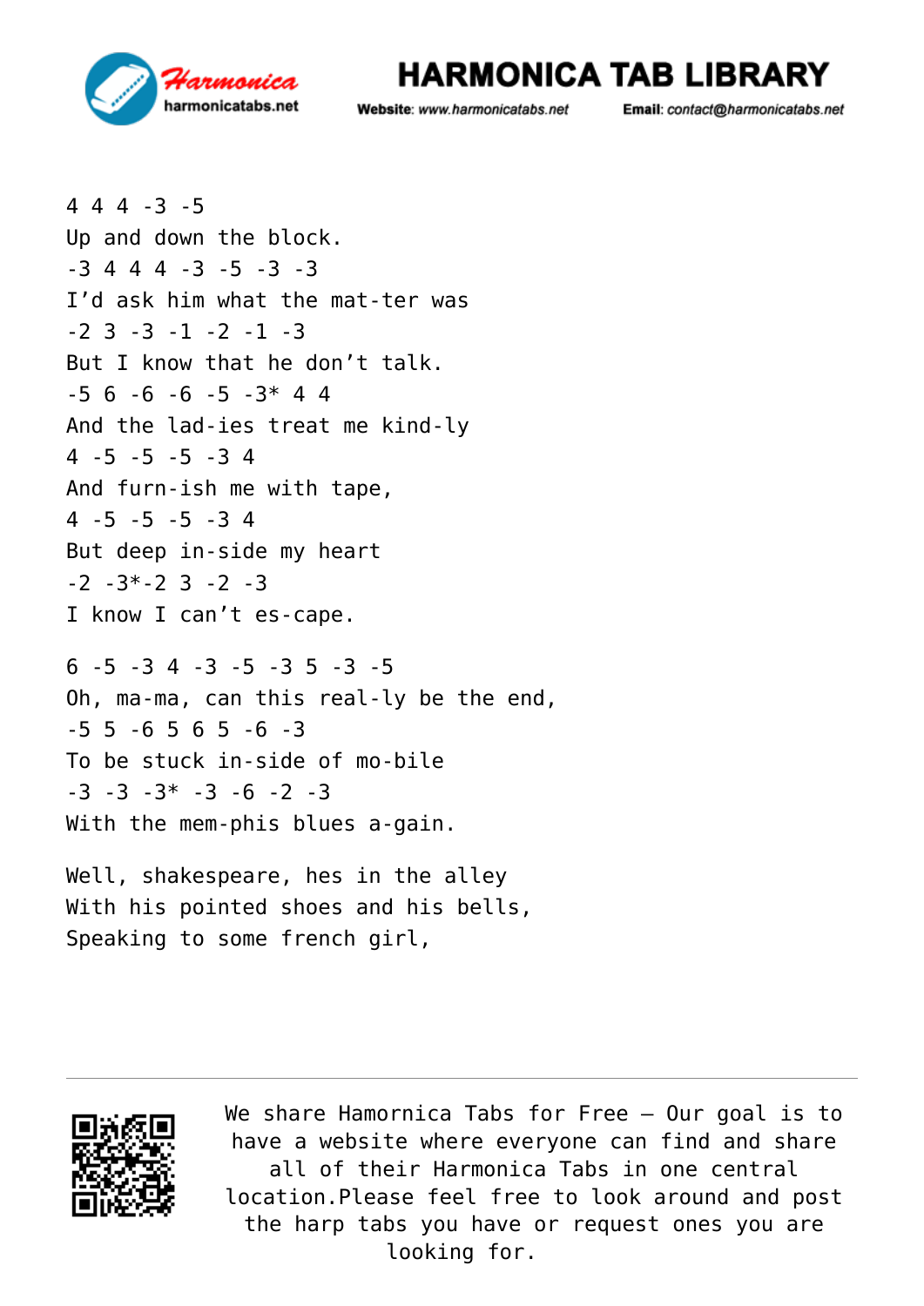4 4 4 -3 -5
Up and down the block.
-3 4 4 4 -3 -5 -3 -3
I'd ask him what the mat-ter was
-2 3 -3 -1 -2 -1 -3
But I know that he don't talk.
-5 6 -6 -6 -5 -3* 4 4
And the lad-ies treat me kind-ly
4 -5 -5 -5 -3 4
And furn-ish me with tape,
4 -5 -5 -5 -3 4
But deep in-side my heart
-2 -3*-2 3 -2 -3
I know I can't es-cape.

6 -5 -3 4 -3 -5 -3 5 -3 -5
Oh, ma-ma, can this real-ly be the end,
-5 5 -6 5 6 5 -6 -3
To be stuck in-side of mo-bile
-3 -3 -3* -3 -6 -2 -3
With the mem-phis blues a-gain.

Well, shakespeare, hes in the alley
With his pointed shoes and his bells,
Speaking to some french girl,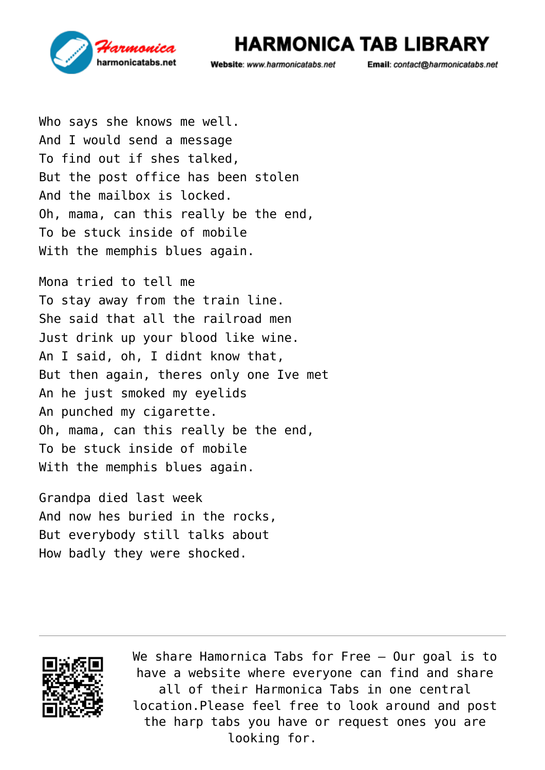Who says she knows me well.
And I would send a message
To find out if shes talked,
But the post office has been stolen
And the mailbox is locked.
Oh, mama, can this really be the end,
To be stuck inside of mobile
With the memphis blues again.

Mona tried to tell me
To stay away from the train line.
She said that all the railroad men
Just drink up your blood like wine.
An I said, oh, I didnt know that,
But then again, theres only one Ive met
An he just smoked my eyelids
An punched my cigarette.
Oh, mama, can this really be the end,
To be stuck inside of mobile
With the memphis blues again.

Grandpa died last week
And now hes buried in the rocks,
But everybody still talks about
How badly they were shocked.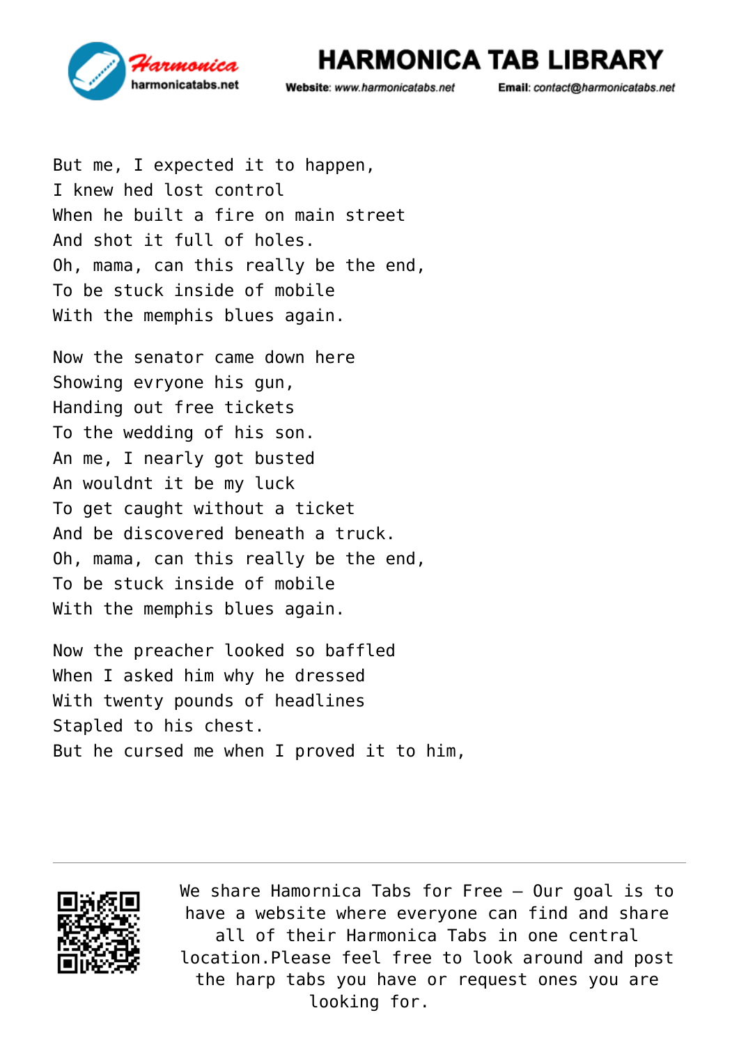But me, I expected it to happen,
I knew hed lost control
When he built a fire on main street
And shot it full of holes.
Oh, mama, can this really be the end,
To be stuck inside of mobile
With the memphis blues again.

Now the senator came down here
Showing evryone his gun,
Handing out free tickets
To the wedding of his son.
An me, I nearly got busted
An wouldnt it be my luck
To get caught without a ticket
And be discovered beneath a truck.
Oh, mama, can this really be the end,
To be stuck inside of mobile
With the memphis blues again.

Now the preacher looked so baffled
When I asked him why he dressed
With twenty pounds of headlines
Stapled to his chest.
But he cursed me when I proved it to him,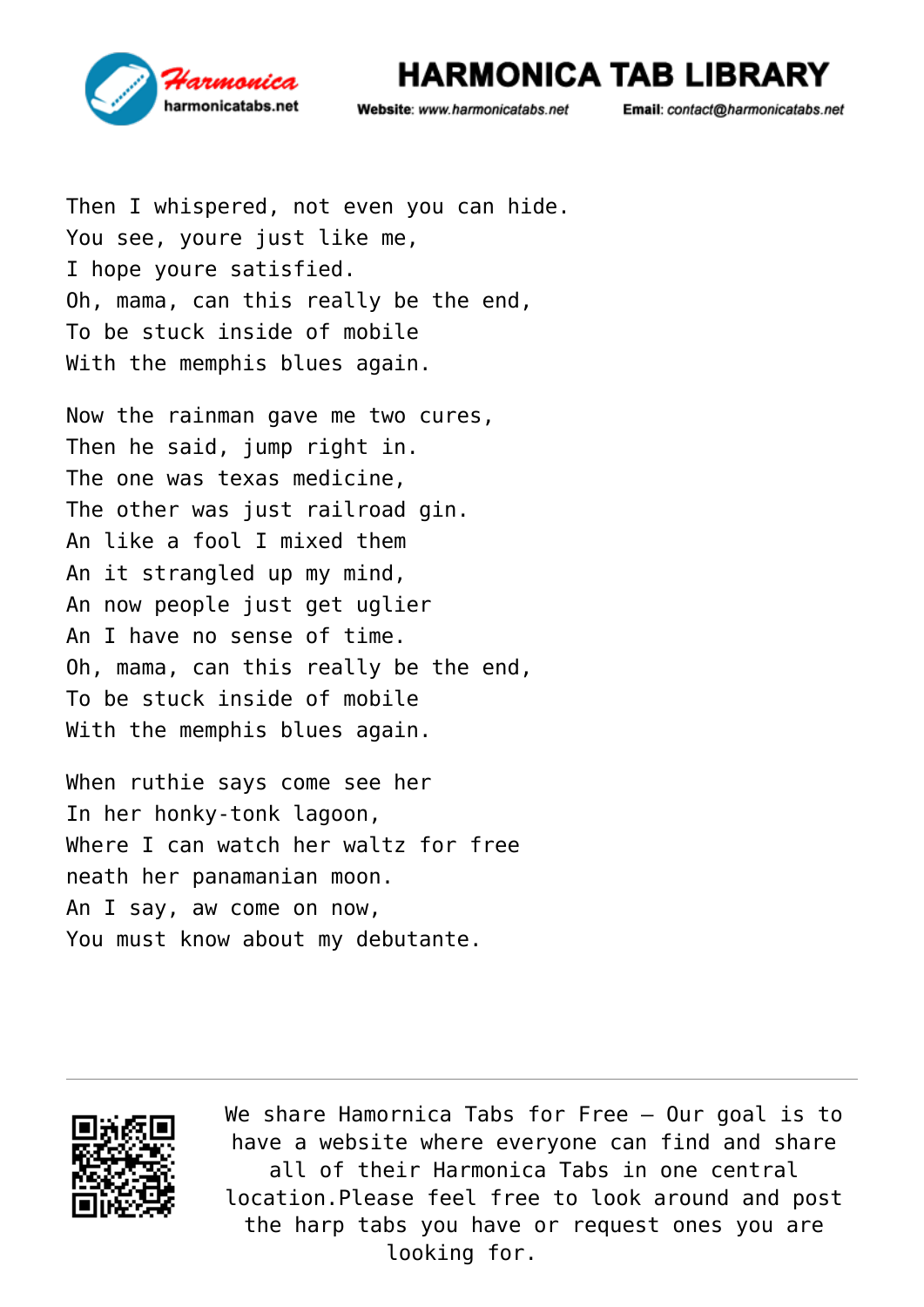Then I whispered, not even you can hide.
You see, youre just like me,
I hope youre satisfied.
Oh, mama, can this really be the end,
To be stuck inside of mobile
With the memphis blues again.

Now the rainman gave me two cures,
Then he said, jump right in.
The one was texas medicine,
The other was just railroad gin.
An like a fool I mixed them
An it strangled up my mind,
An now people just get uglier
An I have no sense of time.
Oh, mama, can this really be the end,
To be stuck inside of mobile
With the memphis blues again.

When ruthie says come see her
In her honky-tonk lagoon,
Where I can watch her waltz for free
neath her panamanian moon.
An I say, aw come on now,
You must know about my debutante.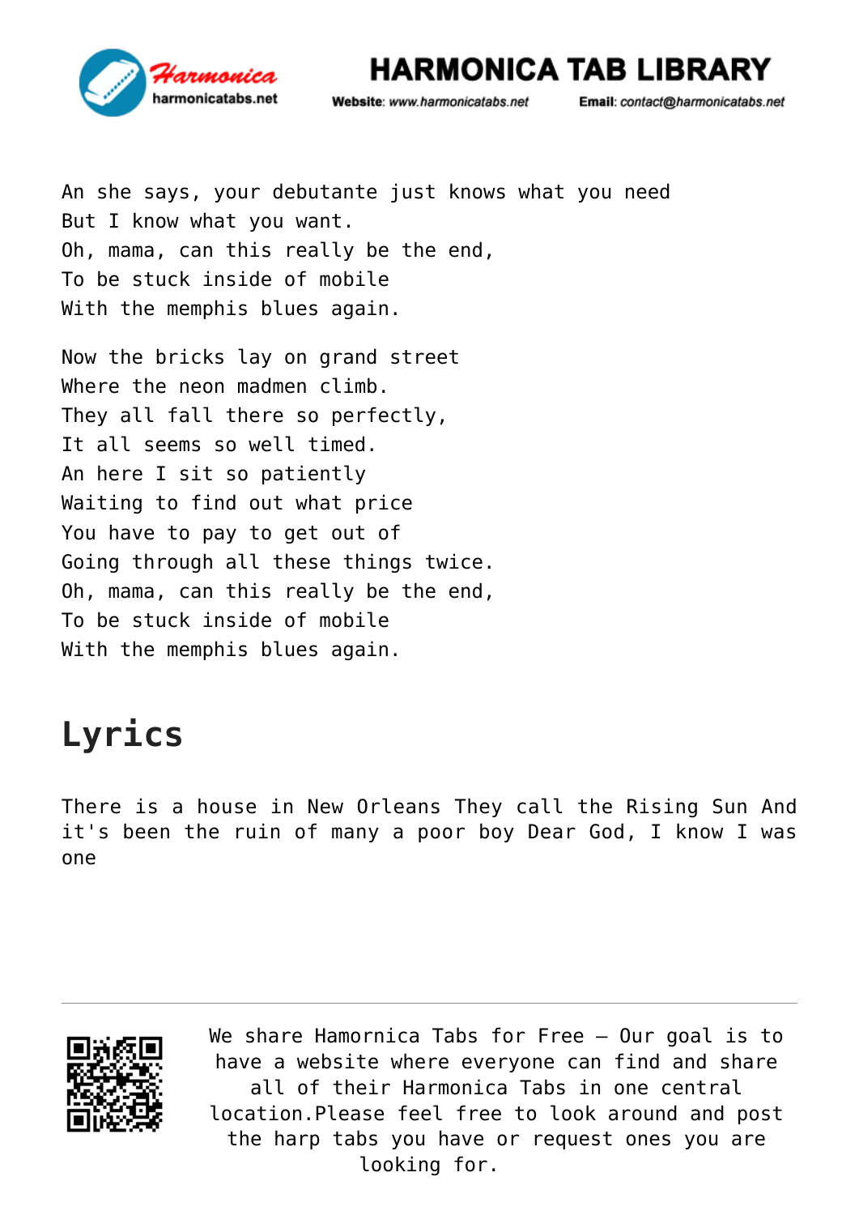An she says, your debutante just knows what you need
But I know what you want.
Oh, mama, can this really be the end,
To be stuck inside of mobile
With the memphis blues again.

Now the bricks lay on grand street
Where the neon madmen climb.
They all fall there so perfectly,
It all seems so well timed.
An here I sit so patiently
Waiting to find out what price
You have to pay to get out of
Going through all these things twice.
Oh, mama, can this really be the end,
To be stuck inside of mobile
With the memphis blues again.

## Lyrics

There is a house in New Orleans They call the Rising Sun And it's been the ruin of many a poor boy Dear God, I know I was one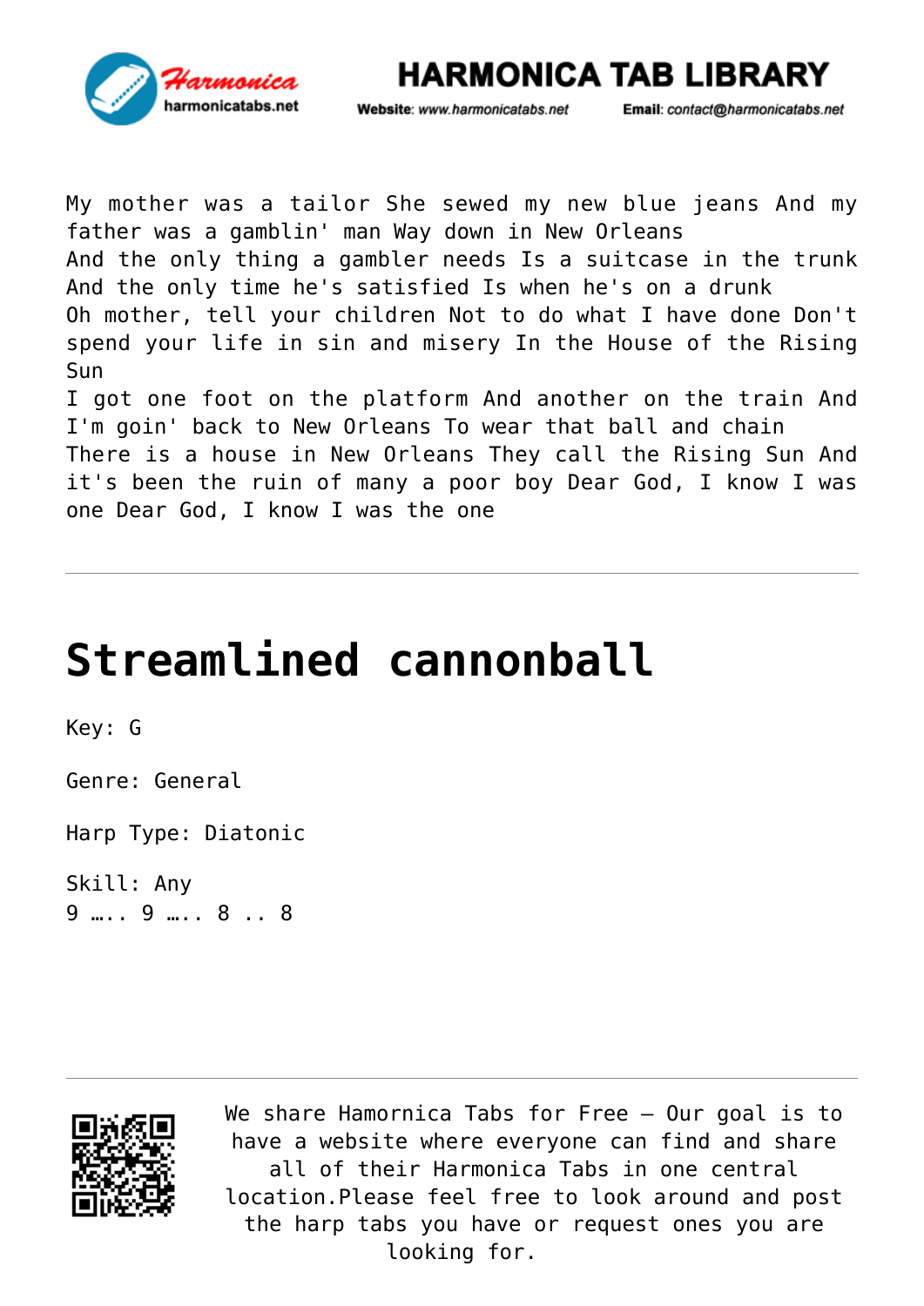My mother was a tailor She sewed my new blue jeans And my father was a gamblin' man Way down in New Orleans
And the only thing a gambler needs Is a suitcase in the trunk
And the only time he's satisfied Is when he's on a drunk
Oh mother, tell your children Not to do what I have done Don't spend your life in sin and misery In the House of the Rising Sun
I got one foot on the platform And another on the train And I'm goin' back to New Orleans To wear that ball and chain
There is a house in New Orleans They call the Rising Sun And it's been the ruin of many a poor boy Dear God, I know I was one Dear God, I know I was the one

---

# Streamlined cannonball

Key: G

Genre: General

Harp Type: Diatonic

Skill: Any
9 ….. 9 ….. 8 .. 8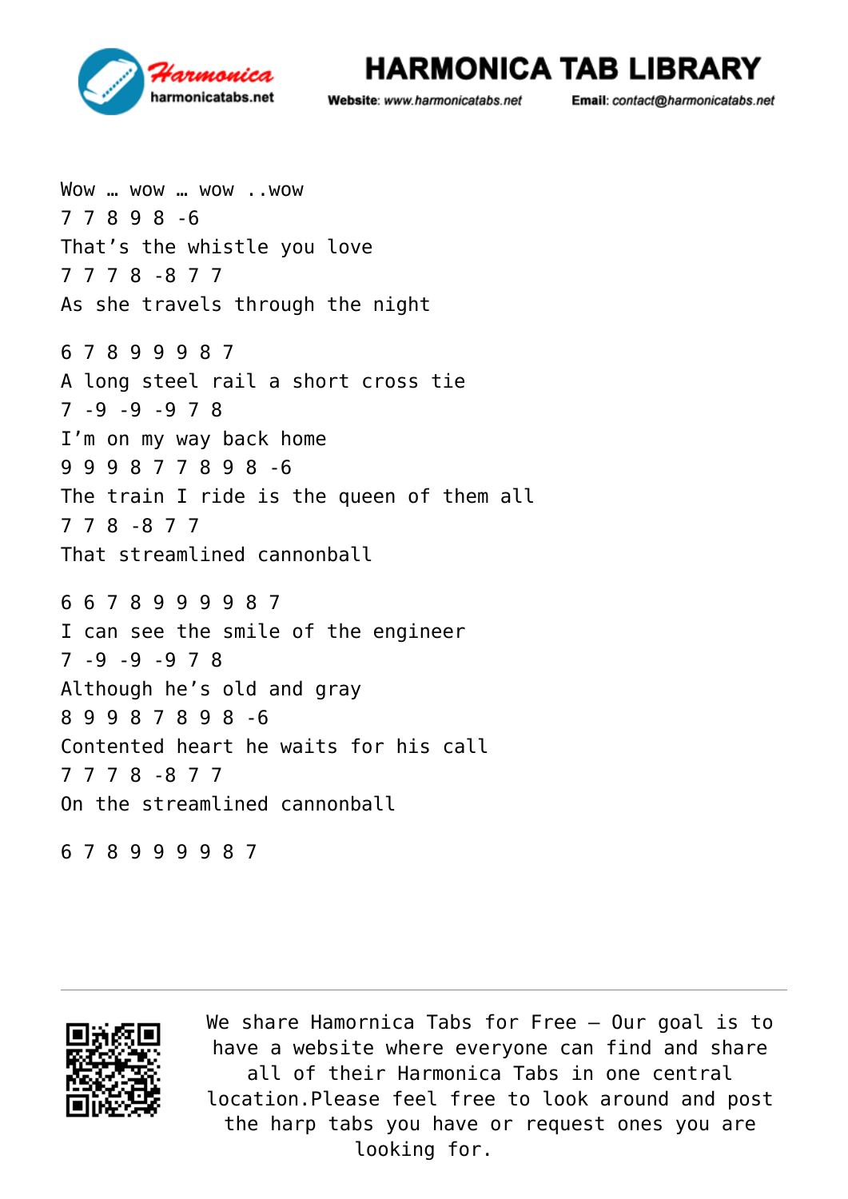Wow … wow … wow ..wow
7 7 8 9 8 -6
That's the whistle you love
7 7 7 8 -8 7 7
As she travels through the night

6 7 8 9 9 9 8 7
A long steel rail a short cross tie
7 -9 -9 -9 7 8
I'm on my way back home
9 9 9 8 7 7 8 9 8 -6
The train I ride is the queen of them all
7 7 8 -8 7 7
That streamlined cannonball

6 6 7 8 9 9 9 9 8 7
I can see the smile of the engineer
7 -9 -9 -9 7 8
Although he's old and gray
8 9 9 8 7 8 9 8 -6
Contented heart he waits for his call
7 7 7 8 -8 7 7
On the streamlined cannonball

6 7 8 9 9 9 9 8 7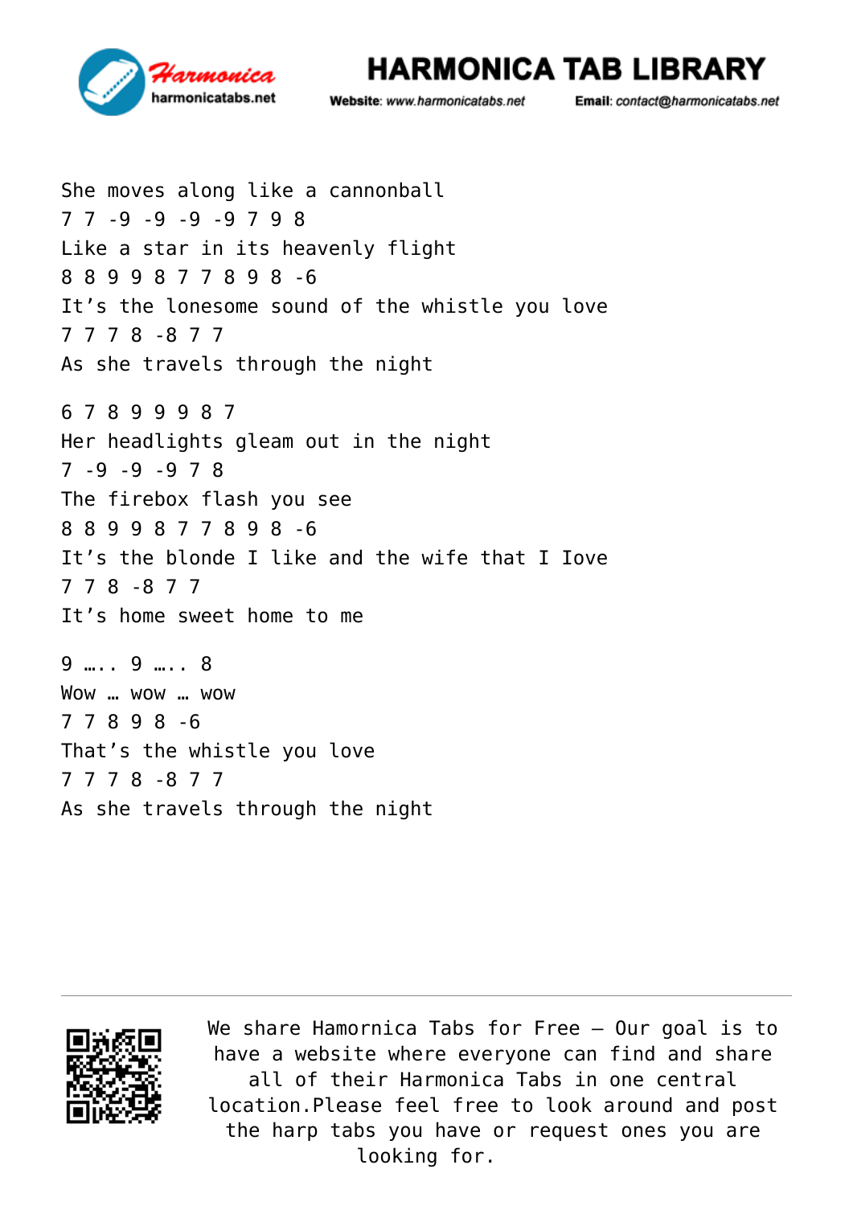She moves along like a cannonball  
7 7 -9 -9 -9 -9 7 9 8  
Like a star in its heavenly flight  
8 8 9 9 8 7 7 8 9 8 -6  
It’s the lonesome sound of the whistle you love  
7 7 7 8 -8 7 7  
As she travels through the night

6 7 8 9 9 9 8 7  
Her headlights gleam out in the night  
7 -9 -9 -9 7 8  
The firebox flash you see  
8 8 9 9 8 7 7 8 9 8 -6  
It’s the blonde I like and the wife that I Iove  
7 7 8 -8 7 7  
It’s home sweet home to me

9 ….. 9 ….. 8  
Wow … wow … wow  
7 7 8 9 8 -6  
That’s the whistle you love  
7 7 7 8 -8 7 7  
As she travels through the night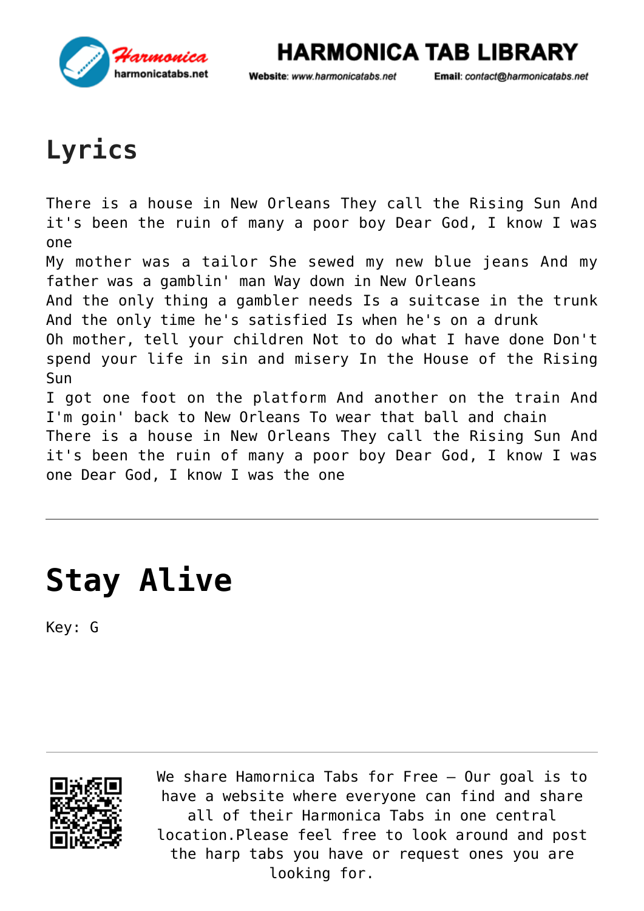## Lyrics

There is a house in New Orleans They call the Rising Sun And it's been the ruin of many a poor boy Dear God, I know I was one
My mother was a tailor She sewed my new blue jeans And my father was a gamblin' man Way down in New Orleans
And the only thing a gambler needs Is a suitcase in the trunk And the only time he's satisfied Is when he's on a drunk
Oh mother, tell your children Not to do what I have done Don't spend your life in sin and misery In the House of the Rising Sun
I got one foot on the platform And another on the train And I'm goin' back to New Orleans To wear that ball and chain
There is a house in New Orleans They call the Rising Sun And it's been the ruin of many a poor boy Dear God, I know I was one Dear God, I know I was the one

---

# Stay Alive

Key: G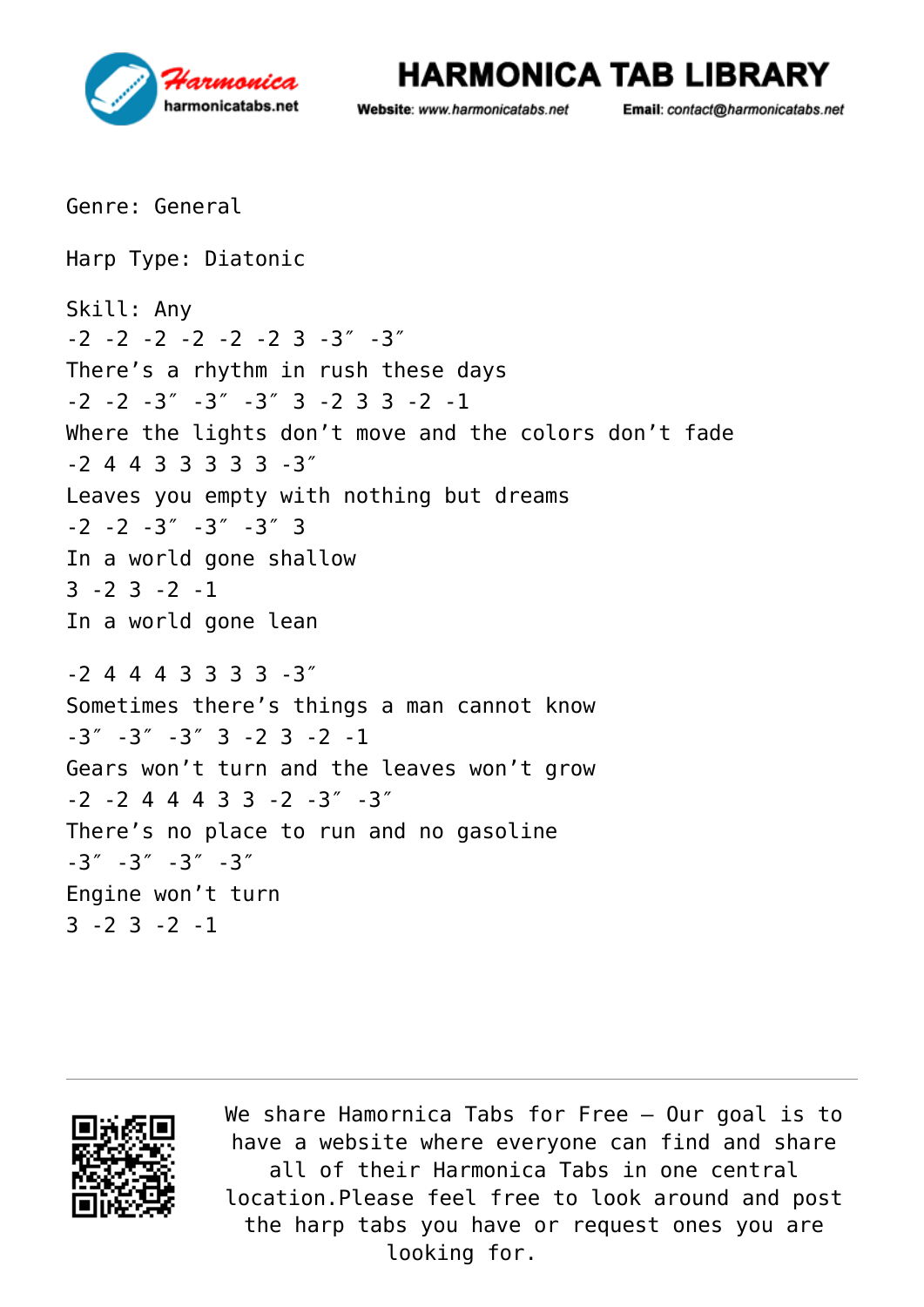Genre: General

Harp Type: Diatonic

Skill: Any
-2 -2 -2 -2 -2 -2 3 -3″ -3″
There's a rhythm in rush these days
-2 -2 -3″ -3″ -3″ 3 -2 3 3 -2 -1
Where the lights don't move and the colors don't fade
-2 4 4 3 3 3 3 3 -3″
Leaves you empty with nothing but dreams
-2 -2 -3″ -3″ -3″ 3
In a world gone shallow
3 -2 3 -2 -1
In a world gone lean

-2 4 4 4 3 3 3 3 -3″
Sometimes there's things a man cannot know
-3″ -3″ -3″ 3 -2 3 -2 -1
Gears won't turn and the leaves won't grow
-2 -2 4 4 4 3 3 -2 -3″ -3″
There's no place to run and no gasoline
-3″ -3″ -3″ -3″
Engine won't turn
3 -2 3 -2 -1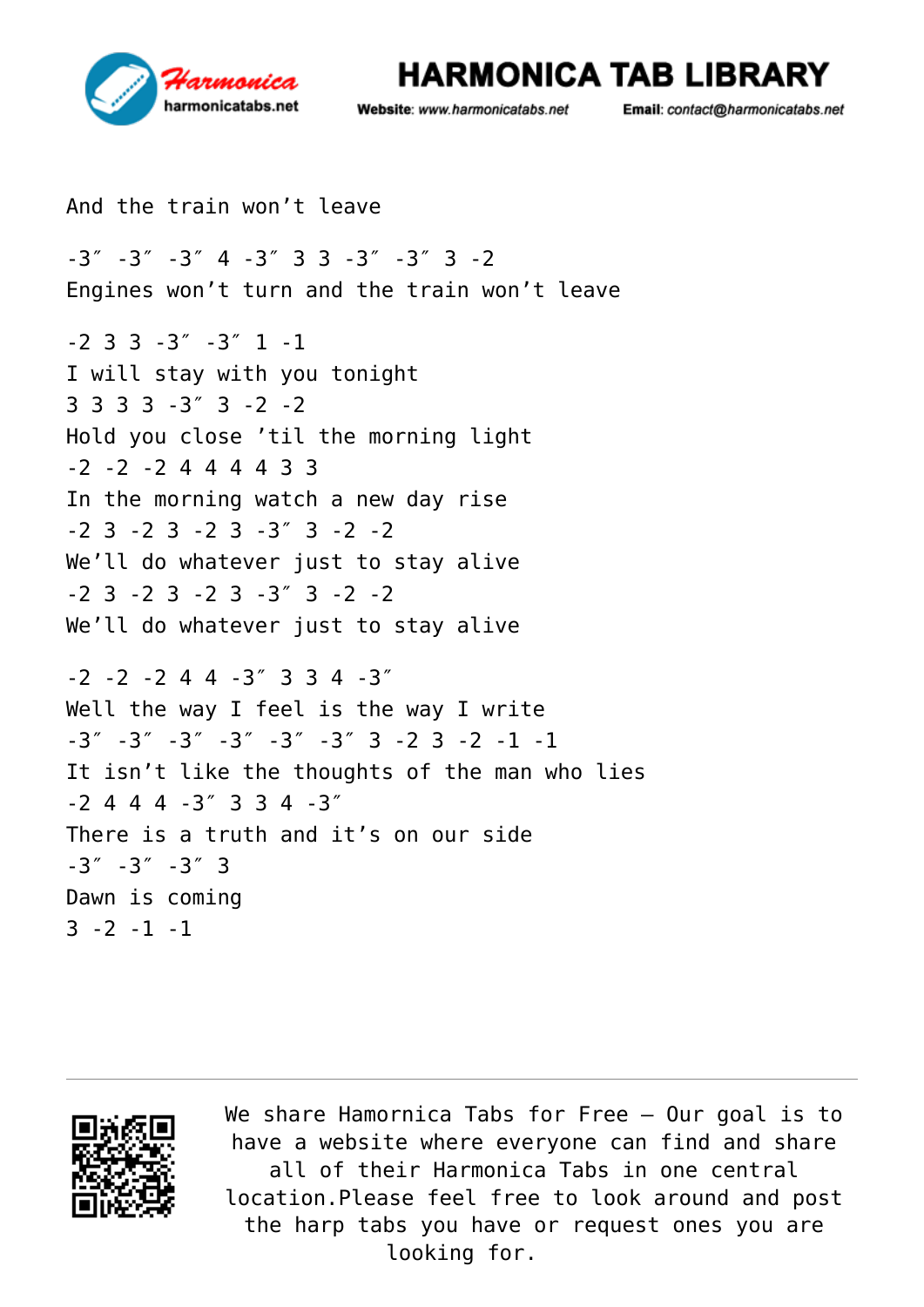And the train won’t leave

-3″ -3″ -3″ 4 -3″ 3 3 -3″ -3″ 3 -2
Engines won’t turn and the train won’t leave

-2 3 3 -3″ -3″ 1 -1
I will stay with you tonight
3 3 3 3 -3″ 3 -2 -2
Hold you close ’til the morning light
-2 -2 -2 4 4 4 4 3 3
In the morning watch a new day rise
-2 3 -2 3 -2 3 -3″ 3 -2 -2
We’ll do whatever just to stay alive
-2 3 -2 3 -2 3 -3″ 3 -2 -2
We’ll do whatever just to stay alive

-2 -2 -2 4 4 -3″ 3 3 4 -3″
Well the way I feel is the way I write
-3″ -3″ -3″ -3″ -3″ -3″ 3 -2 3 -2 -1 -1
It isn’t like the thoughts of the man who lies
-2 4 4 4 -3″ 3 3 4 -3″
There is a truth and it’s on our side
-3″ -3″ -3″ 3
Dawn is coming
3 -2 -1 -1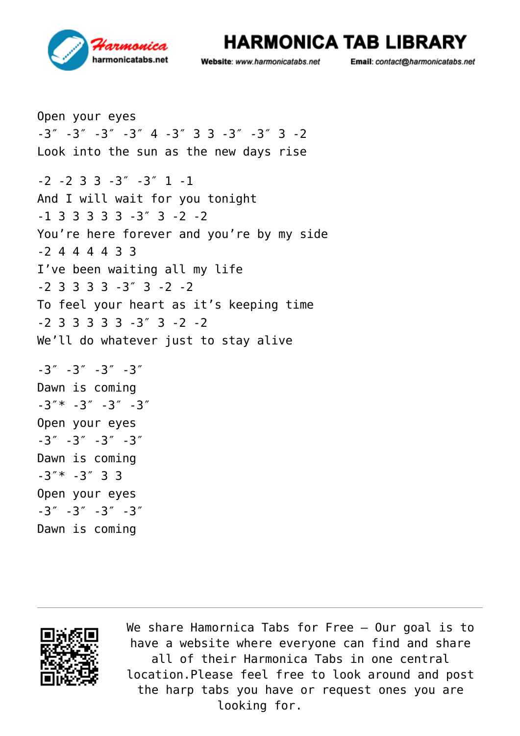Open your eyes

-3″ -3″ -3″ -3″ 4 -3″ 3 3 -3″ -3″ 3 -2

Look into the sun as the new days rise

-2 -2 3 3 -3″ -3″ 1 -1

And I will wait for you tonight

-1 3 3 3 3 3 -3″ 3 -2 -2

You're here forever and you're by my side

-2 4 4 4 4 3 3

I've been waiting all my life

-2 3 3 3 3 -3″ 3 -2 -2

To feel your heart as it's keeping time

-2 3 3 3 3 3 -3″ 3 -2 -2

We'll do whatever just to stay alive

-3″ -3″ -3″ -3″

Dawn is coming

-3″* -3″ -3″ -3″

Open your eyes

-3″ -3″ -3″ -3″

Dawn is coming

-3″* -3″ 3 3

Open your eyes

-3″ -3″ -3″ -3″

Dawn is coming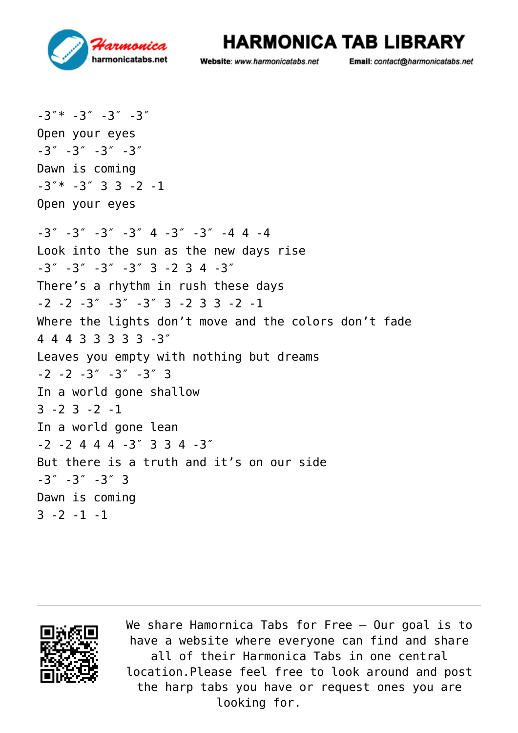-3″* -3″ -3″ -3″
Open your eyes
-3″ -3″ -3″ -3″
Dawn is coming
-3″* -3″ 3 3 -2 -1
Open your eyes

-3″ -3″ -3″ -3″ 4 -3″ -3″ -4 4 -4
Look into the sun as the new days rise
-3″ -3″ -3″ -3″ 3 -2 3 4 -3″
There's a rhythm in rush these days
-2 -2 -3″ -3″ -3″ 3 -2 3 3 -2 -1
Where the lights don't move and the colors don't fade
4 4 4 3 3 3 3 3 -3″
Leaves you empty with nothing but dreams
-2 -2 -3″ -3″ -3″ 3
In a world gone shallow
3 -2 3 -2 -1
In a world gone lean
-2 -2 4 4 4 -3″ 3 3 4 -3″
But there is a truth and it's on our side
-3″ -3″ -3″ 3
Dawn is coming
3 -2 -1 -1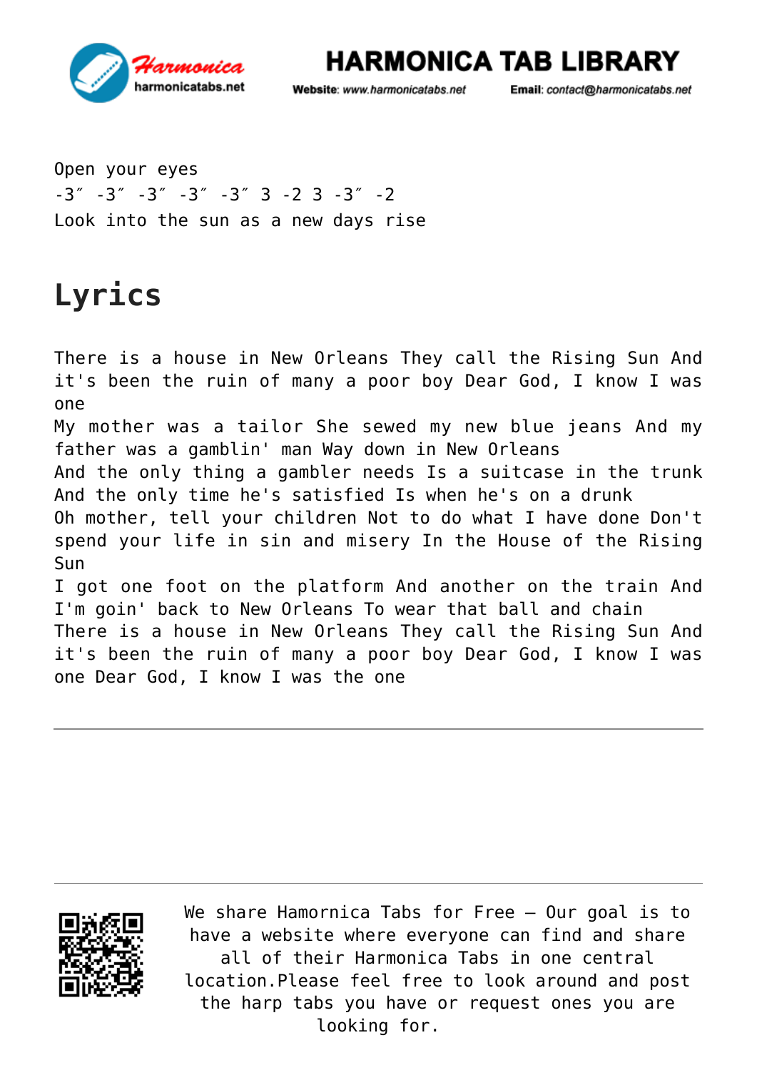Open your eyes
-3″ -3″ -3″ -3″ -3″ 3 -2 3 -3″ -2
Look into the sun as a new days rise

# Lyrics

There is a house in New Orleans They call the Rising Sun And it's been the ruin of many a poor boy Dear God, I know I was one
My mother was a tailor She sewed my new blue jeans And my father was a gamblin' man Way down in New Orleans
And the only thing a gambler needs Is a suitcase in the trunk
And the only time he's satisfied Is when he's on a drunk
Oh mother, tell your children Not to do what I have done Don't spend your life in sin and misery In the House of the Rising Sun
I got one foot on the platform And another on the train And I'm goin' back to New Orleans To wear that ball and chain
There is a house in New Orleans They call the Rising Sun And it's been the ruin of many a poor boy Dear God, I know I was one Dear God, I know I was the one

---

We share Hamornica Tabs for Free – Our goal is to have a website where everyone can find and share all of their Harmonica Tabs in one central location.Please feel free to look around and post the harp tabs you have or request ones you are looking for.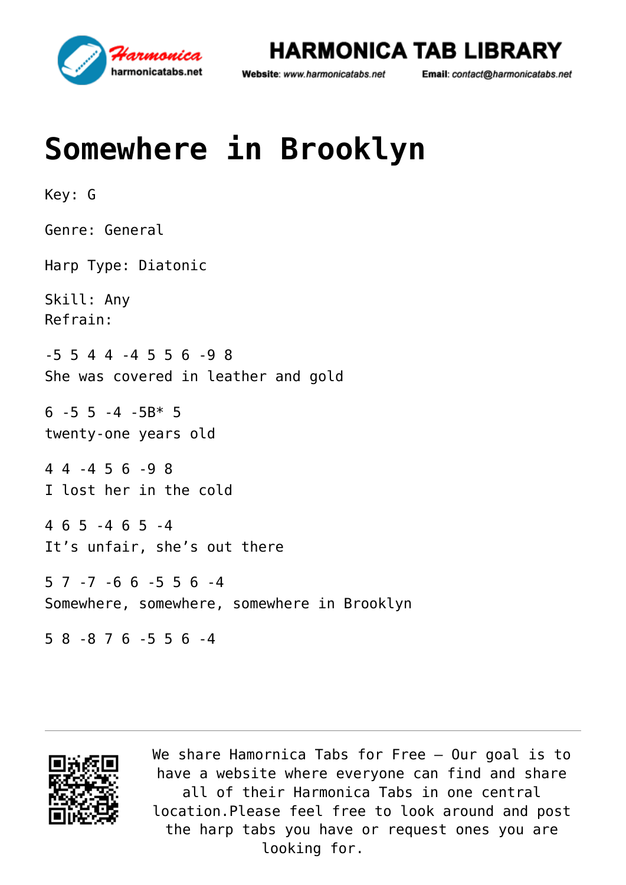# Somewhere in Brooklyn

Key: G

Genre: General

Harp Type: Diatonic

Skill: Any
Refrain:

-5 5 4 4 -4 5 5 6 -9 8
She was covered in leather and gold

6 -5 5 -4 -5B* 5
twenty-one years old

4 4 -4 5 6 -9 8
I lost her in the cold

4 6 5 -4 6 5 -4
It's unfair, she's out there

5 7 -7 -6 6 -5 5 6 -4
Somewhere, somewhere, somewhere in Brooklyn

5 8 -8 7 6 -5 5 6 -4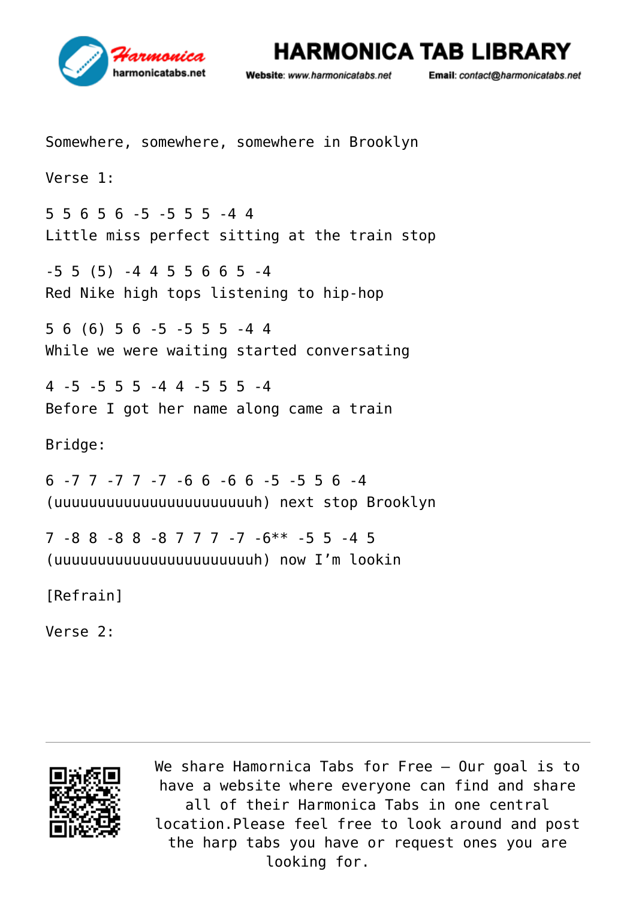Somewhere, somewhere, somewhere in Brooklyn

Verse 1:

5 5 6 5 6 -5 -5 5 5 -4 4
Little miss perfect sitting at the train stop

-5 5 (5) -4 4 5 5 6 6 5 -4
Red Nike high tops listening to hip-hop

5 6 (6) 5 6 -5 -5 5 5 -4 4
While we were waiting started conversating

4 -5 -5 5 5 -4 4 -5 5 5 -4
Before I got her name along came a train

Bridge:

6 -7 7 -7 7 -7 -6 6 -6 6 -5 -5 5 6 -4
(uuuuuuuuuuuuuuuuuuuuuuuh) next stop Brooklyn

7 -8 8 -8 8 -8 7 7 7 -7 -6** -5 5 -4 5
(uuuuuuuuuuuuuuuuuuuuuuuh) now I'm lookin

[Refrain]

Verse 2: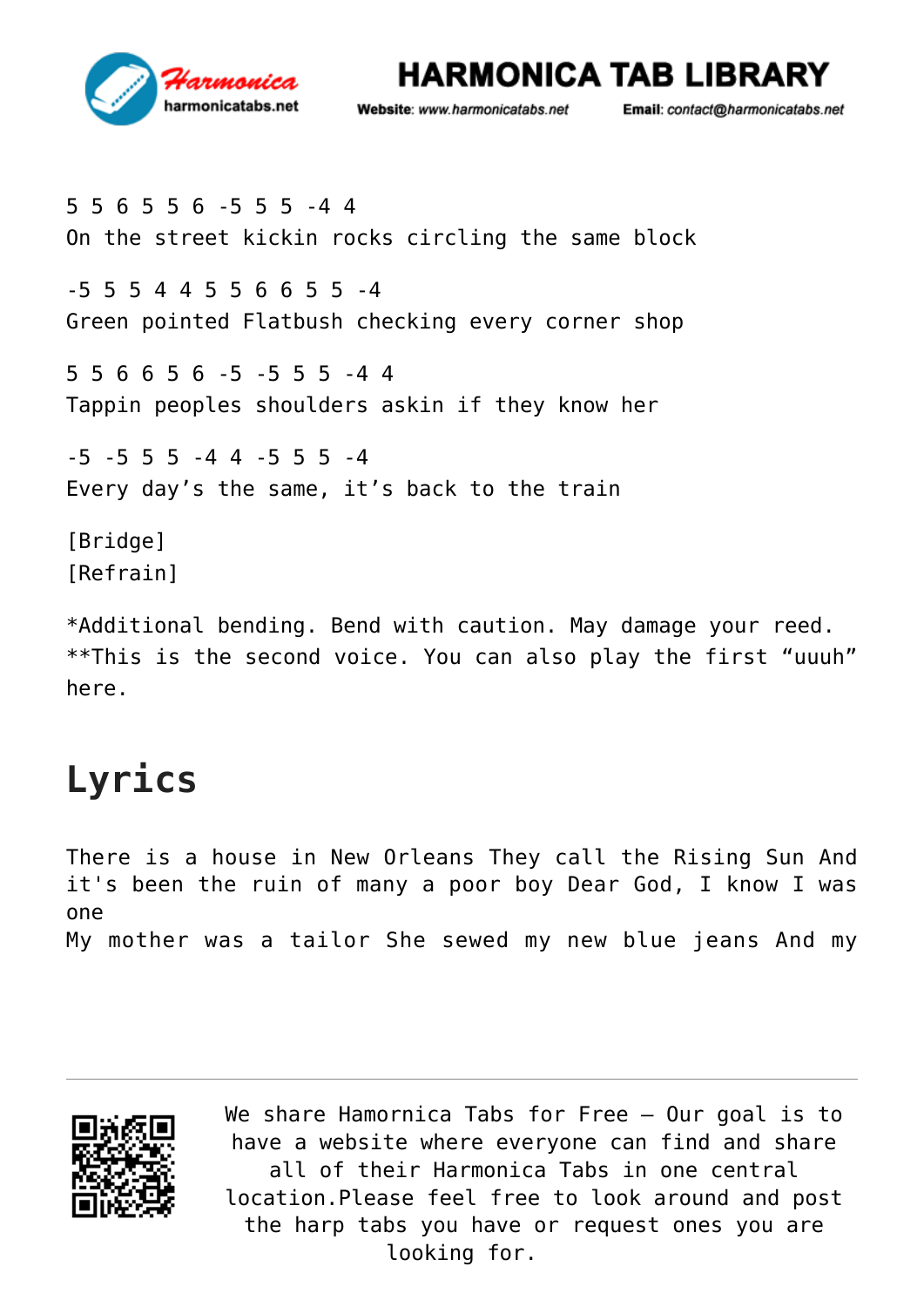5 5 6 5 5 6 -5 5 5 -4 4
On the street kickin rocks circling the same block

-5 5 5 4 4 5 5 6 6 5 5 -4
Green pointed Flatbush checking every corner shop

5 5 6 6 5 6 -5 -5 5 5 -4 4
Tappin peoples shoulders askin if they know her

-5 -5 5 5 -4 4 -5 5 5 -4
Every day's the same, it's back to the train

[Bridge]
[Refrain]

*Additional bending. Bend with caution. May damage your reed.
**This is the second voice. You can also play the first "uuuh" here.

# Lyrics

There is a house in New Orleans They call the Rising Sun And it's been the ruin of many a poor boy Dear God, I know I was one
My mother was a tailor She sewed my new blue jeans And my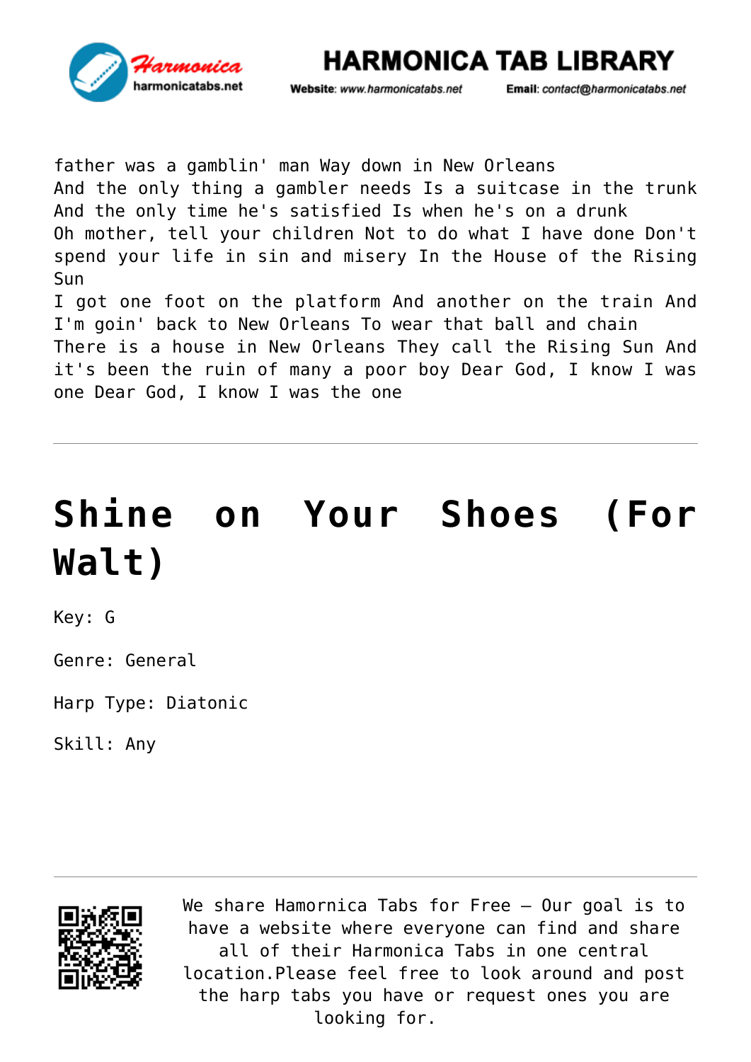father was a gamblin' man Way down in New Orleans
And the only thing a gambler needs Is a suitcase in the trunk
And the only time he's satisfied Is when he's on a drunk
Oh mother, tell your children Not to do what I have done Don't spend your life in sin and misery In the House of the Rising Sun
I got one foot on the platform And another on the train And I'm goin' back to New Orleans To wear that ball and chain
There is a house in New Orleans They call the Rising Sun And it's been the ruin of many a poor boy Dear God, I know I was one Dear God, I know I was the one

---

# Shine on Your Shoes (For Walt)

Key: G

Genre: General

Harp Type: Diatonic

Skill: Any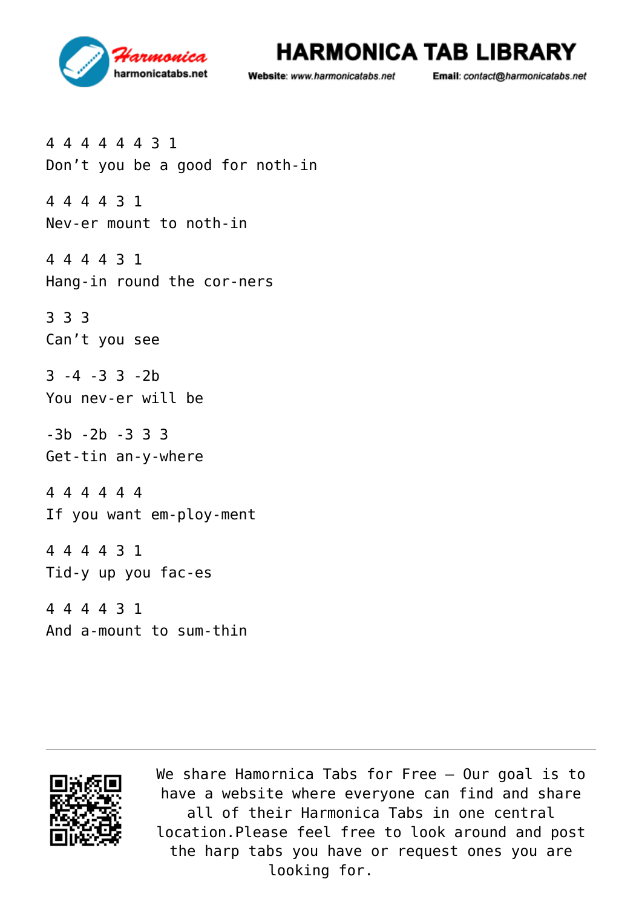4 4 4 4 4 4 3 1
Don’t you be a good for noth-in

4 4 4 4 3 1
Nev-er mount to noth-in

4 4 4 4 3 1
Hang-in round the cor-ners

3 3 3
Can’t you see

3 -4 -3 3 -2b
You nev-er will be

-3b -2b -3 3 3
Get-tin an-y-where

4 4 4 4 4 4
If you want em-ploy-ment

4 4 4 4 3 1
Tid-y up you fac-es

4 4 4 4 3 1
And a-mount to sum-thin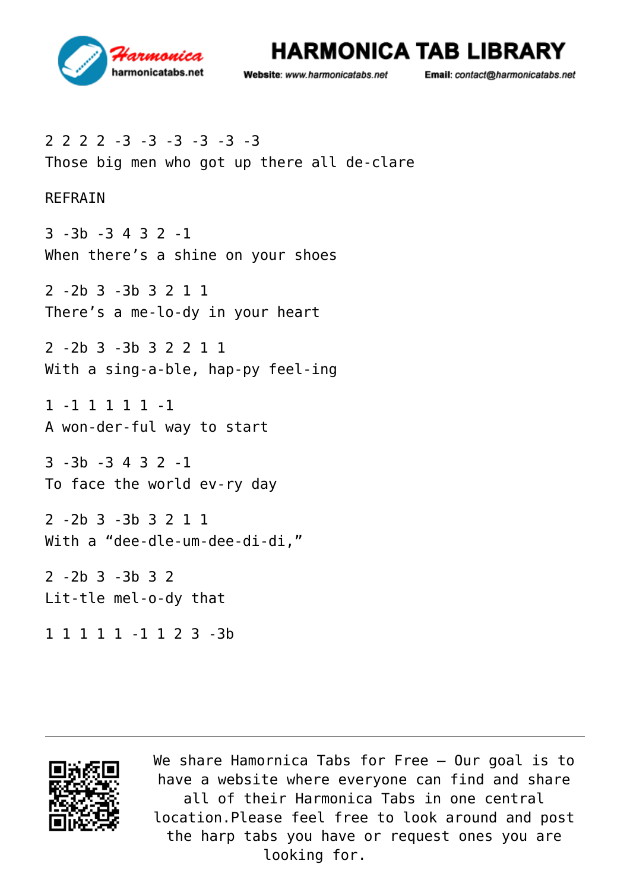2 2 2 2 -3 -3 -3 -3 -3 -3
Those big men who got up there all de-clare

REFRAIN

3 -3b -3 4 3 2 -1
When there’s a shine on your shoes

2 -2b 3 -3b 3 2 1 1
There’s a me-lo-dy in your heart

2 -2b 3 -3b 3 2 2 1 1
With a sing-a-ble, hap-py feel-ing

1 -1 1 1 1 1 -1
A won-der-ful way to start

3 -3b -3 4 3 2 -1
To face the world ev-ry day

2 -2b 3 -3b 3 2 1 1
With a “dee-dle-um-dee-di-di,”

2 -2b 3 -3b 3 2
Lit-tle mel-o-dy that

1 1 1 1 1 -1 1 2 3 -3b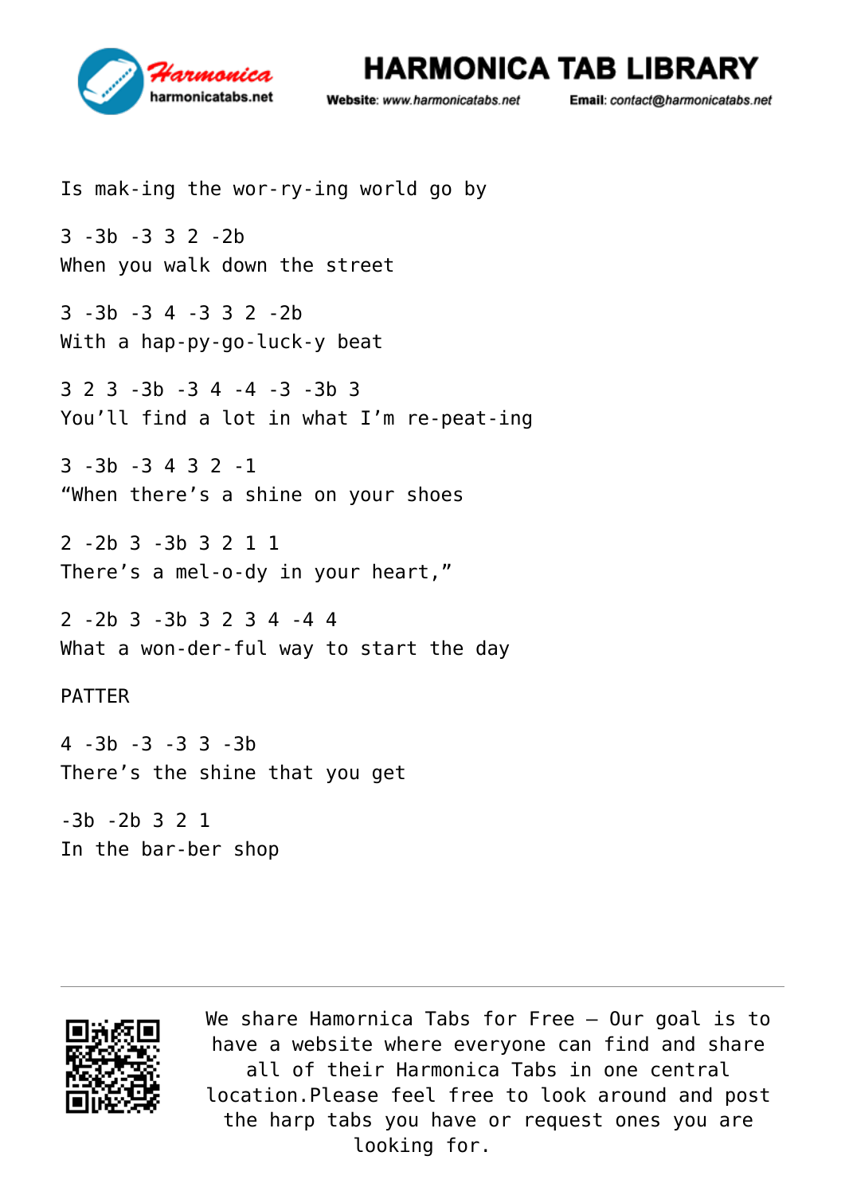Is mak-ing the wor-ry-ing world go by

3 -3b -3 3 2 -2b
When you walk down the street

3 -3b -3 4 -3 3 2 -2b
With a hap-py-go-luck-y beat

3 2 3 -3b -3 4 -4 -3 -3b 3
You'll find a lot in what I'm re-peat-ing

3 -3b -3 4 3 2 -1
"When there's a shine on your shoes

2 -2b 3 -3b 3 2 1 1
There's a mel-o-dy in your heart,"

2 -2b 3 -3b 3 2 3 4 -4 4
What a won-der-ful way to start the day

PATTER

4 -3b -3 -3 3 -3b
There's the shine that you get

-3b -2b 3 2 1
In the bar-ber shop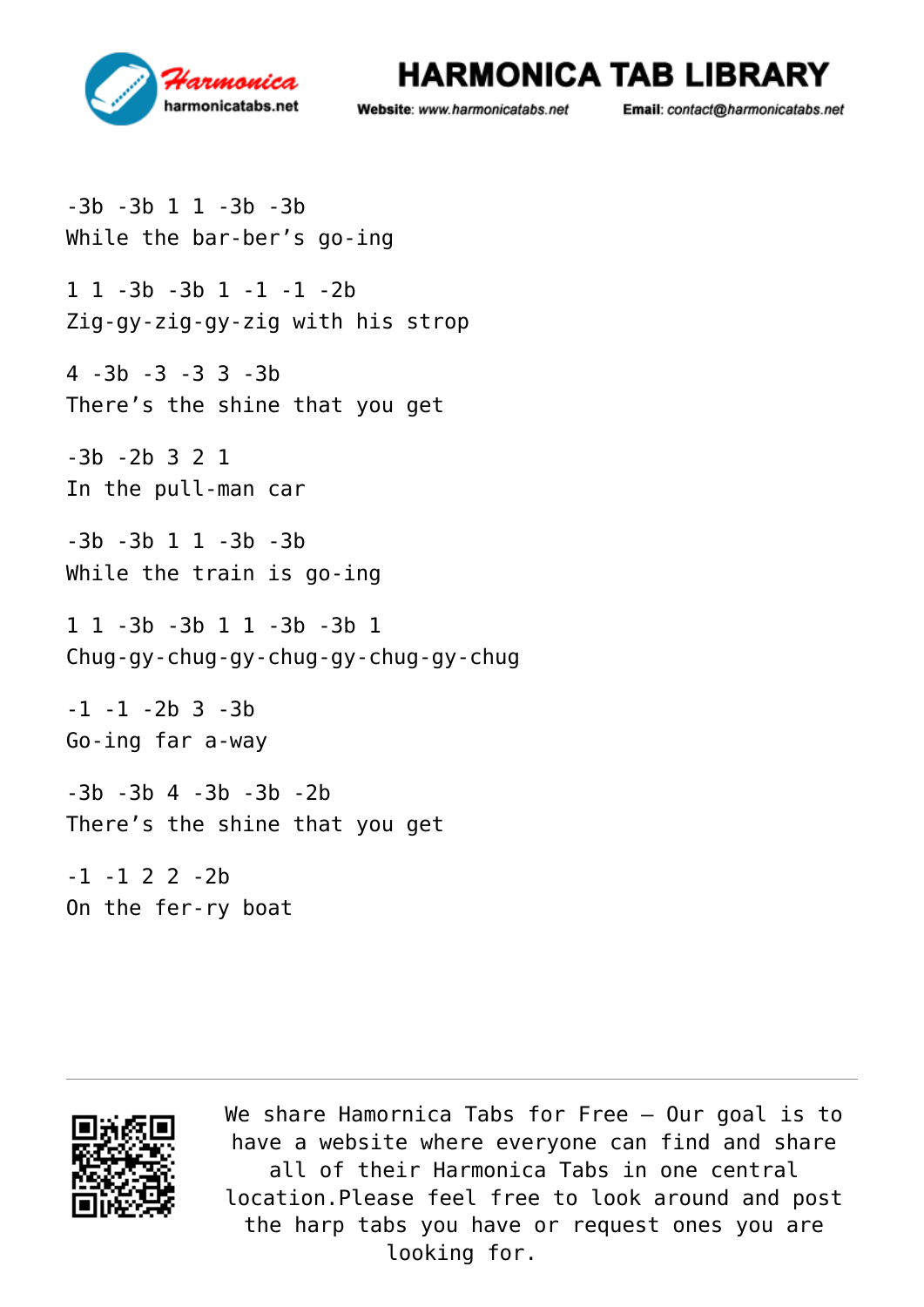-3b -3b 1 1 -3b -3b
While the bar-ber's go-ing

1 1 -3b -3b 1 -1 -1 -2b
Zig-gy-zig-gy-zig with his strop

4 -3b -3 -3 3 -3b
There's the shine that you get

-3b -2b 3 2 1
In the pull-man car

-3b -3b 1 1 -3b -3b
While the train is go-ing

1 1 -3b -3b 1 1 -3b -3b 1
Chug-gy-chug-gy-chug-gy-chug-gy-chug

-1 -1 -2b 3 -3b
Go-ing far a-way

-3b -3b 4 -3b -3b -2b
There's the shine that you get

-1 -1 2 2 -2b
On the fer-ry boat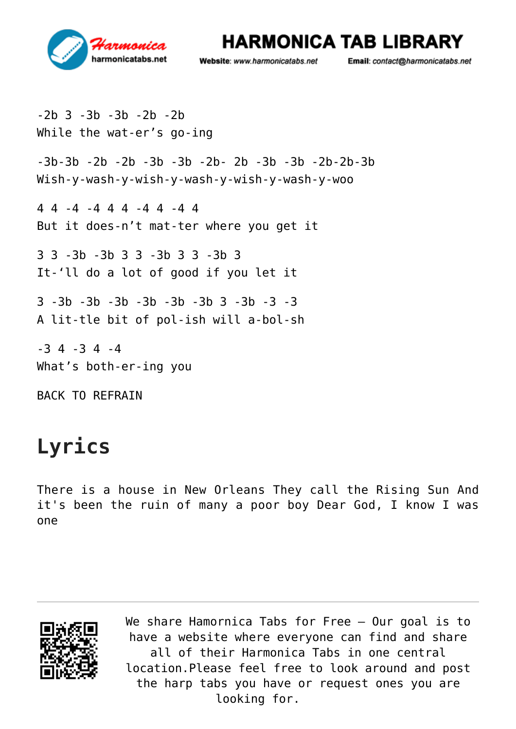-2b 3 -3b -3b -2b -2b
While the wat-er's go-ing

-3b-3b -2b -2b -3b -3b -2b- 2b -3b -3b -2b-2b-3b
Wish-y-wash-y-wish-y-wash-y-wish-y-wash-y-woo

4 4 -4 -4 4 4 -4 4 -4 4
But it does-n't mat-ter where you get it

3 3 -3b -3b 3 3 -3b 3 3 -3b 3
It-'ll do a lot of good if you let it

3 -3b -3b -3b -3b -3b -3b 3 -3b -3 -3
A lit-tle bit of pol-ish will a-bol-sh

-3 4 -3 4 -4
What's both-er-ing you

BACK TO REFRAIN

# Lyrics

There is a house in New Orleans They call the Rising Sun And it's been the ruin of many a poor boy Dear God, I know I was one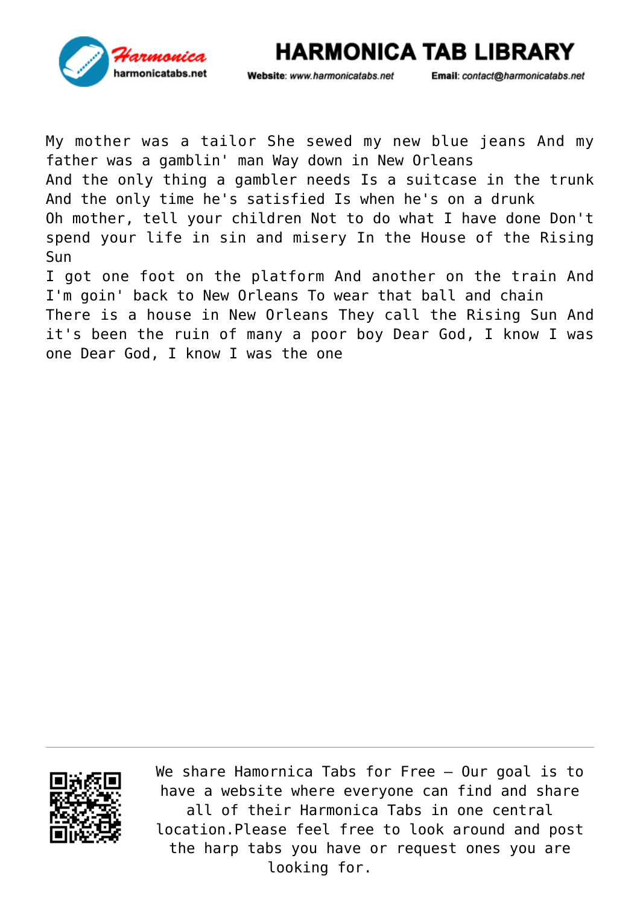My mother was a tailor She sewed my new blue jeans And my father was a gamblin' man Way down in New Orleans
And the only thing a gambler needs Is a suitcase in the trunk
And the only time he's satisfied Is when he's on a drunk
Oh mother, tell your children Not to do what I have done Don't spend your life in sin and misery In the House of the Rising Sun
I got one foot on the platform And another on the train And I'm goin' back to New Orleans To wear that ball and chain
There is a house in New Orleans They call the Rising Sun And it's been the ruin of many a poor boy Dear God, I know I was one Dear God, I know I was the one